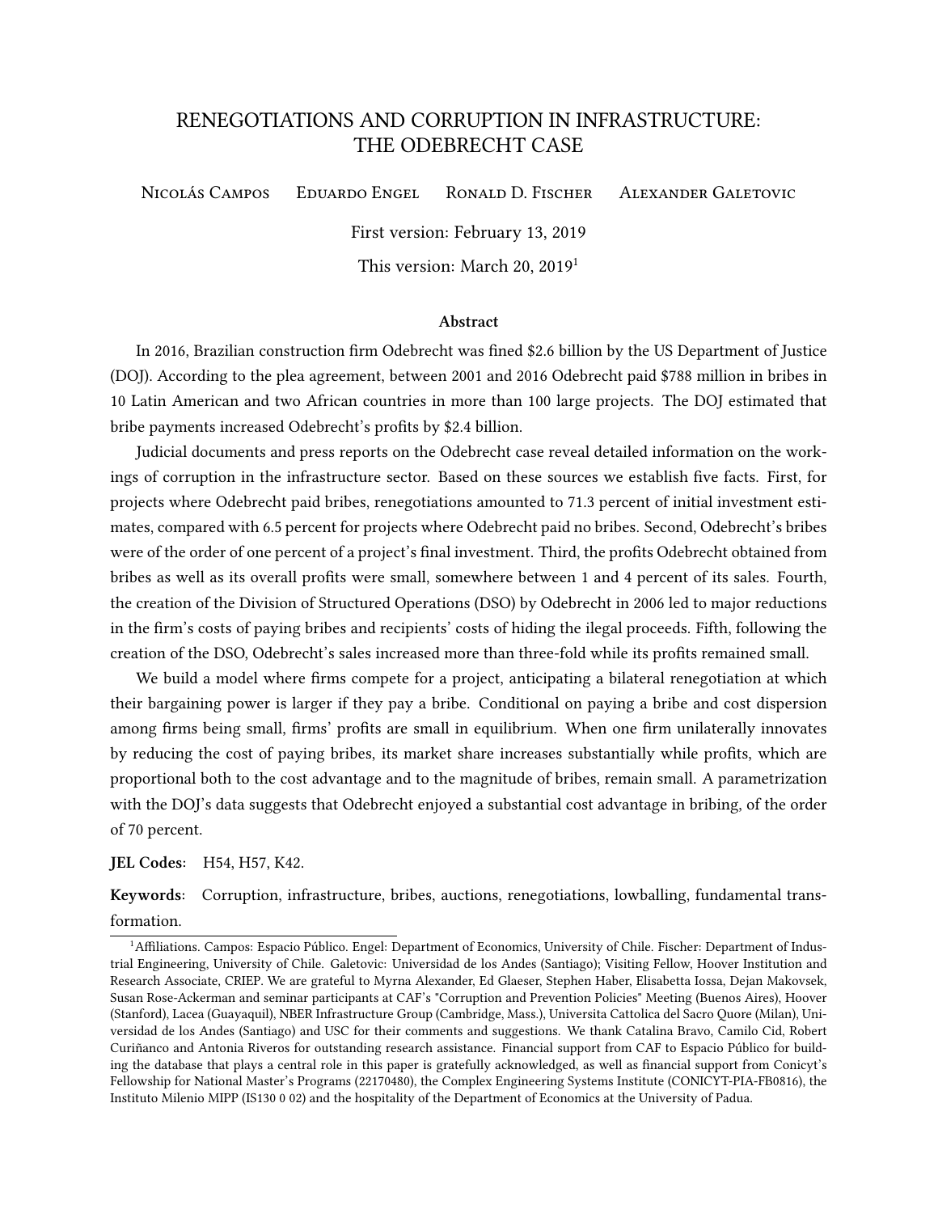# RENEGOTIATIONS AND CORRUPTION IN INFRASTRUCTURE: THE ODEBRECHT CASE

Nicolás Campos  Eduardo Engel  Ronald D. Fischer  Alexander Galetovic

First version: February 13, 2019

This version: March 20, 2019[1]

### Abstract

In 2016, Brazilian construction firm Odebrecht was fined \$2.6 billion by the US Department of Justice (DOJ). According to the plea agreement, between 2001 and 2016 Odebrecht paid \$788 million in bribes in 10 Latin American and two African countries in more than 100 large projects. The DOJ estimated that bribe payments increased Odebrecht's profits by \$2.4 billion.

Judicial documents and press reports on the Odebrecht case reveal detailed information on the workings of corruption in the infrastructure sector. Based on these sources we establish five facts. First, for projects where Odebrecht paid bribes, renegotiations amounted to 71.3 percent of initial investment estimates, compared with 6.5 percent for projects where Odebrecht paid no bribes. Second, Odebrecht's bribes were of the order of one percent of a project's final investment. Third, the profits Odebrecht obtained from bribes as well as its overall profits were small, somewhere between 1 and 4 percent of its sales. Fourth, the creation of the Division of Structured Operations (DSO) by Odebrecht in 2006 led to major reductions in the firm's costs of paying bribes and recipients' costs of hiding the ilegal proceeds. Fifth, following the creation of the DSO, Odebrecht's sales increased more than three-fold while its profits remained small.

We build a model where firms compete for a project, anticipating a bilateral renegotiation at which their bargaining power is larger if they pay a bribe. Conditional on paying a bribe and cost dispersion among firms being small, firms' profits are small in equilibrium. When one firm unilaterally innovates by reducing the cost of paying bribes, its market share increases substantially while profits, which are proportional both to the cost advantage and to the magnitude of bribes, remain small. A parametrization with the DOJ's data suggests that Odebrecht enjoyed a substantial cost advantage in bribing, of the order of 70 percent.

**JEL Codes:** H54, H57, K42.

**Keywords:** Corruption, infrastructure, bribes, auctions, renegotiations, lowballing, fundamental transformation.

---

[1] Affiliations. Campos: Espacio Público. Engel: Department of Economics, University of Chile. Fischer: Department of Industrial Engineering, University of Chile. Galetovic: Universidad de los Andes (Santiago); Visiting Fellow, Hoover Institution and Research Associate, CRIEP. We are grateful to Myrna Alexander, Ed Glaeser, Stephen Haber, Elisabetta Iossa, Dejan Makovsek, Susan Rose-Ackerman and seminar participants at CAF's "Corruption and Prevention Policies" Meeting (Buenos Aires), Hoover (Stanford), Lacea (Guayaquil), NBER Infrastructure Group (Cambridge, Mass.), Universita Cattolica del Sacro Quore (Milan), Universidad de los Andes (Santiago) and USC for their comments and suggestions. We thank Catalina Bravo, Camilo Cid, Robert Curiñanco and Antonia Riveros for outstanding research assistance. Financial support from CAF to Espacio Público for building the database that plays a central role in this paper is gratefully acknowledged, as well as financial support from Conicyt's Fellowship for National Master's Programs (22170480), the Complex Engineering Systems Institute (CONICYT-PIA-FB0816), the Instituto Milenio MIPP (IS130 0 02) and the hospitality of the Department of Economics at the University of Padua.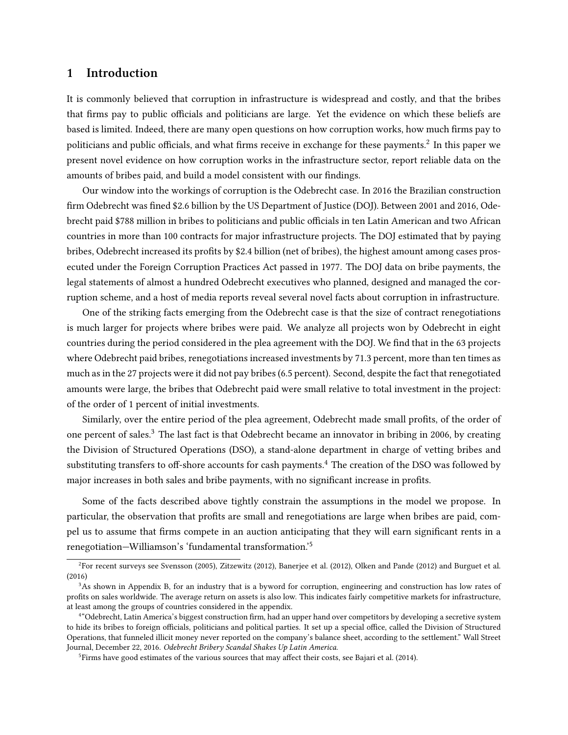# 1 Introduction

It is commonly believed that corruption in infrastructure is widespread and costly, and that the bribes that firms pay to public officials and politicians are large. Yet the evidence on which these beliefs are based is limited. Indeed, there are many open questions on how corruption works, how much firms pay to politicians and public officials, and what firms receive in exchange for these payments.[2] In this paper we present novel evidence on how corruption works in the infrastructure sector, report reliable data on the amounts of bribes paid, and build a model consistent with our findings.

Our window into the workings of corruption is the Odebrecht case. In 2016 the Brazilian construction firm Odebrecht was fined $2.6 billion by the US Department of Justice (DOJ). Between 2001 and 2016, Odebrecht paid $788 million in bribes to politicians and public officials in ten Latin American and two African countries in more than 100 contracts for major infrastructure projects. The DOJ estimated that by paying bribes, Odebrecht increased its profits by $2.4 billion (net of bribes), the highest amount among cases prosecuted under the Foreign Corruption Practices Act passed in 1977. The DOJ data on bribe payments, the legal statements of almost a hundred Odebrecht executives who planned, designed and managed the corruption scheme, and a host of media reports reveal several novel facts about corruption in infrastructure.

One of the striking facts emerging from the Odebrecht case is that the size of contract renegotiations is much larger for projects where bribes were paid. We analyze all projects won by Odebrecht in eight countries during the period considered in the plea agreement with the DOJ. We find that in the 63 projects where Odebrecht paid bribes, renegotiations increased investments by 71.3 percent, more than ten times as much as in the 27 projects were it did not pay bribes (6.5 percent). Second, despite the fact that renegotiated amounts were large, the bribes that Odebrecht paid were small relative to total investment in the project: of the order of 1 percent of initial investments.

Similarly, over the entire period of the plea agreement, Odebrecht made small profits, of the order of one percent of sales.[3] The last fact is that Odebrecht became an innovator in bribing in 2006, by creating the Division of Structured Operations (DSO), a stand-alone department in charge of vetting bribes and substituting transfers to off-shore accounts for cash payments.[4] The creation of the DSO was followed by major increases in both sales and bribe payments, with no significant increase in profits.

Some of the facts described above tightly constrain the assumptions in the model we propose. In particular, the observation that profits are small and renegotiations are large when bribes are paid, compel us to assume that firms compete in an auction anticipating that they will earn significant rents in a renegotiation—Williamson's 'fundamental transformation.'[5]

---

[2] For recent surveys see Svensson (2005), Zitzewitz (2012), Banerjee et al. (2012), Olken and Pande (2012) and Burguet et al. (2016)

[3] As shown in Appendix B, for an industry that is a byword for corruption, engineering and construction has low rates of profits on sales worldwide. The average return on assets is also low. This indicates fairly competitive markets for infrastructure, at least among the groups of countries considered in the appendix.

[4] "Odebrecht, Latin America's biggest construction firm, had an upper hand over competitors by developing a secretive system to hide its bribes to foreign officials, politicians and political parties. It set up a special office, called the Division of Structured Operations, that funneled illicit money never reported on the company's balance sheet, according to the settlement." Wall Street Journal, December 22, 2016. *Odebrecht Bribery Scandal Shakes Up Latin America*.

[5] Firms have good estimates of the various sources that may affect their costs, see Bajari et al. (2014).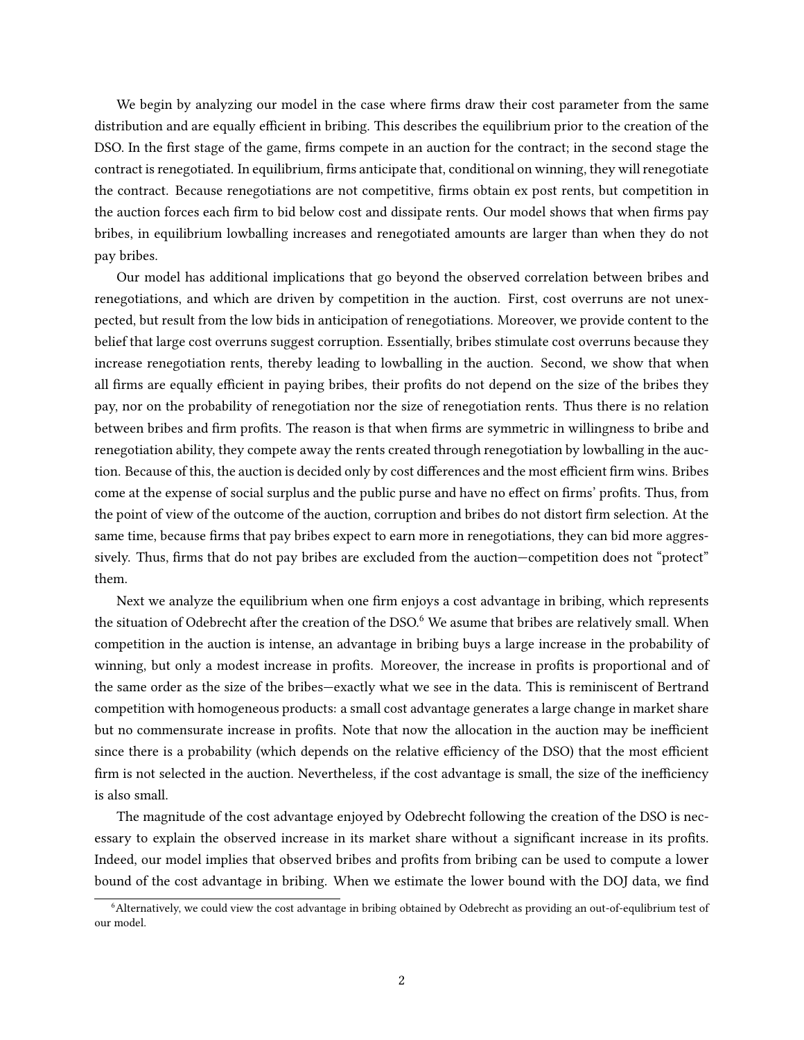We begin by analyzing our model in the case where firms draw their cost parameter from the same distribution and are equally efficient in bribing. This describes the equilibrium prior to the creation of the DSO. In the first stage of the game, firms compete in an auction for the contract; in the second stage the contract is renegotiated. In equilibrium, firms anticipate that, conditional on winning, they will renegotiate the contract. Because renegotiations are not competitive, firms obtain ex post rents, but competition in the auction forces each firm to bid below cost and dissipate rents. Our model shows that when firms pay bribes, in equilibrium lowballing increases and renegotiated amounts are larger than when they do not pay bribes.

Our model has additional implications that go beyond the observed correlation between bribes and renegotiations, and which are driven by competition in the auction. First, cost overruns are not unexpected, but result from the low bids in anticipation of renegotiations. Moreover, we provide content to the belief that large cost overruns suggest corruption. Essentially, bribes stimulate cost overruns because they increase renegotiation rents, thereby leading to lowballing in the auction. Second, we show that when all firms are equally efficient in paying bribes, their profits do not depend on the size of the bribes they pay, nor on the probability of renegotiation nor the size of renegotiation rents. Thus there is no relation between bribes and firm profits. The reason is that when firms are symmetric in willingness to bribe and renegotiation ability, they compete away the rents created through renegotiation by lowballing in the auction. Because of this, the auction is decided only by cost differences and the most efficient firm wins. Bribes come at the expense of social surplus and the public purse and have no effect on firms' profits. Thus, from the point of view of the outcome of the auction, corruption and bribes do not distort firm selection. At the same time, because firms that pay bribes expect to earn more in renegotiations, they can bid more aggressively. Thus, firms that do not pay bribes are excluded from the auction—competition does not "protect" them.

Next we analyze the equilibrium when one firm enjoys a cost advantage in bribing, which represents the situation of Odebrecht after the creation of the DSO.[6] We asume that bribes are relatively small. When competition in the auction is intense, an advantage in bribing buys a large increase in the probability of winning, but only a modest increase in profits. Moreover, the increase in profits is proportional and of the same order as the size of the bribes—exactly what we see in the data. This is reminiscent of Bertrand competition with homogeneous products: a small cost advantage generates a large change in market share but no commensurate increase in profits. Note that now the allocation in the auction may be inefficient since there is a probability (which depends on the relative efficiency of the DSO) that the most efficient firm is not selected in the auction. Nevertheless, if the cost advantage is small, the size of the inefficiency is also small.

The magnitude of the cost advantage enjoyed by Odebrecht following the creation of the DSO is necessary to explain the observed increase in its market share without a significant increase in its profits. Indeed, our model implies that observed bribes and profits from bribing can be used to compute a lower bound of the cost advantage in bribing. When we estimate the lower bound with the DOJ data, we find

[6] Alternatively, we could view the cost advantage in bribing obtained by Odebrecht as providing an out-of-equlibrium test of our model.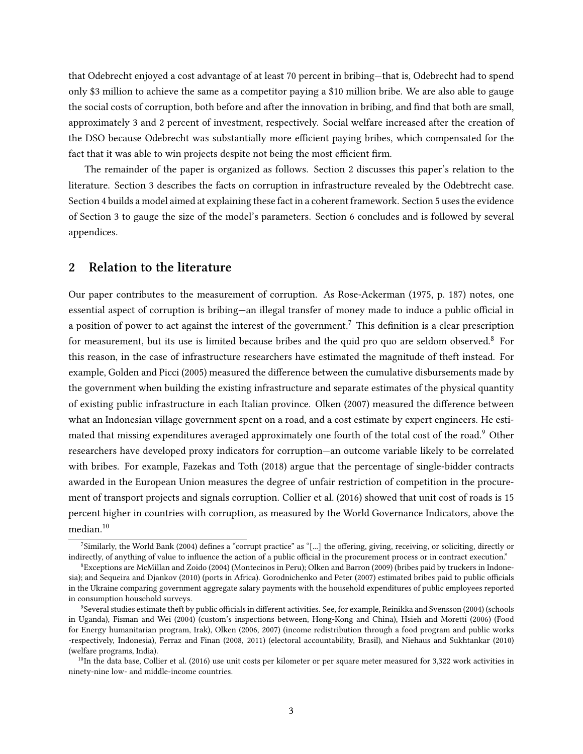that Odebrecht enjoyed a cost advantage of at least 70 percent in bribing—that is, Odebrecht had to spend only $3 million to achieve the same as a competitor paying a $10 million bribe. We are also able to gauge the social costs of corruption, both before and after the innovation in bribing, and find that both are small, approximately 3 and 2 percent of investment, respectively. Social welfare increased after the creation of the DSO because Odebrecht was substantially more efficient paying bribes, which compensated for the fact that it was able to win projects despite not being the most efficient firm.

The remainder of the paper is organized as follows. Section 2 discusses this paper's relation to the literature. Section 3 describes the facts on corruption in infrastructure revealed by the Odebtrecht case. Section 4 builds a model aimed at explaining these fact in a coherent framework. Section 5 uses the evidence of Section 3 to gauge the size of the model's parameters. Section 6 concludes and is followed by several appendices.

## 2 Relation to the literature

Our paper contributes to the measurement of corruption. As Rose-Ackerman (1975, p. 187) notes, one essential aspect of corruption is bribing—an illegal transfer of money made to induce a public official in a position of power to act against the interest of the government.[7] This definition is a clear prescription for measurement, but its use is limited because bribes and the quid pro quo are seldom observed.[8] For this reason, in the case of infrastructure researchers have estimated the magnitude of theft instead. For example, Golden and Picci (2005) measured the difference between the cumulative disbursements made by the government when building the existing infrastructure and separate estimates of the physical quantity of existing public infrastructure in each Italian province. Olken (2007) measured the difference between what an Indonesian village government spent on a road, and a cost estimate by expert engineers. He estimated that missing expenditures averaged approximately one fourth of the total cost of the road.[9] Other researchers have developed proxy indicators for corruption—an outcome variable likely to be correlated with bribes. For example, Fazekas and Toth (2018) argue that the percentage of single-bidder contracts awarded in the European Union measures the degree of unfair restriction of competition in the procurement of transport projects and signals corruption. Collier et al. (2016) showed that unit cost of roads is 15 percent higher in countries with corruption, as measured by the World Governance Indicators, above the median.[10]

[7] Similarly, the World Bank (2004) defines a "corrupt practice" as "[...] the offering, giving, receiving, or soliciting, directly or indirectly, of anything of value to influence the action of a public official in the procurement process or in contract execution."

[8] Exceptions are McMillan and Zoido (2004) (Montecinos in Peru); Olken and Barron (2009) (bribes paid by truckers in Indonesia); and Sequeira and Djankov (2010) (ports in Africa). Gorodnichenko and Peter (2007) estimated bribes paid to public officials in the Ukraine comparing government aggregate salary payments with the household expenditures of public employees reported in consumption household surveys.

[9] Several studies estimate theft by public officials in different activities. See, for example, Reinikka and Svensson (2004) (schools in Uganda), Fisman and Wei (2004) (custom's inspections between, Hong-Kong and China), Hsieh and Moretti (2006) (Food for Energy humanitarian program, Irak), Olken (2006, 2007) (income redistribution through a food program and public works -respectively, Indonesia), Ferraz and Finan (2008, 2011) (electoral accountability, Brasil), and Niehaus and Sukhtankar (2010) (welfare programs, India).

[10] In the data base, Collier et al. (2016) use unit costs per kilometer or per square meter measured for 3,322 work activities in ninety-nine low- and middle-income countries.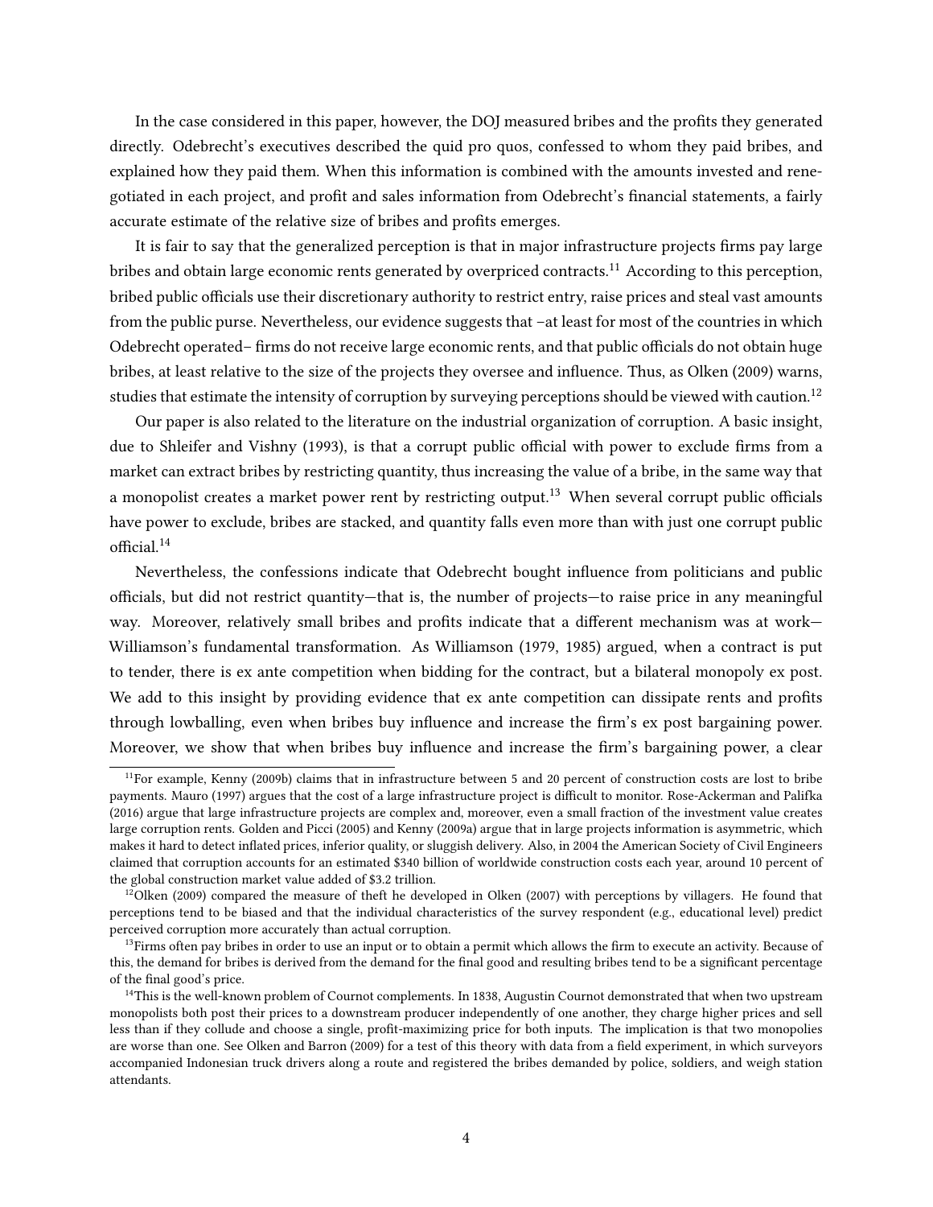In the case considered in this paper, however, the DOJ measured bribes and the profits they generated directly. Odebrecht's executives described the quid pro quos, confessed to whom they paid bribes, and explained how they paid them. When this information is combined with the amounts invested and renegotiated in each project, and profit and sales information from Odebrecht's financial statements, a fairly accurate estimate of the relative size of bribes and profits emerges.

It is fair to say that the generalized perception is that in major infrastructure projects firms pay large bribes and obtain large economic rents generated by overpriced contracts.[11] According to this perception, bribed public officials use their discretionary authority to restrict entry, raise prices and steal vast amounts from the public purse. Nevertheless, our evidence suggests that –at least for most of the countries in which Odebrecht operated– firms do not receive large economic rents, and that public officials do not obtain huge bribes, at least relative to the size of the projects they oversee and influence. Thus, as Olken (2009) warns, studies that estimate the intensity of corruption by surveying perceptions should be viewed with caution.[12]

Our paper is also related to the literature on the industrial organization of corruption. A basic insight, due to Shleifer and Vishny (1993), is that a corrupt public official with power to exclude firms from a market can extract bribes by restricting quantity, thus increasing the value of a bribe, in the same way that a monopolist creates a market power rent by restricting output.[13] When several corrupt public officials have power to exclude, bribes are stacked, and quantity falls even more than with just one corrupt public official.[14]

Nevertheless, the confessions indicate that Odebrecht bought influence from politicians and public officials, but did not restrict quantity—that is, the number of projects—to raise price in any meaningful way. Moreover, relatively small bribes and profits indicate that a different mechanism was at work—Williamson's fundamental transformation. As Williamson (1979, 1985) argued, when a contract is put to tender, there is ex ante competition when bidding for the contract, but a bilateral monopoly ex post. We add to this insight by providing evidence that ex ante competition can dissipate rents and profits through lowballing, even when bribes buy influence and increase the firm's ex post bargaining power. Moreover, we show that when bribes buy influence and increase the firm's bargaining power, a clear

[11] For example, Kenny (2009b) claims that in infrastructure between 5 and 20 percent of construction costs are lost to bribe payments. Mauro (1997) argues that the cost of a large infrastructure project is difficult to monitor. Rose-Ackerman and Palifka (2016) argue that large infrastructure projects are complex and, moreover, even a small fraction of the investment value creates large corruption rents. Golden and Picci (2005) and Kenny (2009a) argue that in large projects information is asymmetric, which makes it hard to detect inflated prices, inferior quality, or sluggish delivery. Also, in 2004 the American Society of Civil Engineers claimed that corruption accounts for an estimated $340 billion of worldwide construction costs each year, around 10 percent of the global construction market value added of $3.2 trillion.

[12] Olken (2009) compared the measure of theft he developed in Olken (2007) with perceptions by villagers. He found that perceptions tend to be biased and that the individual characteristics of the survey respondent (e.g., educational level) predict perceived corruption more accurately than actual corruption.

[13] Firms often pay bribes in order to use an input or to obtain a permit which allows the firm to execute an activity. Because of this, the demand for bribes is derived from the demand for the final good and resulting bribes tend to be a significant percentage of the final good's price.

[14] This is the well-known problem of Cournot complements. In 1838, Augustin Cournot demonstrated that when two upstream monopolists both post their prices to a downstream producer independently of one another, they charge higher prices and sell less than if they collude and choose a single, profit-maximizing price for both inputs. The implication is that two monopolies are worse than one. See Olken and Barron (2009) for a test of this theory with data from a field experiment, in which surveyors accompanied Indonesian truck drivers along a route and registered the bribes demanded by police, soldiers, and weigh station attendants.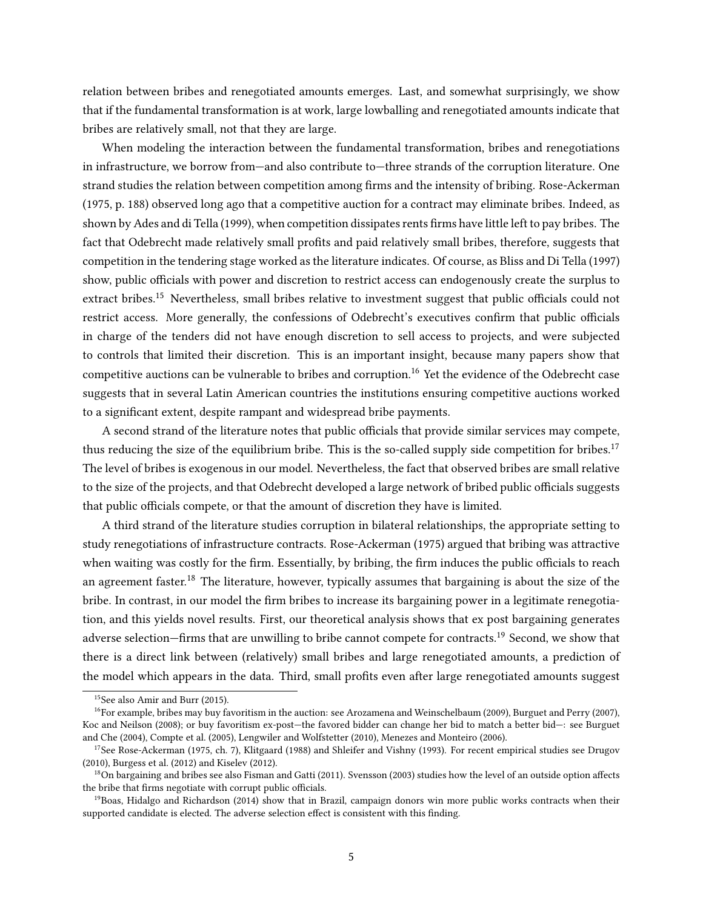relation between bribes and renegotiated amounts emerges. Last, and somewhat surprisingly, we show that if the fundamental transformation is at work, large lowballing and renegotiated amounts indicate that bribes are relatively small, not that they are large.

When modeling the interaction between the fundamental transformation, bribes and renegotiations in infrastructure, we borrow from—and also contribute to—three strands of the corruption literature. One strand studies the relation between competition among firms and the intensity of bribing. Rose-Ackerman (1975, p. 188) observed long ago that a competitive auction for a contract may eliminate bribes. Indeed, as shown by Ades and di Tella (1999), when competition dissipates rents firms have little left to pay bribes. The fact that Odebrecht made relatively small profits and paid relatively small bribes, therefore, suggests that competition in the tendering stage worked as the literature indicates. Of course, as Bliss and Di Tella (1997) show, public officials with power and discretion to restrict access can endogenously create the surplus to extract bribes.[15] Nevertheless, small bribes relative to investment suggest that public officials could not restrict access. More generally, the confessions of Odebrecht's executives confirm that public officials in charge of the tenders did not have enough discretion to sell access to projects, and were subjected to controls that limited their discretion. This is an important insight, because many papers show that competitive auctions can be vulnerable to bribes and corruption.[16] Yet the evidence of the Odebrecht case suggests that in several Latin American countries the institutions ensuring competitive auctions worked to a significant extent, despite rampant and widespread bribe payments.

A second strand of the literature notes that public officials that provide similar services may compete, thus reducing the size of the equilibrium bribe. This is the so-called supply side competition for bribes.[17] The level of bribes is exogenous in our model. Nevertheless, the fact that observed bribes are small relative to the size of the projects, and that Odebrecht developed a large network of bribed public officials suggests that public officials compete, or that the amount of discretion they have is limited.

A third strand of the literature studies corruption in bilateral relationships, the appropriate setting to study renegotiations of infrastructure contracts. Rose-Ackerman (1975) argued that bribing was attractive when waiting was costly for the firm. Essentially, by bribing, the firm induces the public officials to reach an agreement faster.[18] The literature, however, typically assumes that bargaining is about the size of the bribe. In contrast, in our model the firm bribes to increase its bargaining power in a legitimate renegotiation, and this yields novel results. First, our theoretical analysis shows that ex post bargaining generates adverse selection—firms that are unwilling to bribe cannot compete for contracts.[19] Second, we show that there is a direct link between (relatively) small bribes and large renegotiated amounts, a prediction of the model which appears in the data. Third, small profits even after large renegotiated amounts suggest

[15] See also Amir and Burr (2015).

[16] For example, bribes may buy favoritism in the auction: see Arozamena and Weinschelbaum (2009), Burguet and Perry (2007), Koc and Neilson (2008); or buy favoritism ex-post—the favored bidder can change her bid to match a better bid—: see Burguet and Che (2004), Compte et al. (2005), Lengwiler and Wolfstetter (2010), Menezes and Monteiro (2006).

[17] See Rose-Ackerman (1975, ch. 7), Klitgaard (1988) and Shleifer and Vishny (1993). For recent empirical studies see Drugov (2010), Burgess et al. (2012) and Kiselev (2012).

[18] On bargaining and bribes see also Fisman and Gatti (2011). Svensson (2003) studies how the level of an outside option affects the bribe that firms negotiate with corrupt public officials.

[19] Boas, Hidalgo and Richardson (2014) show that in Brazil, campaign donors win more public works contracts when their supported candidate is elected. The adverse selection effect is consistent with this finding.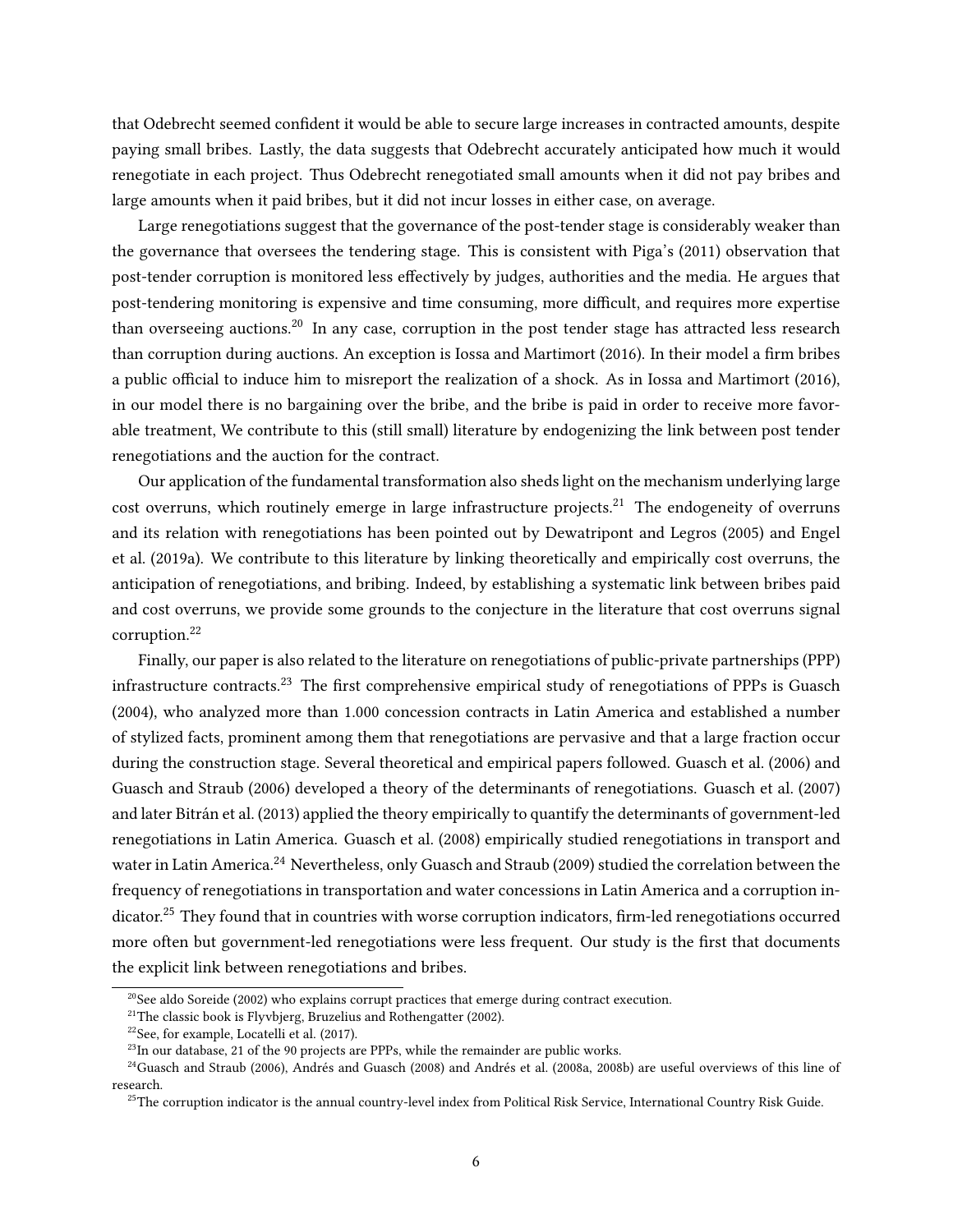that Odebrecht seemed confident it would be able to secure large increases in contracted amounts, despite paying small bribes. Lastly, the data suggests that Odebrecht accurately anticipated how much it would renegotiate in each project. Thus Odebrecht renegotiated small amounts when it did not pay bribes and large amounts when it paid bribes, but it did not incur losses in either case, on average.

Large renegotiations suggest that the governance of the post-tender stage is considerably weaker than the governance that oversees the tendering stage. This is consistent with Piga's (2011) observation that post-tender corruption is monitored less effectively by judges, authorities and the media. He argues that post-tendering monitoring is expensive and time consuming, more difficult, and requires more expertise than overseeing auctions.[20] In any case, corruption in the post tender stage has attracted less research than corruption during auctions. An exception is Iossa and Martimort (2016). In their model a firm bribes a public official to induce him to misreport the realization of a shock. As in Iossa and Martimort (2016), in our model there is no bargaining over the bribe, and the bribe is paid in order to receive more favorable treatment, We contribute to this (still small) literature by endogenizing the link between post tender renegotiations and the auction for the contract.

Our application of the fundamental transformation also sheds light on the mechanism underlying large cost overruns, which routinely emerge in large infrastructure projects.[21] The endogeneity of overruns and its relation with renegotiations has been pointed out by Dewatripont and Legros (2005) and Engel et al. (2019a). We contribute to this literature by linking theoretically and empirically cost overruns, the anticipation of renegotiations, and bribing. Indeed, by establishing a systematic link between bribes paid and cost overruns, we provide some grounds to the conjecture in the literature that cost overruns signal corruption.[22]

Finally, our paper is also related to the literature on renegotiations of public-private partnerships (PPP) infrastructure contracts.[23] The first comprehensive empirical study of renegotiations of PPPs is Guasch (2004), who analyzed more than 1.000 concession contracts in Latin America and established a number of stylized facts, prominent among them that renegotiations are pervasive and that a large fraction occur during the construction stage. Several theoretical and empirical papers followed. Guasch et al. (2006) and Guasch and Straub (2006) developed a theory of the determinants of renegotiations. Guasch et al. (2007) and later Bitrán et al. (2013) applied the theory empirically to quantify the determinants of government-led renegotiations in Latin America. Guasch et al. (2008) empirically studied renegotiations in transport and water in Latin America.[24] Nevertheless, only Guasch and Straub (2009) studied the correlation between the frequency of renegotiations in transportation and water concessions in Latin America and a corruption indicator.[25] They found that in countries with worse corruption indicators, firm-led renegotiations occurred more often but government-led renegotiations were less frequent. Our study is the first that documents the explicit link between renegotiations and bribes.

[20] See aldo Soreide (2002) who explains corrupt practices that emerge during contract execution.

[21] The classic book is Flyvbjerg, Bruzelius and Rothengatter (2002).

[22] See, for example, Locatelli et al. (2017).

[23] In our database, 21 of the 90 projects are PPPs, while the remainder are public works.

[24] Guasch and Straub (2006), Andrés and Guasch (2008) and Andrés et al. (2008a, 2008b) are useful overviews of this line of research.

[25] The corruption indicator is the annual country-level index from Political Risk Service, International Country Risk Guide.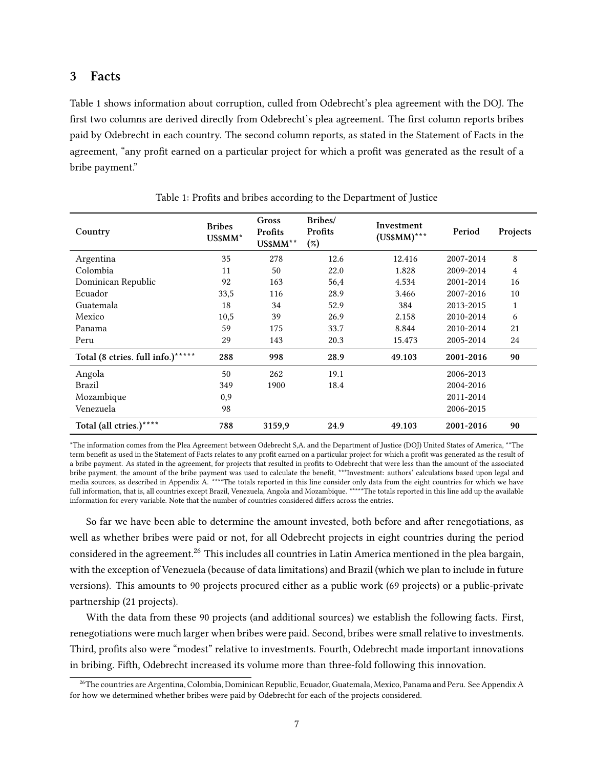## 3 Facts

Table 1 shows information about corruption, culled from Odebrecht's plea agreement with the DOJ. The first two columns are derived directly from Odebrecht's plea agreement. The first column reports bribes paid by Odebrecht in each country. The second column reports, as stated in the Statement of Facts in the agreement, "any profit earned on a particular project for which a profit was generated as the result of a bribe payment."

Table 1: Profits and bribes according to the Department of Justice

| Country | Bribes US$MM* | Gross Profits US$MM** | Bribes/ Profits (%) | Investment (US$MM)*** | Period | Projects |
|---|---|---|---|---|---|---|
| Argentina | 35 | 278 | 12.6 | 12.416 | 2007-2014 | 8 |
| Colombia | 11 | 50 | 22.0 | 1.828 | 2009-2014 | 4 |
| Dominican Republic | 92 | 163 | 56,4 | 4.534 | 2001-2014 | 16 |
| Ecuador | 33,5 | 116 | 28.9 | 3.466 | 2007-2016 | 10 |
| Guatemala | 18 | 34 | 52.9 | 384 | 2013-2015 | 1 |
| Mexico | 10,5 | 39 | 26.9 | 2.158 | 2010-2014 | 6 |
| Panama | 59 | 175 | 33.7 | 8.844 | 2010-2014 | 21 |
| Peru | 29 | 143 | 20.3 | 15.473 | 2005-2014 | 24 |
| **Total (8 ctries. full info.)\*\*\*\*\*** | **288** | **998** | **28.9** | **49.103** | **2001-2016** | **90** |
| Angola | 50 | 262 | 19.1 | | 2006-2013 | |
| Brazil | 349 | 1900 | 18.4 | | 2004-2016 | |
| Mozambique | 0,9 | | | | 2011-2014 | |
| Venezuela | 98 | | | | 2006-2015 | |
| **Total (all ctries.)\*\*\*\*** | **788** | **3159,9** | **24.9** | **49.103** | **2001-2016** | **90** |

*The information comes from the Plea Agreement between Odebrecht S,A. and the Department of Justice (DOJ) United States of America, **The term benefit as used in the Statement of Facts relates to any profit earned on a particular project for which a profit was generated as the result of a bribe payment. As stated in the agreement, for projects that resulted in profits to Odebrecht that were less than the amount of the associated bribe payment, the amount of the bribe payment was used to calculate the benefit, ***Investment: authors' calculations based upon legal and media sources, as described in Appendix A. ****The totals reported in this line consider only data from the eight countries for which we have full information, that is, all countries except Brazil, Venezuela, Angola and Mozambique. *****The totals reported in this line add up the available information for every variable. Note that the number of countries considered differs across the entries.

So far we have been able to determine the amount invested, both before and after renegotiations, as well as whether bribes were paid or not, for all Odebrecht projects in eight countries during the period considered in the agreement.[26] This includes all countries in Latin America mentioned in the plea bargain, with the exception of Venezuela (because of data limitations) and Brazil (which we plan to include in future versions). This amounts to 90 projects procured either as a public work (69 projects) or a public-private partnership (21 projects).

With the data from these 90 projects (and additional sources) we establish the following facts. First, renegotiations were much larger when bribes were paid. Second, bribes were small relative to investments. Third, profits also were "modest" relative to investments. Fourth, Odebrecht made important innovations in bribing. Fifth, Odebrecht increased its volume more than three-fold following this innovation.

[26] The countries are Argentina, Colombia, Dominican Republic, Ecuador, Guatemala, Mexico, Panama and Peru. See Appendix A for how we determined whether bribes were paid by Odebrecht for each of the projects considered.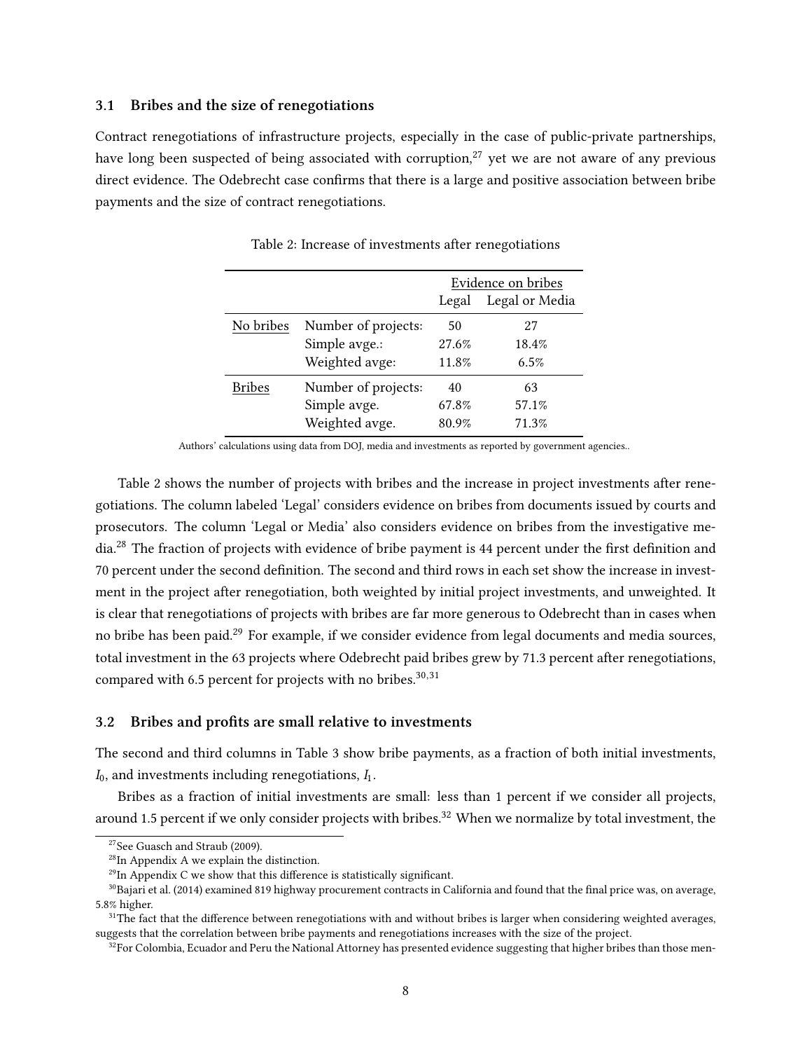### 3.1 Bribes and the size of renegotiations

Contract renegotiations of infrastructure projects, especially in the case of public-private partnerships, have long been suspected of being associated with corruption,[27] yet we are not aware of any previous direct evidence. The Odebrecht case confirms that there is a large and positive association between bribe payments and the size of contract renegotiations.

Table 2: Increase of investments after renegotiations

| | | Evidence on bribes | |
|---|---|---|---|
| | | Legal | Legal or Media |
| No bribes | Number of projects: | 50 | 27 |
| | Simple avge.: | 27.6% | 18.4% |
| | Weighted avge: | 11.8% | 6.5% |
| Bribes | Number of projects: | 40 | 63 |
| | Simple avge. | 67.8% | 57.1% |
| | Weighted avge. | 80.9% | 71.3% |

Authors' calculations using data from DOJ, media and investments as reported by government agencies..

Table 2 shows the number of projects with bribes and the increase in project investments after renegotiations. The column labeled 'Legal' considers evidence on bribes from documents issued by courts and prosecutors. The column 'Legal or Media' also considers evidence on bribes from the investigative media.[28] The fraction of projects with evidence of bribe payment is 44 percent under the first definition and 70 percent under the second definition. The second and third rows in each set show the increase in investment in the project after renegotiation, both weighted by initial project investments, and unweighted. It is clear that renegotiations of projects with bribes are far more generous to Odebrecht than in cases when no bribe has been paid.[29] For example, if we consider evidence from legal documents and media sources, total investment in the 63 projects where Odebrecht paid bribes grew by 71.3 percent after renegotiations, compared with 6.5 percent for projects with no bribes.[30,31]

### 3.2 Bribes and profits are small relative to investments

The second and third columns in Table 3 show bribe payments, as a fraction of both initial investments, $I_0$, and investments including renegotiations, $I_1$.

Bribes as a fraction of initial investments are small: less than 1 percent if we consider all projects, around 1.5 percent if we only consider projects with bribes.[32] When we normalize by total investment, the

[27] See Guasch and Straub (2009).

[28] In Appendix A we explain the distinction.

[29] In Appendix C we show that this difference is statistically significant.

[30] Bajari et al. (2014) examined 819 highway procurement contracts in California and found that the final price was, on average, 5.8% higher.

[31] The fact that the difference between renegotiations with and without bribes is larger when considering weighted averages, suggests that the correlation between bribe payments and renegotiations increases with the size of the project.

[32] For Colombia, Ecuador and Peru the National Attorney has presented evidence suggesting that higher bribes than those men-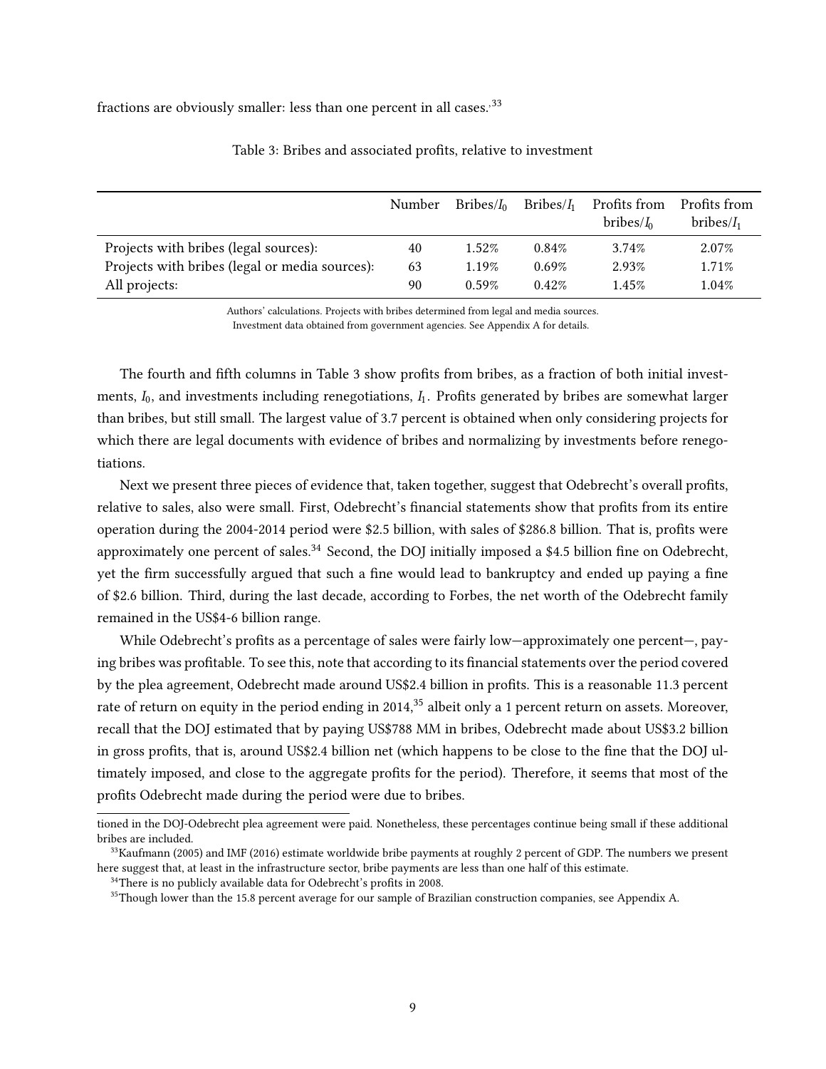fractions are obviously smaller: less than one percent in all cases.'[33]

Table 3: Bribes and associated profits, relative to investment

| | Number | Bribes/$I_0$ | Bribes/$I_1$ | Profits from bribes/$I_0$ | Profits from bribes/$I_1$ |
|---|---|---|---|---|---|
| Projects with bribes (legal sources): | 40 | 1.52% | 0.84% | 3.74% | 2.07% |
| Projects with bribes (legal or media sources): | 63 | 1.19% | 0.69% | 2.93% | 1.71% |
| All projects: | 90 | 0.59% | 0.42% | 1.45% | 1.04% |

Authors' calculations. Projects with bribes determined from legal and media sources.
Investment data obtained from government agencies. See Appendix A for details.

The fourth and fifth columns in Table 3 show profits from bribes, as a fraction of both initial investments, $I_0$, and investments including renegotiations, $I_1$. Profits generated by bribes are somewhat larger than bribes, but still small. The largest value of 3.7 percent is obtained when only considering projects for which there are legal documents with evidence of bribes and normalizing by investments before renegotiations.

Next we present three pieces of evidence that, taken together, suggest that Odebrecht's overall profits, relative to sales, also were small. First, Odebrecht's financial statements show that profits from its entire operation during the 2004-2014 period were \$2.5 billion, with sales of \$286.8 billion. That is, profits were approximately one percent of sales.[34] Second, the DOJ initially imposed a \$4.5 billion fine on Odebrecht, yet the firm successfully argued that such a fine would lead to bankruptcy and ended up paying a fine of \$2.6 billion. Third, during the last decade, according to Forbes, the net worth of the Odebrecht family remained in the US\$4-6 billion range.

While Odebrecht's profits as a percentage of sales were fairly low—approximately one percent—, paying bribes was profitable. To see this, note that according to its financial statements over the period covered by the plea agreement, Odebrecht made around US\$2.4 billion in profits. This is a reasonable 11.3 percent rate of return on equity in the period ending in 2014,[35] albeit only a 1 percent return on assets. Moreover, recall that the DOJ estimated that by paying US\$788 MM in bribes, Odebrecht made about US\$3.2 billion in gross profits, that is, around US\$2.4 billion net (which happens to be close to the fine that the DOJ ultimately imposed, and close to the aggregate profits for the period). Therefore, it seems that most of the profits Odebrecht made during the period were due to bribes.

tioned in the DOJ-Odebrecht plea agreement were paid. Nonetheless, these percentages continue being small if these additional bribes are included.

[33] Kaufmann (2005) and IMF (2016) estimate worldwide bribe payments at roughly 2 percent of GDP. The numbers we present here suggest that, at least in the infrastructure sector, bribe payments are less than one half of this estimate.

[34] There is no publicly available data for Odebrecht's profits in 2008.

[35] Though lower than the 15.8 percent average for our sample of Brazilian construction companies, see Appendix A.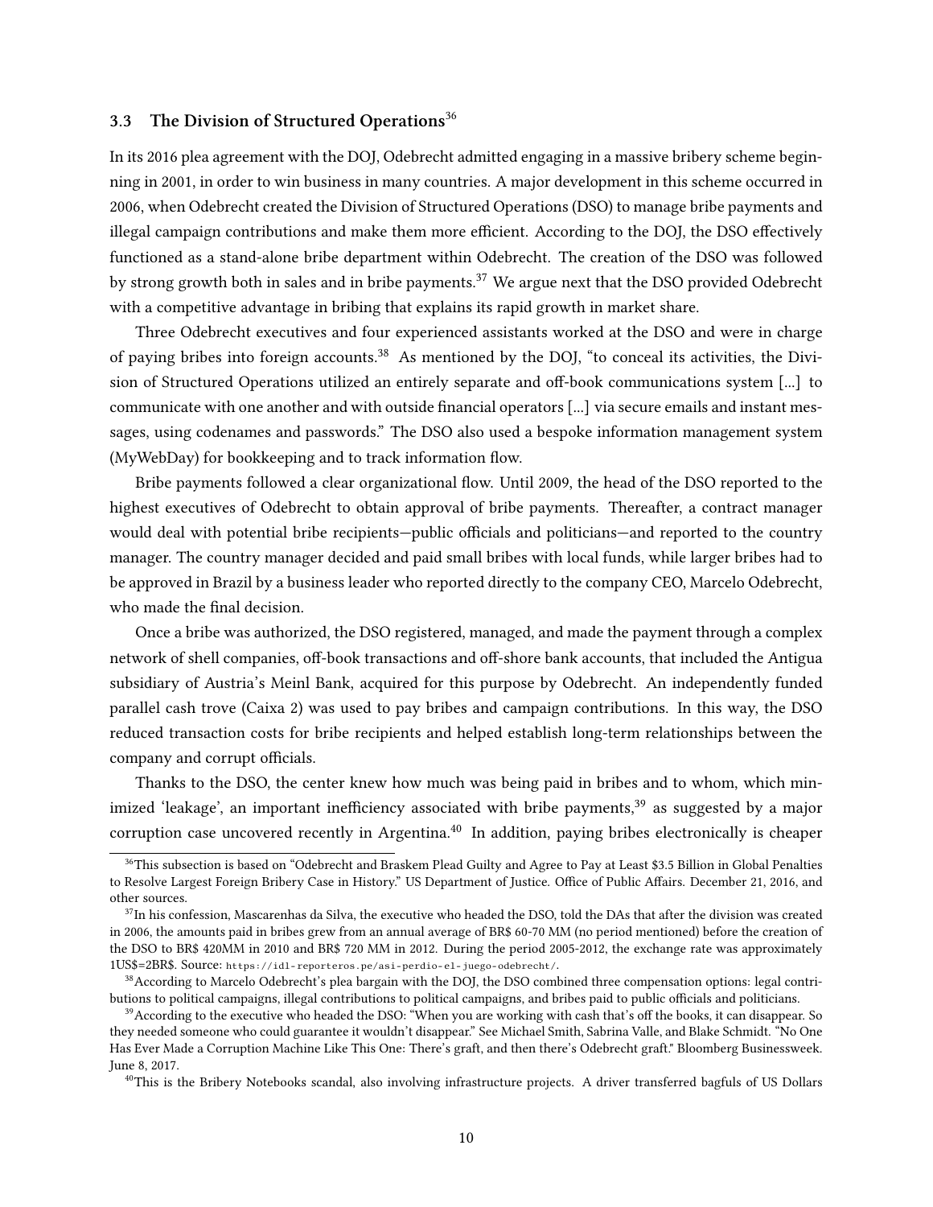### 3.3 The Division of Structured Operations[36]

In its 2016 plea agreement with the DOJ, Odebrecht admitted engaging in a massive bribery scheme beginning in 2001, in order to win business in many countries. A major development in this scheme occurred in 2006, when Odebrecht created the Division of Structured Operations (DSO) to manage bribe payments and illegal campaign contributions and make them more efficient. According to the DOJ, the DSO effectively functioned as a stand-alone bribe department within Odebrecht. The creation of the DSO was followed by strong growth both in sales and in bribe payments.[37] We argue next that the DSO provided Odebrecht with a competitive advantage in bribing that explains its rapid growth in market share.

Three Odebrecht executives and four experienced assistants worked at the DSO and were in charge of paying bribes into foreign accounts.[38] As mentioned by the DOJ, "to conceal its activities, the Division of Structured Operations utilized an entirely separate and off-book communications system [...] to communicate with one another and with outside financial operators [...] via secure emails and instant messages, using codenames and passwords." The DSO also used a bespoke information management system (MyWebDay) for bookkeeping and to track information flow.

Bribe payments followed a clear organizational flow. Until 2009, the head of the DSO reported to the highest executives of Odebrecht to obtain approval of bribe payments. Thereafter, a contract manager would deal with potential bribe recipients—public officials and politicians—and reported to the country manager. The country manager decided and paid small bribes with local funds, while larger bribes had to be approved in Brazil by a business leader who reported directly to the company CEO, Marcelo Odebrecht, who made the final decision.

Once a bribe was authorized, the DSO registered, managed, and made the payment through a complex network of shell companies, off-book transactions and off-shore bank accounts, that included the Antigua subsidiary of Austria's Meinl Bank, acquired for this purpose by Odebrecht. An independently funded parallel cash trove (Caixa 2) was used to pay bribes and campaign contributions. In this way, the DSO reduced transaction costs for bribe recipients and helped establish long-term relationships between the company and corrupt officials.

Thanks to the DSO, the center knew how much was being paid in bribes and to whom, which minimized 'leakage', an important inefficiency associated with bribe payments,[39] as suggested by a major corruption case uncovered recently in Argentina.[40] In addition, paying bribes electronically is cheaper

---

[36] This subsection is based on "Odebrecht and Braskem Plead Guilty and Agree to Pay at Least $3.5 Billion in Global Penalties to Resolve Largest Foreign Bribery Case in History." US Department of Justice. Office of Public Affairs. December 21, 2016, and other sources.

[37] In his confession, Mascarenhas da Silva, the executive who headed the DSO, told the DAs that after the division was created in 2006, the amounts paid in bribes grew from an annual average of BR$ 60-70 MM (no period mentioned) before the creation of the DSO to BR$ 420MM in 2010 and BR$ 720 MM in 2012. During the period 2005-2012, the exchange rate was approximately 1US$=2BR$. Source: https://idl-reporteros.pe/asi-perdio-el-juego-odebrecht/.

[38] According to Marcelo Odebrecht's plea bargain with the DOJ, the DSO combined three compensation options: legal contributions to political campaigns, illegal contributions to political campaigns, and bribes paid to public officials and politicians.

[39] According to the executive who headed the DSO: "When you are working with cash that's off the books, it can disappear. So they needed someone who could guarantee it wouldn't disappear." See Michael Smith, Sabrina Valle, and Blake Schmidt. "No One Has Ever Made a Corruption Machine Like This One: There's graft, and then there's Odebrecht graft." Bloomberg Businessweek. June 8, 2017.

[40] This is the Bribery Notebooks scandal, also involving infrastructure projects. A driver transferred bagfuls of US Dollars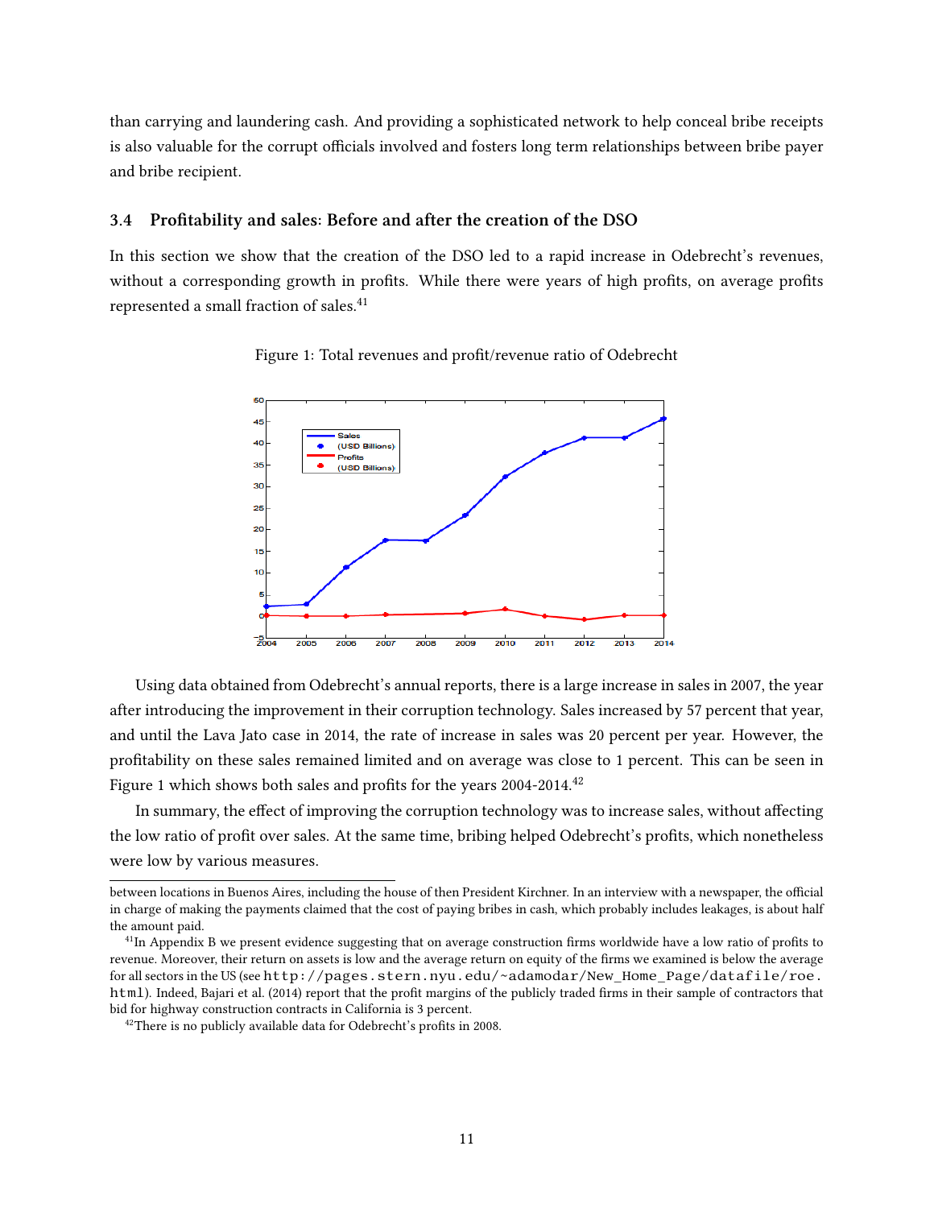than carrying and laundering cash. And providing a sophisticated network to help conceal bribe receipts is also valuable for the corrupt officials involved and fosters long term relationships between bribe payer and bribe recipient.

### 3.4 Profitability and sales: Before and after the creation of the DSO

In this section we show that the creation of the DSO led to a rapid increase in Odebrecht's revenues, without a corresponding growth in profits. While there were years of high profits, on average profits represented a small fraction of sales.[41]

Figure 1: Total revenues and profit/revenue ratio of Odebrecht

Using data obtained from Odebrecht's annual reports, there is a large increase in sales in 2007, the year after introducing the improvement in their corruption technology. Sales increased by 57 percent that year, and until the Lava Jato case in 2014, the rate of increase in sales was 20 percent per year. However, the profitability on these sales remained limited and on average was close to 1 percent. This can be seen in Figure 1 which shows both sales and profits for the years 2004-2014.[42]

In summary, the effect of improving the corruption technology was to increase sales, without affecting the low ratio of profit over sales. At the same time, bribing helped Odebrecht's profits, which nonetheless were low by various measures.

---

between locations in Buenos Aires, including the house of then President Kirchner. In an interview with a newspaper, the official in charge of making the payments claimed that the cost of paying bribes in cash, which probably includes leakages, is about half the amount paid.

[41] In Appendix B we present evidence suggesting that on average construction firms worldwide have a low ratio of profits to revenue. Moreover, their return on assets is low and the average return on equity of the firms we examined is below the average for all sectors in the US (see `http://pages.stern.nyu.edu/~adamodar/New_Home_Page/datafile/roe.html`). Indeed, Bajari et al. (2014) report that the profit margins of the publicly traded firms in their sample of contractors that bid for highway construction contracts in California is 3 percent.

[42] There is no publicly available data for Odebrecht's profits in 2008.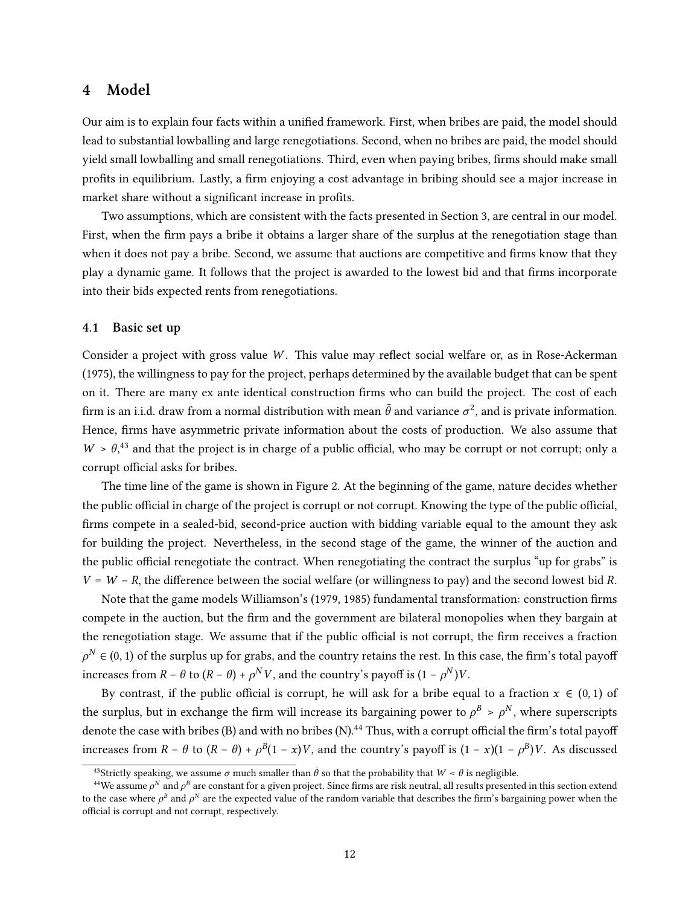# 4 Model

Our aim is to explain four facts within a unified framework. First, when bribes are paid, the model should lead to substantial lowballing and large renegotiations. Second, when no bribes are paid, the model should yield small lowballing and small renegotiations. Third, even when paying bribes, firms should make small profits in equilibrium. Lastly, a firm enjoying a cost advantage in bribing should see a major increase in market share without a significant increase in profits.

Two assumptions, which are consistent with the facts presented in Section 3, are central in our model. First, when the firm pays a bribe it obtains a larger share of the surplus at the renegotiation stage than when it does not pay a bribe. Second, we assume that auctions are competitive and firms know that they play a dynamic game. It follows that the project is awarded to the lowest bid and that firms incorporate into their bids expected rents from renegotiations.

## 4.1 Basic set up

Consider a project with gross value $W$. This value may reflect social welfare or, as in Rose-Ackerman (1975), the willingness to pay for the project, perhaps determined by the available budget that can be spent on it. There are many ex ante identical construction firms who can build the project. The cost of each firm is an i.i.d. draw from a normal distribution with mean $\bar{\theta}$ and variance $\sigma^2$, and is private information. Hence, firms have asymmetric private information about the costs of production. We also assume that $W > \theta$,[43] and that the project is in charge of a public official, who may be corrupt or not corrupt; only a corrupt official asks for bribes.

The time line of the game is shown in Figure 2. At the beginning of the game, nature decides whether the public official in charge of the project is corrupt or not corrupt. Knowing the type of the public official, firms compete in a sealed-bid, second-price auction with bidding variable equal to the amount they ask for building the project. Nevertheless, in the second stage of the game, the winner of the auction and the public official renegotiate the contract. When renegotiating the contract the surplus "up for grabs" is $V = W - R$, the difference between the social welfare (or willingness to pay) and the second lowest bid $R$.

Note that the game models Williamson's (1979, 1985) fundamental transformation: construction firms compete in the auction, but the firm and the government are bilateral monopolies when they bargain at the renegotiation stage. We assume that if the public official is not corrupt, the firm receives a fraction $\rho^N \in (0, 1)$ of the surplus up for grabs, and the country retains the rest. In this case, the firm's total payoff increases from $R - \theta$ to $(R - \theta) + \rho^N V$, and the country's payoff is $(1 - \rho^N)V$.

By contrast, if the public official is corrupt, he will ask for a bribe equal to a fraction $x \in (0, 1)$ of the surplus, but in exchange the firm will increase its bargaining power to $\rho^B > \rho^N$, where superscripts denote the case with bribes (B) and with no bribes (N).[44] Thus, with a corrupt official the firm's total payoff increases from $R - \theta$ to $(R - \theta) + \rho^B(1 - x)V$, and the country's payoff is $(1 - x)(1 - \rho^B)V$. As discussed

[43] Strictly speaking, we assume $\sigma$ much smaller than $\bar{\theta}$ so that the probability that $W < \theta$ is negligible.

[44] We assume $\rho^N$ and $\rho^B$ are constant for a given project. Since firms are risk neutral, all results presented in this section extend to the case where $\rho^B$ and $\rho^N$ are the expected value of the random variable that describes the firm's bargaining power when the official is corrupt and not corrupt, respectively.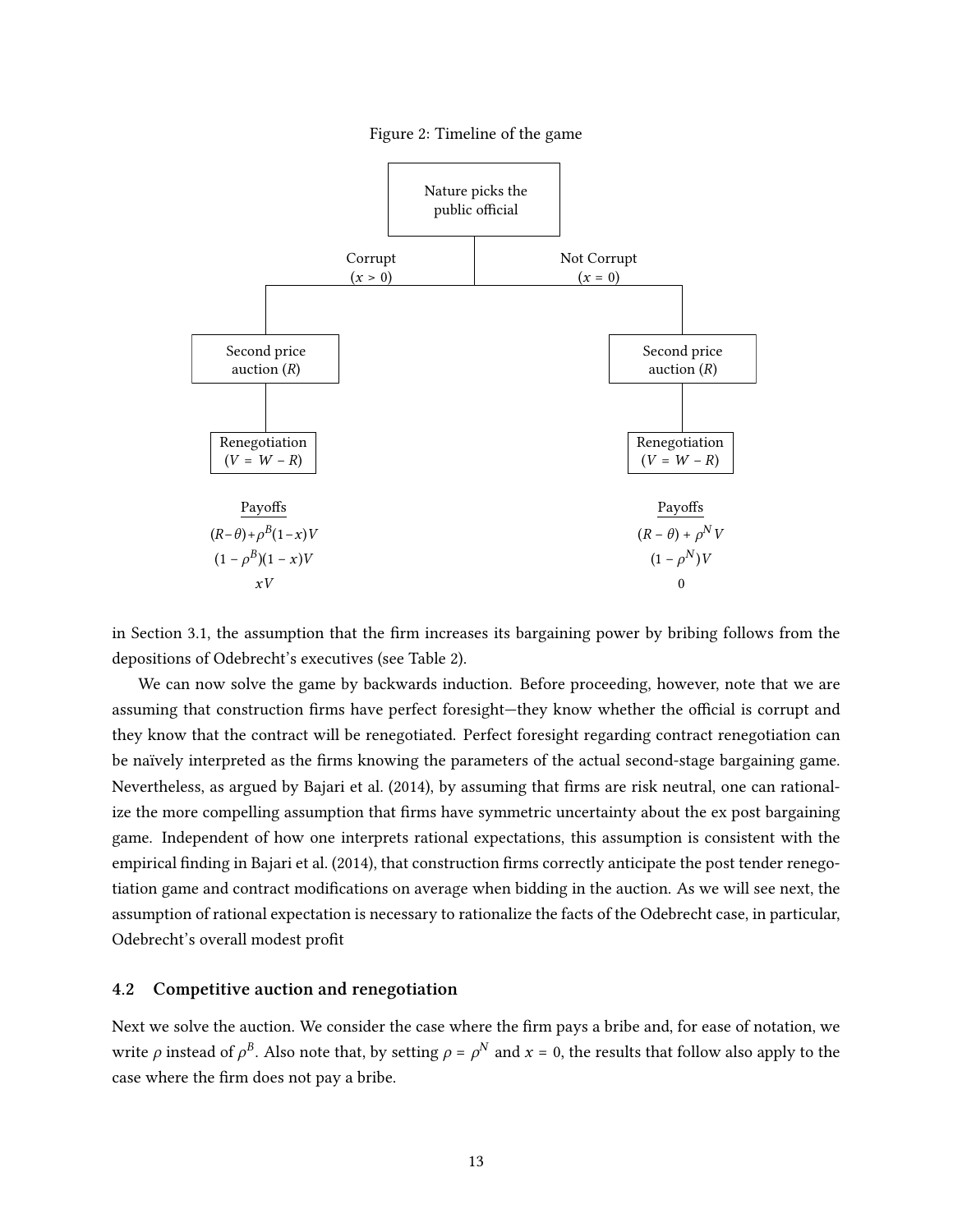Figure 2: Timeline of the game

```
                         Nature picks the
                          public official
                 Corrupt                  Not Corrupt
                 (x > 0)                    (x = 0)

        Second price                         Second price
        auction (R)                          auction (R)

        Renegotiation                        Renegotiation
        (V = W − R)                          (V = W − R)
```

| Payoffs (Corrupt) | Payoffs (Not Corrupt) |
|---|---|
| $(R-\theta)+\rho^B(1-x)V$ | $(R-\theta)+\rho^N V$ |
| $(1-\rho^B)(1-x)V$ | $(1-\rho^N)V$ |
| $xV$ | $0$ |

in Section 3.1, the assumption that the firm increases its bargaining power by bribing follows from the depositions of Odebrecht's executives (see Table 2).

We can now solve the game by backwards induction. Before proceeding, however, note that we are assuming that construction firms have perfect foresight—they know whether the official is corrupt and they know that the contract will be renegotiated. Perfect foresight regarding contract renegotiation can be naïvely interpreted as the firms knowing the parameters of the actual second-stage bargaining game. Nevertheless, as argued by Bajari et al. (2014), by assuming that firms are risk neutral, one can rationalize the more compelling assumption that firms have symmetric uncertainty about the ex post bargaining game. Independent of how one interprets rational expectations, this assumption is consistent with the empirical finding in Bajari et al. (2014), that construction firms correctly anticipate the post tender renegotiation game and contract modifications on average when bidding in the auction. As we will see next, the assumption of rational expectation is necessary to rationalize the facts of the Odebrecht case, in particular, Odebrecht's overall modest profit

### 4.2 Competitive auction and renegotiation

Next we solve the auction. We consider the case where the firm pays a bribe and, for ease of notation, we write $\rho$ instead of $\rho^B$. Also note that, by setting $\rho = \rho^N$ and $x = 0$, the results that follow also apply to the case where the firm does not pay a bribe.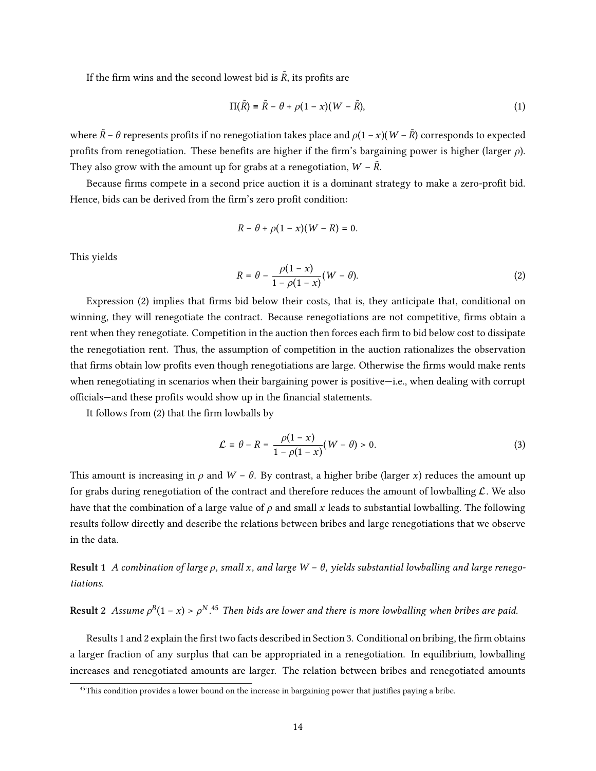If the firm wins and the second lowest bid is $\tilde{R}$, its profits are

$$\Pi(\tilde{R}) \equiv \tilde{R} - \theta + \rho(1-x)(W - \tilde{R}), \tag{1}$$

where $\tilde{R} - \theta$ represents profits if no renegotiation takes place and $\rho(1-x)(W - \tilde{R})$ corresponds to expected profits from renegotiation. These benefits are higher if the firm's bargaining power is higher (larger $\rho$). They also grow with the amount up for grabs at a renegotiation, $W - \tilde{R}$.

Because firms compete in a second price auction it is a dominant strategy to make a zero-profit bid. Hence, bids can be derived from the firm's zero profit condition:

$$R - \theta + \rho(1-x)(W - R) = 0.$$

This yields

$$R = \theta - \frac{\rho(1-x)}{1-\rho(1-x)}(W - \theta). \tag{2}$$

Expression (2) implies that firms bid below their costs, that is, they anticipate that, conditional on winning, they will renegotiate the contract. Because renegotiations are not competitive, firms obtain a rent when they renegotiate. Competition in the auction then forces each firm to bid below cost to dissipate the renegotiation rent. Thus, the assumption of competition in the auction rationalizes the observation that firms obtain low profits even though renegotiations are large. Otherwise the firms would make rents when renegotiating in scenarios when their bargaining power is positive—i.e., when dealing with corrupt officials—and these profits would show up in the financial statements.

It follows from (2) that the firm lowballs by

$$\mathcal{L} \equiv \theta - R = \frac{\rho(1-x)}{1-\rho(1-x)}(W - \theta) > 0. \tag{3}$$

This amount is increasing in $\rho$ and $W - \theta$. By contrast, a higher bribe (larger $x$) reduces the amount up for grabs during renegotiation of the contract and therefore reduces the amount of lowballing $\mathcal{L}$. We also have that the combination of a large value of $\rho$ and small $x$ leads to substantial lowballing. The following results follow directly and describe the relations between bribes and large renegotiations that we observe in the data.

**Result 1** *A combination of large $\rho$, small $x$, and large $W - \theta$, yields substantial lowballing and large renegotiations.*

**Result 2** *Assume $\rho^B(1-x) > \rho^N$.*[45] *Then bids are lower and there is more lowballing when bribes are paid.*

Results 1 and 2 explain the first two facts described in Section 3. Conditional on bribing, the firm obtains a larger fraction of any surplus that can be appropriated in a renegotiation. In equilibrium, lowballing increases and renegotiated amounts are larger. The relation between bribes and renegotiated amounts

[45] This condition provides a lower bound on the increase in bargaining power that justifies paying a bribe.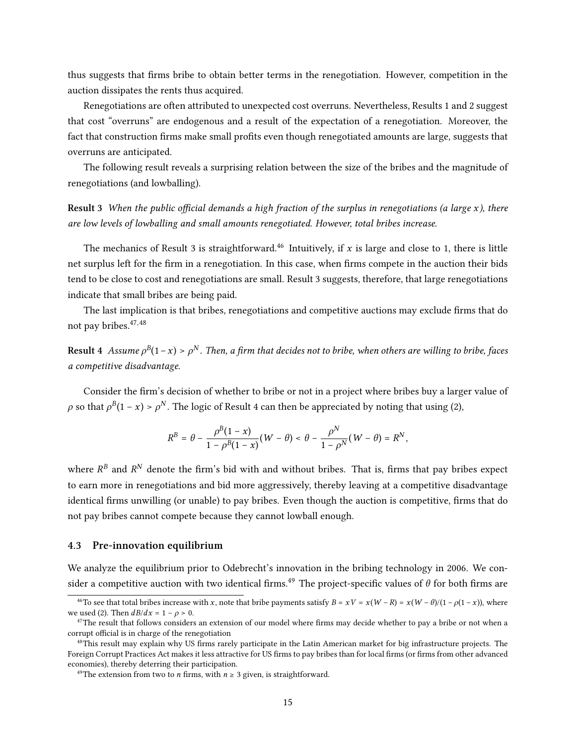thus suggests that firms bribe to obtain better terms in the renegotiation. However, competition in the auction dissipates the rents thus acquired.

Renegotiations are often attributed to unexpected cost overruns. Nevertheless, Results 1 and 2 suggest that cost "overruns" are endogenous and a result of the expectation of a renegotiation. Moreover, the fact that construction firms make small profits even though renegotiated amounts are large, suggests that overruns are anticipated.

The following result reveals a surprising relation between the size of the bribes and the magnitude of renegotiations (and lowballing).

**Result 3** *When the public official demands a high fraction of the surplus in renegotiations (a large $x$), there are low levels of lowballing and small amounts renegotiated. However, total bribes increase.*

The mechanics of Result 3 is straightforward.[46] Intuitively, if $x$ is large and close to 1, there is little net surplus left for the firm in a renegotiation. In this case, when firms compete in the auction their bids tend to be close to cost and renegotiations are small. Result 3 suggests, therefore, that large renegotiations indicate that small bribes are being paid.

The last implication is that bribes, renegotiations and competitive auctions may exclude firms that do not pay bribes.[47,48]

**Result 4** *Assume $\rho^B(1-x) > \rho^N$. Then, a firm that decides not to bribe, when others are willing to bribe, faces a competitive disadvantage.*

Consider the firm's decision of whether to bribe or not in a project where bribes buy a larger value of $\rho$ so that $\rho^B(1-x) > \rho^N$. The logic of Result 4 can then be appreciated by noting that using (2),

$$R^B = \theta - \frac{\rho^B(1-x)}{1-\rho^B(1-x)}(W-\theta) < \theta - \frac{\rho^N}{1-\rho^N}(W-\theta) = R^N,$$

where $R^B$ and $R^N$ denote the firm's bid with and without bribes. That is, firms that pay bribes expect to earn more in renegotiations and bid more aggressively, thereby leaving at a competitive disadvantage identical firms unwilling (or unable) to pay bribes. Even though the auction is competitive, firms that do not pay bribes cannot compete because they cannot lowball enough.

### 4.3 Pre-innovation equilibrium

We analyze the equilibrium prior to Odebrecht's innovation in the bribing technology in 2006. We consider a competitive auction with two identical firms.[49] The project-specific values of $\theta$ for both firms are

---

[46] To see that total bribes increase with $x$, note that bribe payments satisfy $B = xV = x(W-R) = x(W-\theta)/(1-\rho(1-x))$, where we used (2). Then $dB/dx = 1-\rho > 0$.

[47] The result that follows considers an extension of our model where firms may decide whether to pay a bribe or not when a corrupt official is in charge of the renegotiation

[48] This result may explain why US firms rarely participate in the Latin American market for big infrastructure projects. The Foreign Corrupt Practices Act makes it less attractive for US firms to pay bribes than for local firms (or firms from other advanced economies), thereby deterring their participation.

[49] The extension from two to $n$ firms, with $n \geq 3$ given, is straightforward.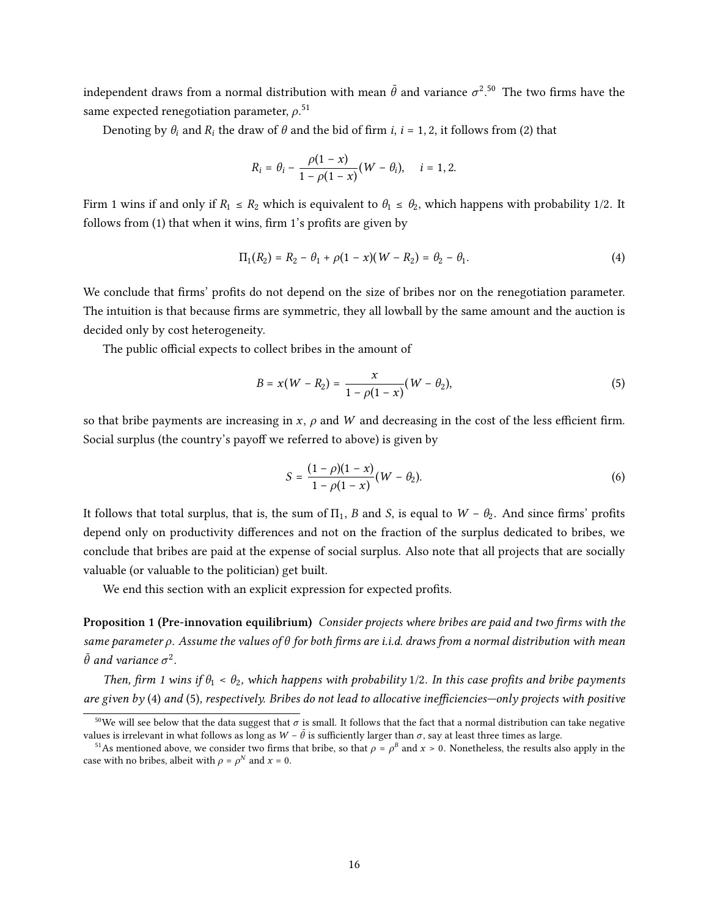independent draws from a normal distribution with mean $\bar{\theta}$ and variance $\sigma^2$.[50] The two firms have the same expected renegotiation parameter, $\rho$.[51]

Denoting by $\theta_i$ and $R_i$ the draw of $\theta$ and the bid of firm $i$, $i = 1, 2$, it follows from (2) that

$$R_i = \theta_i - \frac{\rho(1-x)}{1-\rho(1-x)}(W - \theta_i), \quad i = 1, 2.$$

Firm 1 wins if and only if $R_1 \leq R_2$ which is equivalent to $\theta_1 \leq \theta_2$, which happens with probability 1/2. It follows from (1) that when it wins, firm 1's profits are given by

$$\Pi_1(R_2) = R_2 - \theta_1 + \rho(1-x)(W - R_2) = \theta_2 - \theta_1. \tag{4}$$

We conclude that firms' profits do not depend on the size of bribes nor on the renegotiation parameter. The intuition is that because firms are symmetric, they all lowball by the same amount and the auction is decided only by cost heterogeneity.

The public official expects to collect bribes in the amount of

$$B = x(W - R_2) = \frac{x}{1-\rho(1-x)}(W - \theta_2), \tag{5}$$

so that bribe payments are increasing in $x$, $\rho$ and $W$ and decreasing in the cost of the less efficient firm. Social surplus (the country's payoff we referred to above) is given by

$$S = \frac{(1-\rho)(1-x)}{1-\rho(1-x)}(W - \theta_2). \tag{6}$$

It follows that total surplus, that is, the sum of $\Pi_1$, $B$ and $S$, is equal to $W - \theta_2$. And since firms' profits depend only on productivity differences and not on the fraction of the surplus dedicated to bribes, we conclude that bribes are paid at the expense of social surplus. Also note that all projects that are socially valuable (or valuable to the politician) get built.

We end this section with an explicit expression for expected profits.

**Proposition 1 (Pre-innovation equilibrium)** *Consider projects where bribes are paid and two firms with the same parameter $\rho$. Assume the values of $\theta$ for both firms are i.i.d. draws from a normal distribution with mean $\bar{\theta}$ and variance $\sigma^2$.*

*Then, firm 1 wins if $\theta_1 < \theta_2$, which happens with probability 1/2. In this case profits and bribe payments are given by (4) and (5), respectively. Bribes do not lead to allocative inefficiencies—only projects with positive*

[50] We will see below that the data suggest that $\sigma$ is small. It follows that the fact that a normal distribution can take negative values is irrelevant in what follows as long as $W - \bar{\theta}$ is sufficiently larger than $\sigma$, say at least three times as large.

[51] As mentioned above, we consider two firms that bribe, so that $\rho = \rho^B$ and $x > 0$. Nonetheless, the results also apply in the case with no bribes, albeit with $\rho = \rho^N$ and $x = 0$.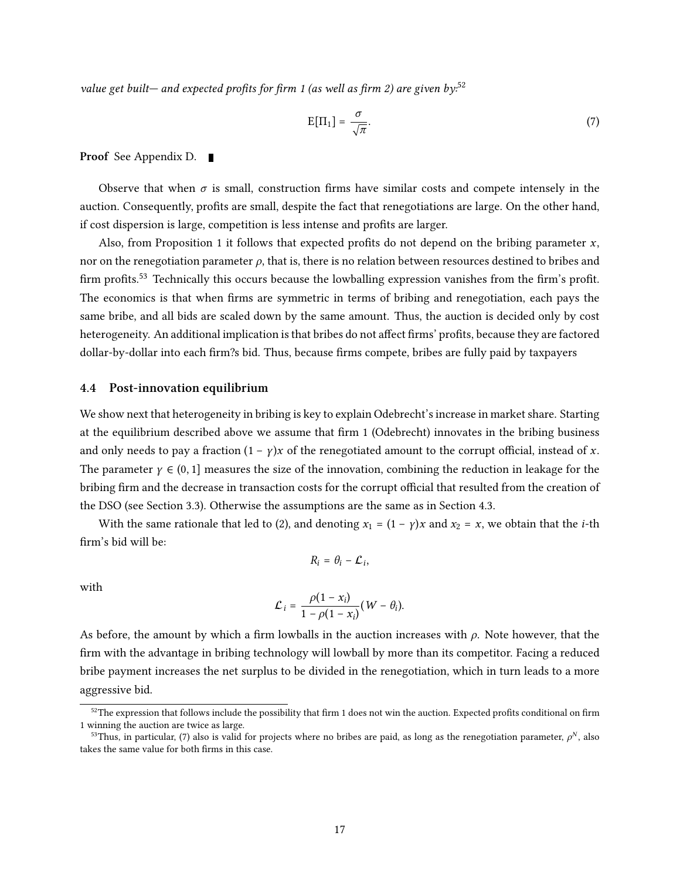*value get built— and expected profits for firm 1 (as well as firm 2) are given by:*[52]

$$
\mathrm{E}[\Pi_1] = \frac{\sigma}{\sqrt{\pi}}. \tag{7}
$$

**Proof** See Appendix D. ∎

Observe that when $\sigma$ is small, construction firms have similar costs and compete intensely in the auction. Consequently, profits are small, despite the fact that renegotiations are large. On the other hand, if cost dispersion is large, competition is less intense and profits are larger.

Also, from Proposition 1 it follows that expected profits do not depend on the bribing parameter $x$, nor on the renegotiation parameter $\rho$, that is, there is no relation between resources destined to bribes and firm profits.[53] Technically this occurs because the lowballing expression vanishes from the firm's profit. The economics is that when firms are symmetric in terms of bribing and renegotiation, each pays the same bribe, and all bids are scaled down by the same amount. Thus, the auction is decided only by cost heterogeneity. An additional implication is that bribes do not affect firms' profits, because they are factored dollar-by-dollar into each firm?s bid. Thus, because firms compete, bribes are fully paid by taxpayers

### 4.4 Post-innovation equilibrium

We show next that heterogeneity in bribing is key to explain Odebrecht's increase in market share. Starting at the equilibrium described above we assume that firm 1 (Odebrecht) innovates in the bribing business and only needs to pay a fraction $(1-\gamma)x$ of the renegotiated amount to the corrupt official, instead of $x$. The parameter $\gamma \in (0, 1]$ measures the size of the innovation, combining the reduction in leakage for the bribing firm and the decrease in transaction costs for the corrupt official that resulted from the creation of the DSO (see Section 3.3). Otherwise the assumptions are the same as in Section 4.3.

With the same rationale that led to (2), and denoting $x_1 = (1-\gamma)x$ and $x_2 = x$, we obtain that the $i$-th firm's bid will be:

$$
R_i = \theta_i - \mathcal{L}_i,
$$

with

$$
\mathcal{L}_i = \frac{\rho(1-x_i)}{1-\rho(1-x_i)}(W - \theta_i).
$$

As before, the amount by which a firm lowballs in the auction increases with $\rho$. Note however, that the firm with the advantage in bribing technology will lowball by more than its competitor. Facing a reduced bribe payment increases the net surplus to be divided in the renegotiation, which in turn leads to a more aggressive bid.

---

[52] The expression that follows include the possibility that firm 1 does not win the auction. Expected profits conditional on firm 1 winning the auction are twice as large.

[53] Thus, in particular, (7) also is valid for projects where no bribes are paid, as long as the renegotiation parameter, $\rho^N$, also takes the same value for both firms in this case.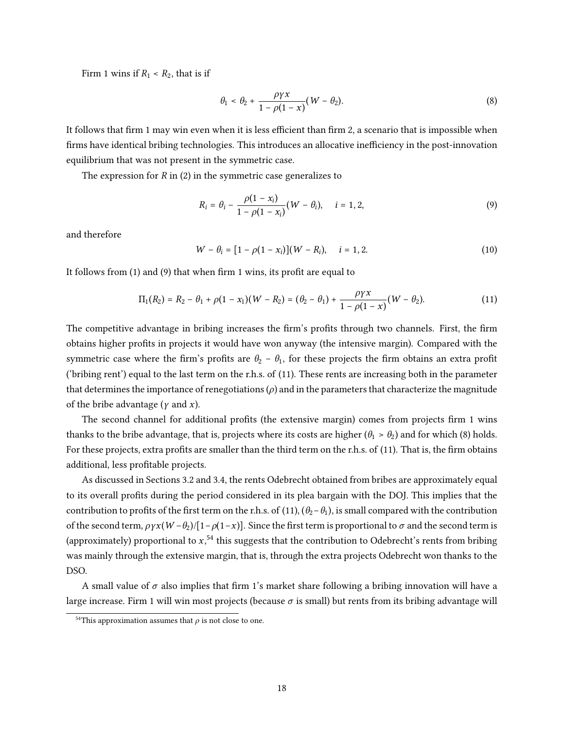Firm 1 wins if $R_1 < R_2$, that is if

$$\theta_1 < \theta_2 + \frac{\rho\gamma x}{1 - \rho(1 - x)}(W - \theta_2). \tag{8}$$

It follows that firm 1 may win even when it is less efficient than firm 2, a scenario that is impossible when firms have identical bribing technologies. This introduces an allocative inefficiency in the post-innovation equilibrium that was not present in the symmetric case.

The expression for $R$ in (2) in the symmetric case generalizes to

$$R_i = \theta_i - \frac{\rho(1 - x_i)}{1 - \rho(1 - x_i)}(W - \theta_i), \quad i = 1, 2, \tag{9}$$

and therefore

$$W - \theta_i = [1 - \rho(1 - x_i)](W - R_i), \quad i = 1, 2. \tag{10}$$

It follows from (1) and (9) that when firm 1 wins, its profit are equal to

$$\Pi_1(R_2) = R_2 - \theta_1 + \rho(1 - x_1)(W - R_2) = (\theta_2 - \theta_1) + \frac{\rho\gamma x}{1 - \rho(1 - x)}(W - \theta_2). \tag{11}$$

The competitive advantage in bribing increases the firm's profits through two channels. First, the firm obtains higher profits in projects it would have won anyway (the intensive margin). Compared with the symmetric case where the firm's profits are $\theta_2 - \theta_1$, for these projects the firm obtains an extra profit ('bribing rent') equal to the last term on the r.h.s. of (11). These rents are increasing both in the parameter that determines the importance of renegotiations ($\rho$) and in the parameters that characterize the magnitude of the bribe advantage ($\gamma$ and $x$).

The second channel for additional profits (the extensive margin) comes from projects firm 1 wins thanks to the bribe advantage, that is, projects where its costs are higher ($\theta_1 > \theta_2$) and for which (8) holds. For these projects, extra profits are smaller than the third term on the r.h.s. of (11). That is, the firm obtains additional, less profitable projects.

As discussed in Sections 3.2 and 3.4, the rents Odebrecht obtained from bribes are approximately equal to its overall profits during the period considered in its plea bargain with the DOJ. This implies that the contribution to profits of the first term on the r.h.s. of (11), $(\theta_2 - \theta_1)$, is small compared with the contribution of the second term, $\rho\gamma x(W - \theta_2)/[1 - \rho(1 - x)]$. Since the first term is proportional to $\sigma$ and the second term is (approximately) proportional to $x$,[54] this suggests that the contribution to Odebrecht's rents from bribing was mainly through the extensive margin, that is, through the extra projects Odebrecht won thanks to the DSO.

A small value of $\sigma$ also implies that firm 1's market share following a bribing innovation will have a large increase. Firm 1 will win most projects (because $\sigma$ is small) but rents from its bribing advantage will

[54] This approximation assumes that $\rho$ is not close to one.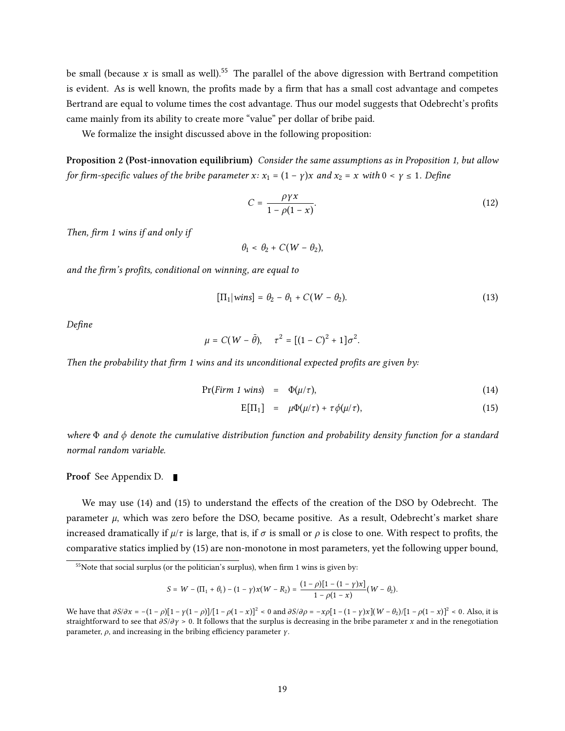be small (because $x$ is small as well).[55] The parallel of the above digression with Bertrand competition is evident. As is well known, the profits made by a firm that has a small cost advantage and competes Bertrand are equal to volume times the cost advantage. Thus our model suggests that Odebrecht's profits came mainly from its ability to create more "value" per dollar of bribe paid.

We formalize the insight discussed above in the following proposition:

**Proposition 2 (Post-innovation equilibrium)** *Consider the same assumptions as in Proposition 1, but allow for firm-specific values of the bribe parameter $x$: $x_1 = (1-\gamma)x$ and $x_2 = x$ with $0 < \gamma \leq 1$. Define*

$$C = \frac{\rho \gamma x}{1 - \rho(1-x)}. \tag{12}$$

*Then, firm 1 wins if and only if*

$$\theta_1 < \theta_2 + C(W - \theta_2),$$

*and the firm's profits, conditional on winning, are equal to*

$$[\Pi_1 | wins] = \theta_2 - \theta_1 + C(W - \theta_2). \tag{13}$$

*Define*

$$\mu = C(W - \bar{\theta}), \quad \tau^2 = [(1-C)^2 + 1]\sigma^2.$$

*Then the probability that firm 1 wins and its unconditional expected profits are given by:*

$$\Pr(\textit{Firm 1 wins}) = \Phi(\mu/\tau), \tag{14}$$

$$\mathrm{E}[\Pi_1] = \mu \Phi(\mu/\tau) + \tau \phi(\mu/\tau), \tag{15}$$

*where $\Phi$ and $\phi$ denote the cumulative distribution function and probability density function for a standard normal random variable.*

**Proof** See Appendix D. ∎

We may use (14) and (15) to understand the effects of the creation of the DSO by Odebrecht. The parameter $\mu$, which was zero before the DSO, became positive. As a result, Odebrecht's market share increased dramatically if $\mu/\tau$ is large, that is, if $\sigma$ is small or $\rho$ is close to one. With respect to profits, the comparative statics implied by (15) are non-monotone in most parameters, yet the following upper bound,

[55] Note that social surplus (or the politician's surplus), when firm 1 wins is given by:

$$S = W - (\Pi_1 + \theta_1) - (1-\gamma)x(W - R_2) = \frac{(1-\rho)[1-(1-\gamma)x]}{1-\rho(1-x)}(W - \theta_2).$$

We have that $\partial S/\partial x = -(1-\rho)[1-\gamma(1-\rho)]/[1-\rho(1-x)]^2 < 0$ and $\partial S/\partial \rho = -x\rho[1-(1-\gamma)x](W-\theta_2)/[1-\rho(1-x)]^2 < 0$. Also, it is straightforward to see that $\partial S/\partial \gamma > 0$. It follows that the surplus is decreasing in the bribe parameter $x$ and in the renegotiation parameter, $\rho$, and increasing in the bribing efficiency parameter $\gamma$.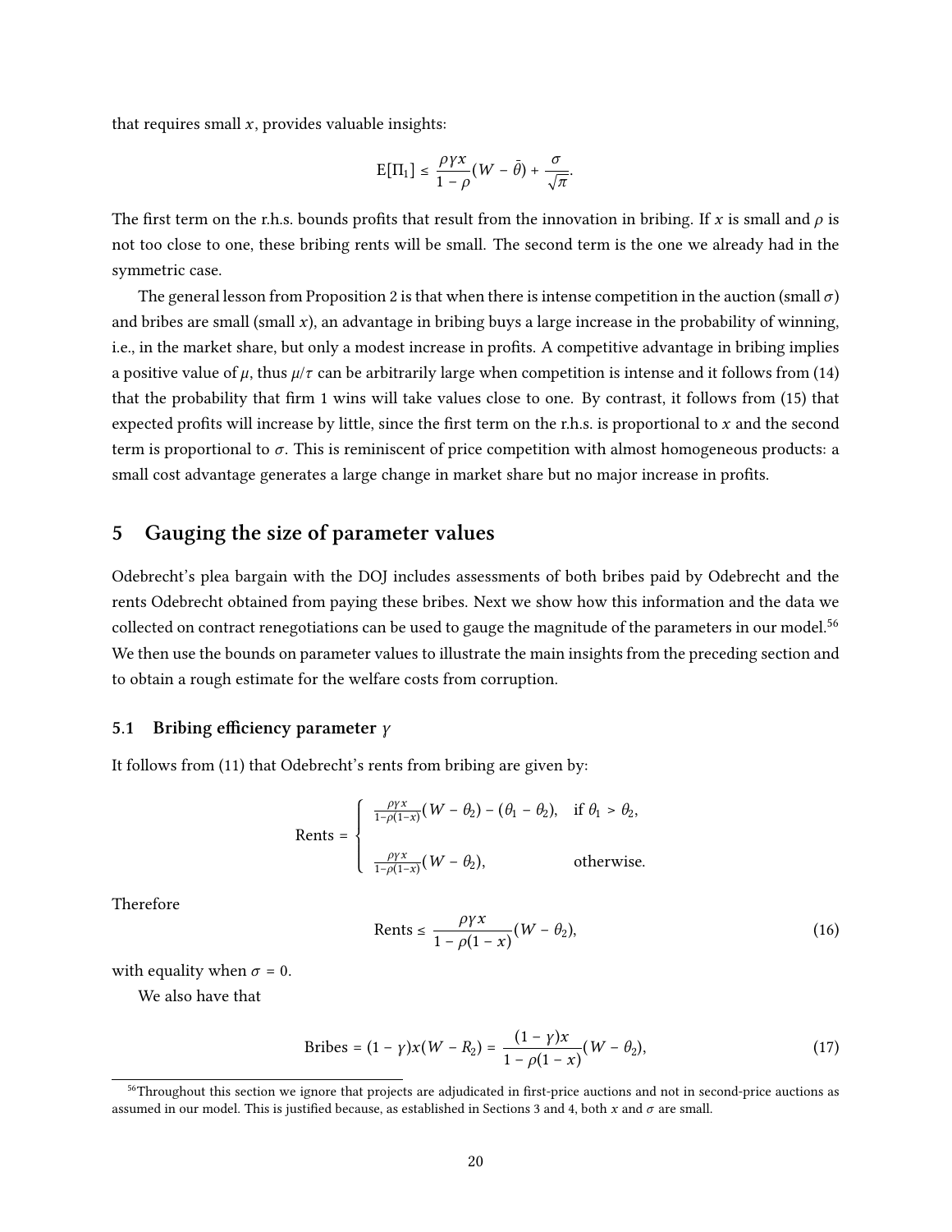that requires small $x$, provides valuable insights:

$$\mathrm{E}[\Pi_1] \leq \frac{\rho\gamma x}{1-\rho}(W-\bar{\theta}) + \frac{\sigma}{\sqrt{\pi}}.$$

The first term on the r.h.s. bounds profits that result from the innovation in bribing. If $x$ is small and $\rho$ is not too close to one, these bribing rents will be small. The second term is the one we already had in the symmetric case.

The general lesson from Proposition 2 is that when there is intense competition in the auction (small $\sigma$) and bribes are small (small $x$), an advantage in bribing buys a large increase in the probability of winning, i.e., in the market share, but only a modest increase in profits. A competitive advantage in bribing implies a positive value of $\mu$, thus $\mu/\tau$ can be arbitrarily large when competition is intense and it follows from (14) that the probability that firm 1 wins will take values close to one. By contrast, it follows from (15) that expected profits will increase by little, since the first term on the r.h.s. is proportional to $x$ and the second term is proportional to $\sigma$. This is reminiscent of price competition with almost homogeneous products: a small cost advantage generates a large change in market share but no major increase in profits.

# 5 Gauging the size of parameter values

Odebrecht's plea bargain with the DOJ includes assessments of both bribes paid by Odebrecht and the rents Odebrecht obtained from paying these bribes. Next we show how this information and the data we collected on contract renegotiations can be used to gauge the magnitude of the parameters in our model.[56] We then use the bounds on parameter values to illustrate the main insights from the preceding section and to obtain a rough estimate for the welfare costs from corruption.

## 5.1 Bribing efficiency parameter $\gamma$

It follows from (11) that Odebrecht's rents from bribing are given by:

$$\text{Rents} = \begin{cases} \frac{\rho\gamma x}{1-\rho(1-x)}(W-\theta_2) - (\theta_1 - \theta_2), & \text{if } \theta_1 > \theta_2, \\[2ex] \frac{\rho\gamma x}{1-\rho(1-x)}(W-\theta_2), & \text{otherwise.} \end{cases}$$

Therefore

$$\text{Rents} \leq \frac{\rho\gamma x}{1-\rho(1-x)}(W-\theta_2), \tag{16}$$

with equality when $\sigma = 0$.

We also have that

$$\text{Bribes} = (1-\gamma)x(W-R_2) = \frac{(1-\gamma)x}{1-\rho(1-x)}(W-\theta_2), \tag{17}$$

[56] Throughout this section we ignore that projects are adjudicated in first-price auctions and not in second-price auctions as assumed in our model. This is justified because, as established in Sections 3 and 4, both $x$ and $\sigma$ are small.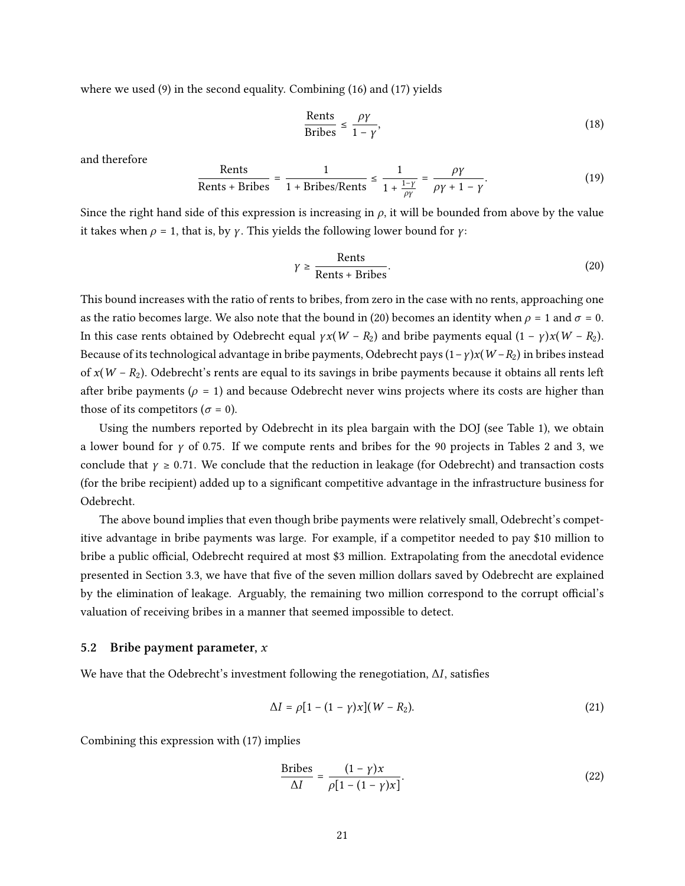where we used (9) in the second equality. Combining (16) and (17) yields

$$\frac{\text{Rents}}{\text{Bribes}} \leq \frac{\rho\gamma}{1-\gamma}, \tag{18}$$

and therefore

$$\frac{\text{Rents}}{\text{Rents} + \text{Bribes}} = \frac{1}{1 + \text{Bribes}/\text{Rents}} \leq \frac{1}{1 + \frac{1-\gamma}{\rho\gamma}} = \frac{\rho\gamma}{\rho\gamma + 1 - \gamma}. \tag{19}$$

Since the right hand side of this expression is increasing in $\rho$, it will be bounded from above by the value it takes when $\rho = 1$, that is, by $\gamma$. This yields the following lower bound for $\gamma$:

$$\gamma \geq \frac{\text{Rents}}{\text{Rents} + \text{Bribes}}. \tag{20}$$

This bound increases with the ratio of rents to bribes, from zero in the case with no rents, approaching one as the ratio becomes large. We also note that the bound in (20) becomes an identity when $\rho = 1$ and $\sigma = 0$. In this case rents obtained by Odebrecht equal $\gamma x(W - R_2)$ and bribe payments equal $(1 - \gamma)x(W - R_2)$. Because of its technological advantage in bribe payments, Odebrecht pays $(1-\gamma)x(W-R_2)$ in bribes instead of $x(W - R_2)$. Odebrecht's rents are equal to its savings in bribe payments because it obtains all rents left after bribe payments ($\rho = 1$) and because Odebrecht never wins projects where its costs are higher than those of its competitors ($\sigma = 0$).

Using the numbers reported by Odebrecht in its plea bargain with the DOJ (see Table 1), we obtain a lower bound for $\gamma$ of 0.75. If we compute rents and bribes for the 90 projects in Tables 2 and 3, we conclude that $\gamma \geq 0.71$. We conclude that the reduction in leakage (for Odebrecht) and transaction costs (for the bribe recipient) added up to a significant competitive advantage in the infrastructure business for Odebrecht.

The above bound implies that even though bribe payments were relatively small, Odebrecht's competitive advantage in bribe payments was large. For example, if a competitor needed to pay \$10 million to bribe a public official, Odebrecht required at most \$3 million. Extrapolating from the anecdotal evidence presented in Section 3.3, we have that five of the seven million dollars saved by Odebrecht are explained by the elimination of leakage. Arguably, the remaining two million correspond to the corrupt official's valuation of receiving bribes in a manner that seemed impossible to detect.

## 5.2 Bribe payment parameter, $x$

We have that the Odebrecht's investment following the renegotiation, $\Delta I$, satisfies

$$\Delta I = \rho[1 - (1 - \gamma)x](W - R_2). \tag{21}$$

Combining this expression with (17) implies

$$\frac{\text{Bribes}}{\Delta I} = \frac{(1-\gamma)x}{\rho[1 - (1 - \gamma)x]}. \tag{22}$$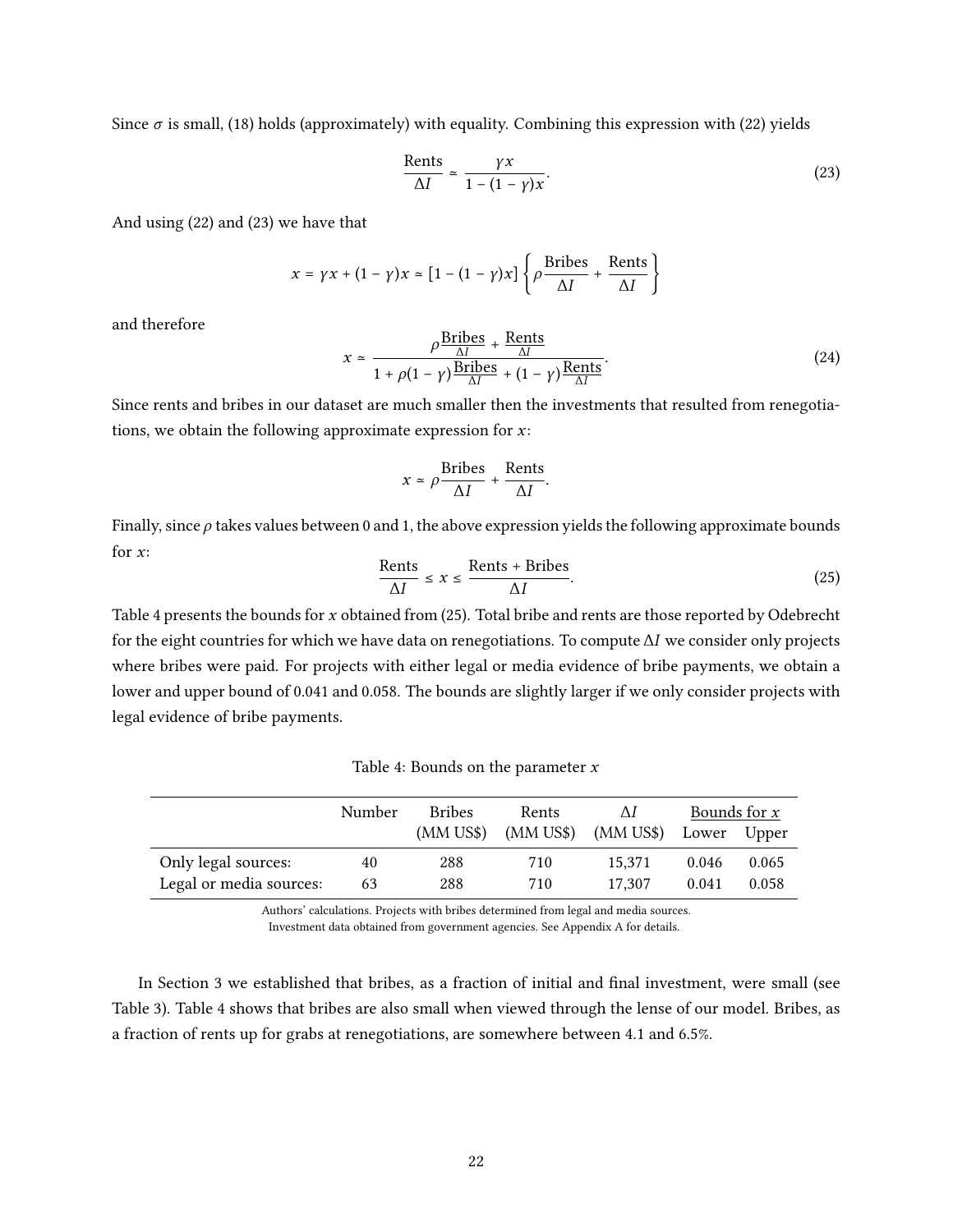Since $\sigma$ is small, (18) holds (approximately) with equality. Combining this expression with (22) yields

$$\frac{\text{Rents}}{\Delta I} \simeq \frac{\gamma x}{1-(1-\gamma)x}. \tag{23}$$

And using (22) and (23) we have that

$$x = \gamma x + (1-\gamma)x \simeq [1-(1-\gamma)x]\left\{\rho\frac{\text{Bribes}}{\Delta I} + \frac{\text{Rents}}{\Delta I}\right\}$$

and therefore

$$x \simeq \frac{\rho\frac{\text{Bribes}}{\Delta I} + \frac{\text{Rents}}{\Delta I}}{1+\rho(1-\gamma)\frac{\text{Bribes}}{\Delta I} + (1-\gamma)\frac{\text{Rents}}{\Delta I}}. \tag{24}$$

Since rents and bribes in our dataset are much smaller then the investments that resulted from renegotiations, we obtain the following approximate expression for $x$:

$$x \simeq \rho\frac{\text{Bribes}}{\Delta I} + \frac{\text{Rents}}{\Delta I}.$$

Finally, since $\rho$ takes values between 0 and 1, the above expression yields the following approximate bounds for $x$:

$$\frac{\text{Rents}}{\Delta I} \leq x \leq \frac{\text{Rents} + \text{Bribes}}{\Delta I}. \tag{25}$$

Table 4 presents the bounds for $x$ obtained from (25). Total bribe and rents are those reported by Odebrecht for the eight countries for which we have data on renegotiations. To compute $\Delta I$ we consider only projects where bribes were paid. For projects with either legal or media evidence of bribe payments, we obtain a lower and upper bound of 0.041 and 0.058. The bounds are slightly larger if we only consider projects with legal evidence of bribe payments.

Table 4: Bounds on the parameter $x$

| | Number | Bribes (MM US\$) | Rents (MM US\$) | $\Delta I$ (MM US\$) | Bounds for $x$ | |
|---|---|---|---|---|---|---|
| | | | | | Lower | Upper |
| Only legal sources: | 40 | 288 | 710 | 15,371 | 0.046 | 0.065 |
| Legal or media sources: | 63 | 288 | 710 | 17,307 | 0.041 | 0.058 |

Authors' calculations. Projects with bribes determined from legal and media sources.
Investment data obtained from government agencies. See Appendix A for details.

In Section 3 we established that bribes, as a fraction of initial and final investment, were small (see Table 3). Table 4 shows that bribes are also small when viewed through the lense of our model. Bribes, as a fraction of rents up for grabs at renegotiations, are somewhere between 4.1 and 6.5%.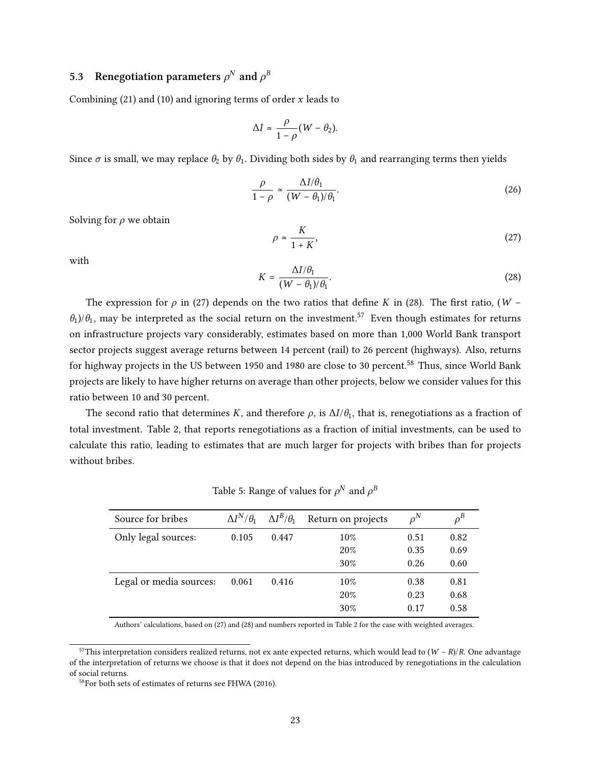### 5.3 Renegotiation parameters $\rho^N$ and $\rho^B$

Combining (21) and (10) and ignoring terms of order $x$ leads to

$$\Delta I \simeq \frac{\rho}{1-\rho}(W - \theta_2).$$

Since $\sigma$ is small, we may replace $\theta_2$ by $\theta_1$. Dividing both sides by $\theta_1$ and rearranging terms then yields

$$\frac{\rho}{1-\rho} \simeq \frac{\Delta I/\theta_1}{(W - \theta_1)/\theta_1}. \tag{26}$$

Solving for $\rho$ we obtain

$$\rho \simeq \frac{K}{1+K}, \tag{27}$$

with

$$K = \frac{\Delta I/\theta_1}{(W - \theta_1)/\theta_1}. \tag{28}$$

The expression for $\rho$ in (27) depends on the two ratios that define $K$ in (28). The first ratio, $(W - \theta_1)/\theta_1$, may be interpreted as the social return on the investment.[57] Even though estimates for returns on infrastructure projects vary considerably, estimates based on more than 1,000 World Bank transport sector projects suggest average returns between 14 percent (rail) to 26 percent (highways). Also, returns for highway projects in the US between 1950 and 1980 are close to 30 percent.[58] Thus, since World Bank projects are likely to have higher returns on average than other projects, below we consider values for this ratio between 10 and 30 percent.

The second ratio that determines $K$, and therefore $\rho$, is $\Delta I/\theta_1$, that is, renegotiations as a fraction of total investment. Table 2, that reports renegotiations as a fraction of initial investments, can be used to calculate this ratio, leading to estimates that are much larger for projects with bribes than for projects without bribes.

Table 5: Range of values for $\rho^N$ and $\rho^B$

| Source for bribes | $\Delta I^N/\theta_1$ | $\Delta I^B/\theta_1$ | Return on projects | $\rho^N$ | $\rho^B$ |
|---|---|---|---|---|---|
| Only legal sources: | 0.105 | 0.447 | 10% | 0.51 | 0.82 |
| | | | 20% | 0.35 | 0.69 |
| | | | 30% | 0.26 | 0.60 |
| Legal or media sources: | 0.061 | 0.416 | 10% | 0.38 | 0.81 |
| | | | 20% | 0.23 | 0.68 |
| | | | 30% | 0.17 | 0.58 |

Authors' calculations, based on (27) and (28) and numbers reported in Table 2 for the case with weighted averages.

[57] This interpretation considers realized returns, not ex ante expected returns, which would lead to $(W - R)/R$. One advantage of the interpretation of returns we choose is that it does not depend on the bias introduced by renegotiations in the calculation of social returns.

[58] For both sets of estimates of returns see FHWA (2016).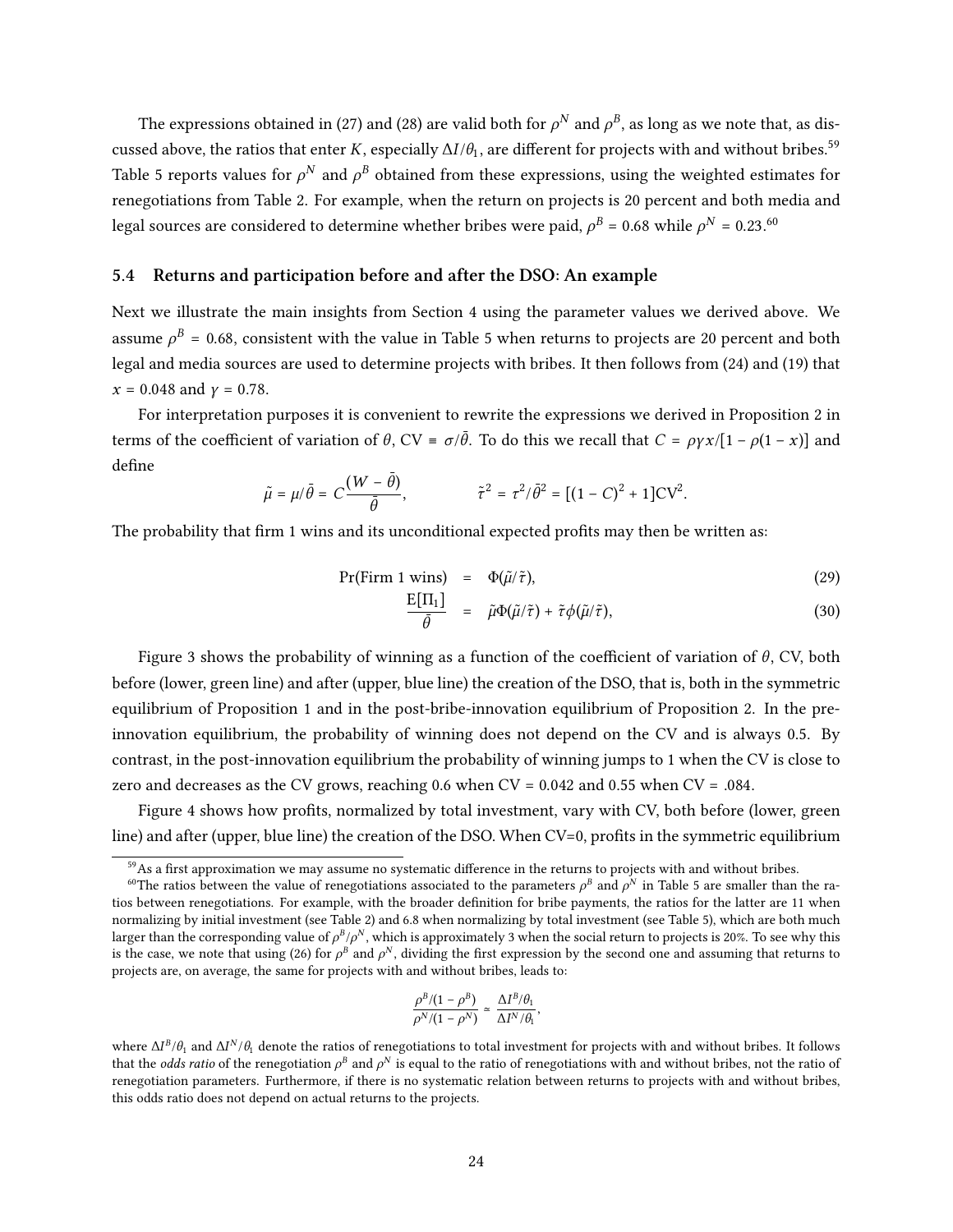The expressions obtained in (27) and (28) are valid both for $\rho^N$ and $\rho^B$, as long as we note that, as discussed above, the ratios that enter $K$, especially $\Delta I/\theta_1$, are different for projects with and without bribes.[59] Table 5 reports values for $\rho^N$ and $\rho^B$ obtained from these expressions, using the weighted estimates for renegotiations from Table 2. For example, when the return on projects is 20 percent and both media and legal sources are considered to determine whether bribes were paid, $\rho^B = 0.68$ while $\rho^N = 0.23$.[60]

### 5.4 Returns and participation before and after the DSO: An example

Next we illustrate the main insights from Section 4 using the parameter values we derived above. We assume $\rho^B = 0.68$, consistent with the value in Table 5 when returns to projects are 20 percent and both legal and media sources are used to determine projects with bribes. It then follows from (24) and (19) that $x = 0.048$ and $\gamma = 0.78$.

For interpretation purposes it is convenient to rewrite the expressions we derived in Proposition 2 in terms of the coefficient of variation of $\theta$, $\text{CV} \equiv \sigma/\bar{\theta}$. To do this we recall that $C = \rho\gamma x/[1-\rho(1-x)]$ and define

$$\tilde{\mu} = \mu/\bar{\theta} = C\frac{(W-\bar{\theta})}{\bar{\theta}}, \qquad \tilde{\tau}^2 = \tau^2/\bar{\theta}^2 = [(1-C)^2+1]\text{CV}^2.$$

The probability that firm 1 wins and its unconditional expected profits may then be written as:

$$\Pr(\text{Firm 1 wins}) = \Phi(\tilde{\mu}/\tilde{\tau}), \tag{29}$$

$$\frac{\text{E}[\Pi_1]}{\bar{\theta}} = \tilde{\mu}\Phi(\tilde{\mu}/\tilde{\tau}) + \tilde{\tau}\phi(\tilde{\mu}/\tilde{\tau}), \tag{30}$$

Figure 3 shows the probability of winning as a function of the coefficient of variation of $\theta$, CV, both before (lower, green line) and after (upper, blue line) the creation of the DSO, that is, both in the symmetric equilibrium of Proposition 1 and in the post-bribe-innovation equilibrium of Proposition 2. In the pre-innovation equilibrium, the probability of winning does not depend on the CV and is always 0.5. By contrast, in the post-innovation equilibrium the probability of winning jumps to 1 when the CV is close to zero and decreases as the CV grows, reaching 0.6 when CV = 0.042 and 0.55 when CV = .084.

Figure 4 shows how profits, normalized by total investment, vary with CV, both before (lower, green line) and after (upper, blue line) the creation of the DSO. When CV=0, profits in the symmetric equilibrium

---

[59] As a first approximation we may assume no systematic difference in the returns to projects with and without bribes.

[60] The ratios between the value of renegotiations associated to the parameters $\rho^B$ and $\rho^N$ in Table 5 are smaller than the ratios between renegotiations. For example, with the broader definition for bribe payments, the ratios for the latter are 11 when normalizing by initial investment (see Table 2) and 6.8 when normalizing by total investment (see Table 5), which are both much larger than the corresponding value of $\rho^B/\rho^N$, which is approximately 3 when the social return to projects is 20%. To see why this is the case, we note that using (26) for $\rho^B$ and $\rho^N$, dividing the first expression by the second one and assuming that returns to projects are, on average, the same for projects with and without bribes, leads to:

$$\frac{\rho^B/(1-\rho^B)}{\rho^N/(1-\rho^N)} \simeq \frac{\Delta I^B/\theta_1}{\Delta I^N/\theta_1},$$

where $\Delta I^B/\theta_1$ and $\Delta I^N/\theta_1$ denote the ratios of renegotiations to total investment for projects with and without bribes. It follows that the *odds ratio* of the renegotiation $\rho^B$ and $\rho^N$ is equal to the ratio of renegotiations with and without bribes, not the ratio of renegotiation parameters. Furthermore, if there is no systematic relation between returns to projects with and without bribes, this odds ratio does not depend on actual returns to the projects.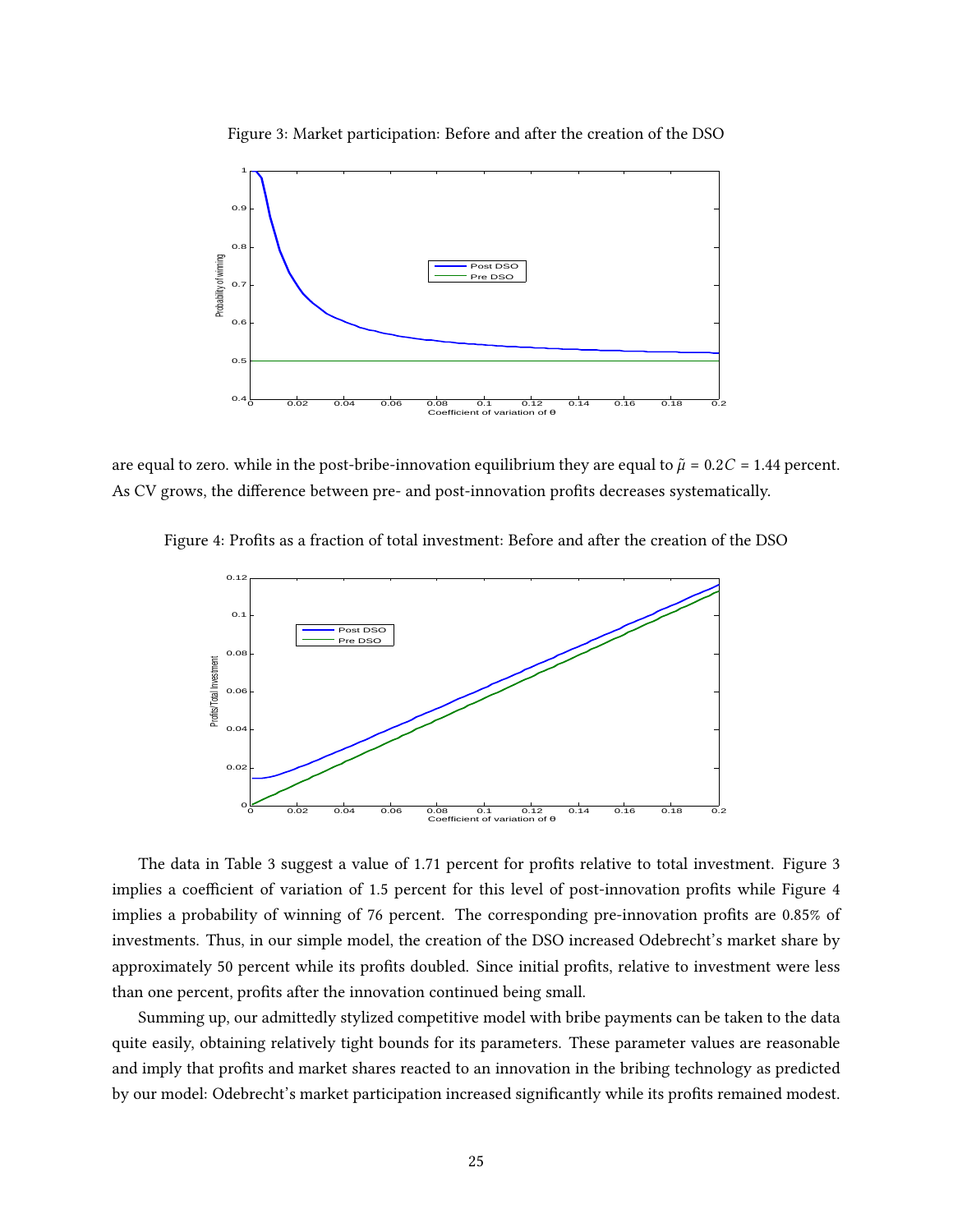Figure 3: Market participation: Before and after the creation of the DSO

are equal to zero. while in the post-bribe-innovation equilibrium they are equal to $\tilde{\mu} = 0.2C = 1.44$ percent. As CV grows, the difference between pre- and post-innovation profits decreases systematically.

Figure 4: Profits as a fraction of total investment: Before and after the creation of the DSO

The data in Table 3 suggest a value of 1.71 percent for profits relative to total investment. Figure 3 implies a coefficient of variation of 1.5 percent for this level of post-innovation profits while Figure 4 implies a probability of winning of 76 percent. The corresponding pre-innovation profits are 0.85% of investments. Thus, in our simple model, the creation of the DSO increased Odebrecht's market share by approximately 50 percent while its profits doubled. Since initial profits, relative to investment were less than one percent, profits after the innovation continued being small.

Summing up, our admittedly stylized competitive model with bribe payments can be taken to the data quite easily, obtaining relatively tight bounds for its parameters. These parameter values are reasonable and imply that profits and market shares reacted to an innovation in the bribing technology as predicted by our model: Odebrecht's market participation increased significantly while its profits remained modest.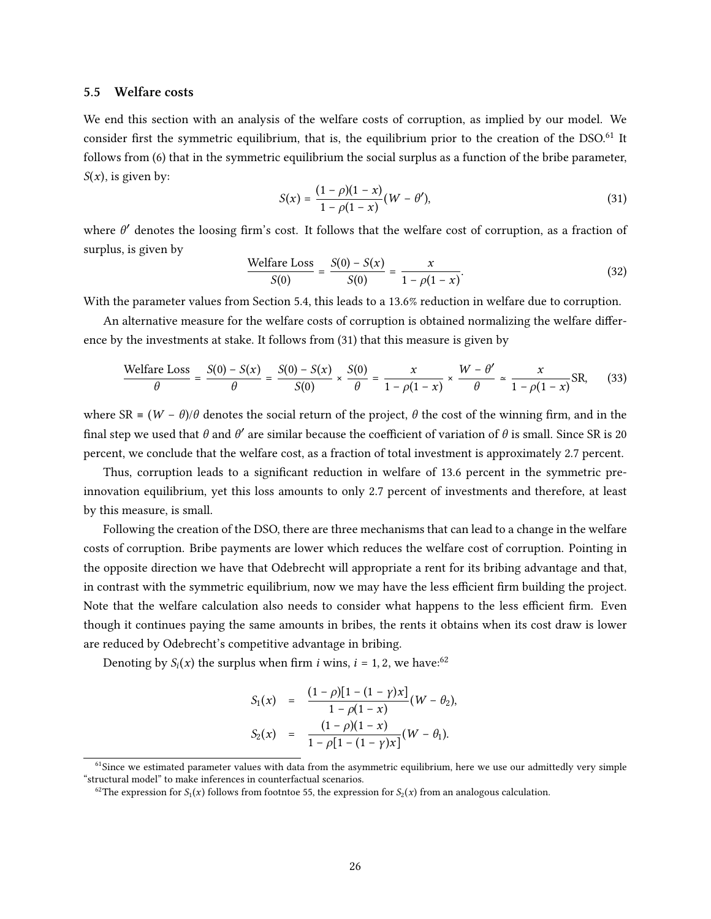### 5.5 Welfare costs

We end this section with an analysis of the welfare costs of corruption, as implied by our model. We consider first the symmetric equilibrium, that is, the equilibrium prior to the creation of the DSO.[61] It follows from (6) that in the symmetric equilibrium the social surplus as a function of the bribe parameter, $S(x)$, is given by:

$$S(x) = \frac{(1-\rho)(1-x)}{1-\rho(1-x)}(W - \theta'), \tag{31}$$

where $\theta'$ denotes the loosing firm's cost. It follows that the welfare cost of corruption, as a fraction of surplus, is given by

$$\frac{\text{Welfare Loss}}{S(0)} = \frac{S(0) - S(x)}{S(0)} = \frac{x}{1-\rho(1-x)}. \tag{32}$$

With the parameter values from Section 5.4, this leads to a 13.6% reduction in welfare due to corruption.

An alternative measure for the welfare costs of corruption is obtained normalizing the welfare difference by the investments at stake. It follows from (31) that this measure is given by

$$\frac{\text{Welfare Loss}}{\theta} = \frac{S(0) - S(x)}{\theta} = \frac{S(0) - S(x)}{S(0)} \times \frac{S(0)}{\theta} = \frac{x}{1-\rho(1-x)} \times \frac{W-\theta'}{\theta} \simeq \frac{x}{1-\rho(1-x)}\text{SR}, \tag{33}$$

where $\text{SR} \equiv (W - \theta)/\theta$ denotes the social return of the project, $\theta$ the cost of the winning firm, and in the final step we used that $\theta$ and $\theta'$ are similar because the coefficient of variation of $\theta$ is small. Since SR is 20 percent, we conclude that the welfare cost, as a fraction of total investment is approximately 2.7 percent.

Thus, corruption leads to a significant reduction in welfare of 13.6 percent in the symmetric pre-innovation equilibrium, yet this loss amounts to only 2.7 percent of investments and therefore, at least by this measure, is small.

Following the creation of the DSO, there are three mechanisms that can lead to a change in the welfare costs of corruption. Bribe payments are lower which reduces the welfare cost of corruption. Pointing in the opposite direction we have that Odebrecht will appropriate a rent for its bribing advantage and that, in contrast with the symmetric equilibrium, now we may have the less efficient firm building the project. Note that the welfare calculation also needs to consider what happens to the less efficient firm. Even though it continues paying the same amounts in bribes, the rents it obtains when its cost draw is lower are reduced by Odebrecht's competitive advantage in bribing.

Denoting by $S_i(x)$ the surplus when firm $i$ wins, $i = 1, 2$, we have:[62]

$$S_1(x) = \frac{(1-\rho)[1-(1-\gamma)x]}{1-\rho(1-x)}(W - \theta_2),$$

$$S_2(x) = \frac{(1-\rho)(1-x)}{1-\rho[1-(1-\gamma)x]}(W - \theta_1).$$

---

[61] Since we estimated parameter values with data from the asymmetric equilibrium, here we use our admittedly very simple "structural model" to make inferences in counterfactual scenarios.

[62] The expression for $S_1(x)$ follows from footntoe 55, the expression for $S_2(x)$ from an analogous calculation.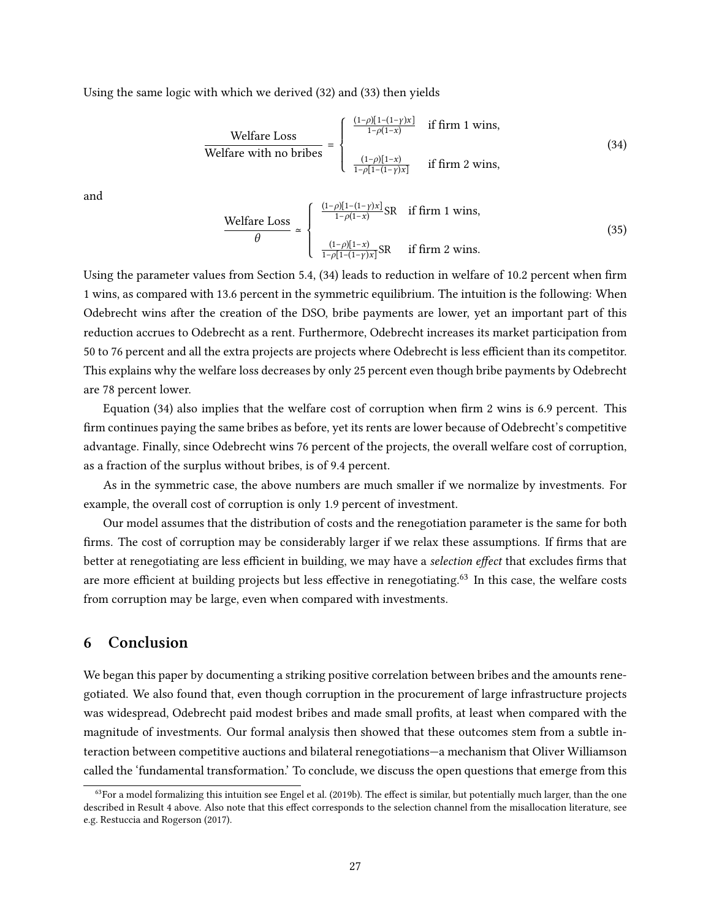Using the same logic with which we derived (32) and (33) then yields

$$
\frac{\text{Welfare Loss}}{\text{Welfare with no bribes}} = \begin{cases} \frac{(1-\rho)[1-(1-\gamma)x]}{1-\rho(1-x)} & \text{if firm 1 wins,} \\ \\ \frac{(1-\rho)[1-x)}{1-\rho[1-(1-\gamma)x]} & \text{if firm 2 wins,} \end{cases} \tag{34}
$$

and

$$
\frac{\text{Welfare Loss}}{\theta} \simeq \begin{cases} \frac{(1-\rho)[1-(1-\gamma)x]}{1-\rho(1-x)}\text{SR} & \text{if firm 1 wins,} \\ \\ \frac{(1-\rho)[1-x)}{1-\rho[1-(1-\gamma)x]}\text{SR} & \text{if firm 2 wins.} \end{cases} \tag{35}
$$

Using the parameter values from Section 5.4, (34) leads to reduction in welfare of 10.2 percent when firm 1 wins, as compared with 13.6 percent in the symmetric equilibrium. The intuition is the following: When Odebrecht wins after the creation of the DSO, bribe payments are lower, yet an important part of this reduction accrues to Odebrecht as a rent. Furthermore, Odebrecht increases its market participation from 50 to 76 percent and all the extra projects are projects where Odebrecht is less efficient than its competitor. This explains why the welfare loss decreases by only 25 percent even though bribe payments by Odebrecht are 78 percent lower.

Equation (34) also implies that the welfare cost of corruption when firm 2 wins is 6.9 percent. This firm continues paying the same bribes as before, yet its rents are lower because of Odebrecht's competitive advantage. Finally, since Odebrecht wins 76 percent of the projects, the overall welfare cost of corruption, as a fraction of the surplus without bribes, is of 9.4 percent.

As in the symmetric case, the above numbers are much smaller if we normalize by investments. For example, the overall cost of corruption is only 1.9 percent of investment.

Our model assumes that the distribution of costs and the renegotiation parameter is the same for both firms. The cost of corruption may be considerably larger if we relax these assumptions. If firms that are better at renegotiating are less efficient in building, we may have a *selection effect* that excludes firms that are more efficient at building projects but less effective in renegotiating.[63] In this case, the welfare costs from corruption may be large, even when compared with investments.

## 6 Conclusion

We began this paper by documenting a striking positive correlation between bribes and the amounts renegotiated. We also found that, even though corruption in the procurement of large infrastructure projects was widespread, Odebrecht paid modest bribes and made small profits, at least when compared with the magnitude of investments. Our formal analysis then showed that these outcomes stem from a subtle interaction between competitive auctions and bilateral renegotiations—a mechanism that Oliver Williamson called the 'fundamental transformation.' To conclude, we discuss the open questions that emerge from this

[63] For a model formalizing this intuition see Engel et al. (2019b). The effect is similar, but potentially much larger, than the one described in Result 4 above. Also note that this effect corresponds to the selection channel from the misallocation literature, see e.g. Restuccia and Rogerson (2017).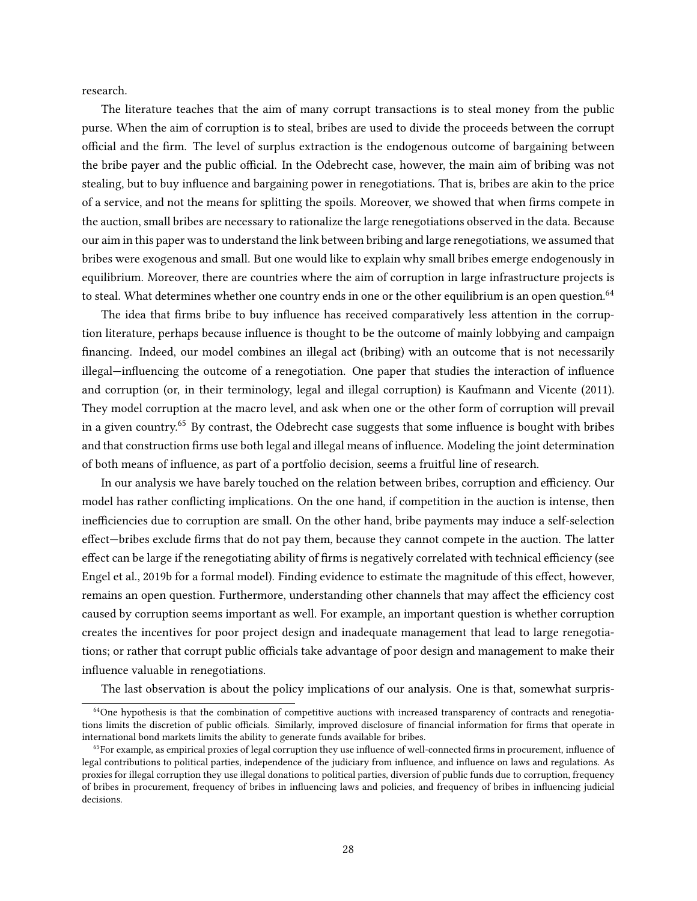research.

The literature teaches that the aim of many corrupt transactions is to steal money from the public purse. When the aim of corruption is to steal, bribes are used to divide the proceeds between the corrupt official and the firm. The level of surplus extraction is the endogenous outcome of bargaining between the bribe payer and the public official. In the Odebrecht case, however, the main aim of bribing was not stealing, but to buy influence and bargaining power in renegotiations. That is, bribes are akin to the price of a service, and not the means for splitting the spoils. Moreover, we showed that when firms compete in the auction, small bribes are necessary to rationalize the large renegotiations observed in the data. Because our aim in this paper was to understand the link between bribing and large renegotiations, we assumed that bribes were exogenous and small. But one would like to explain why small bribes emerge endogenously in equilibrium. Moreover, there are countries where the aim of corruption in large infrastructure projects is to steal. What determines whether one country ends in one or the other equilibrium is an open question.[64]

The idea that firms bribe to buy influence has received comparatively less attention in the corruption literature, perhaps because influence is thought to be the outcome of mainly lobbying and campaign financing. Indeed, our model combines an illegal act (bribing) with an outcome that is not necessarily illegal—influencing the outcome of a renegotiation. One paper that studies the interaction of influence and corruption (or, in their terminology, legal and illegal corruption) is Kaufmann and Vicente (2011). They model corruption at the macro level, and ask when one or the other form of corruption will prevail in a given country.[65] By contrast, the Odebrecht case suggests that some influence is bought with bribes and that construction firms use both legal and illegal means of influence. Modeling the joint determination of both means of influence, as part of a portfolio decision, seems a fruitful line of research.

In our analysis we have barely touched on the relation between bribes, corruption and efficiency. Our model has rather conflicting implications. On the one hand, if competition in the auction is intense, then inefficiencies due to corruption are small. On the other hand, bribe payments may induce a self-selection effect—bribes exclude firms that do not pay them, because they cannot compete in the auction. The latter effect can be large if the renegotiating ability of firms is negatively correlated with technical efficiency (see Engel et al., 2019b for a formal model). Finding evidence to estimate the magnitude of this effect, however, remains an open question. Furthermore, understanding other channels that may affect the efficiency cost caused by corruption seems important as well. For example, an important question is whether corruption creates the incentives for poor project design and inadequate management that lead to large renegotiations; or rather that corrupt public officials take advantage of poor design and management to make their influence valuable in renegotiations.

The last observation is about the policy implications of our analysis. One is that, somewhat surpris-

[64]One hypothesis is that the combination of competitive auctions with increased transparency of contracts and renegotiations limits the discretion of public officials. Similarly, improved disclosure of financial information for firms that operate in international bond markets limits the ability to generate funds available for bribes.

[65]For example, as empirical proxies of legal corruption they use influence of well-connected firms in procurement, influence of legal contributions to political parties, independence of the judiciary from influence, and influence on laws and regulations. As proxies for illegal corruption they use illegal donations to political parties, diversion of public funds due to corruption, frequency of bribes in procurement, frequency of bribes in influencing laws and policies, and frequency of bribes in influencing judicial decisions.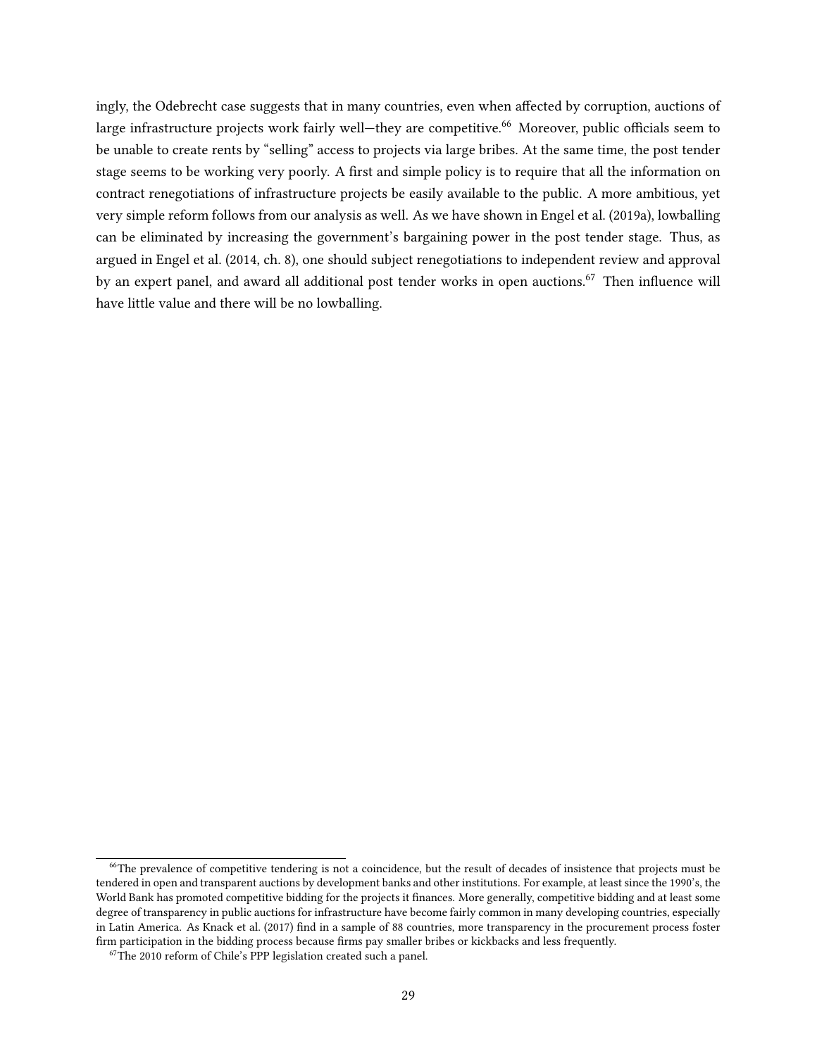ingly, the Odebrecht case suggests that in many countries, even when affected by corruption, auctions of large infrastructure projects work fairly well—they are competitive.[66] Moreover, public officials seem to be unable to create rents by "selling" access to projects via large bribes. At the same time, the post tender stage seems to be working very poorly. A first and simple policy is to require that all the information on contract renegotiations of infrastructure projects be easily available to the public. A more ambitious, yet very simple reform follows from our analysis as well. As we have shown in Engel et al. (2019a), lowballing can be eliminated by increasing the government's bargaining power in the post tender stage. Thus, as argued in Engel et al. (2014, ch. 8), one should subject renegotiations to independent review and approval by an expert panel, and award all additional post tender works in open auctions.[67] Then influence will have little value and there will be no lowballing.

[66] The prevalence of competitive tendering is not a coincidence, but the result of decades of insistence that projects must be tendered in open and transparent auctions by development banks and other institutions. For example, at least since the 1990's, the World Bank has promoted competitive bidding for the projects it finances. More generally, competitive bidding and at least some degree of transparency in public auctions for infrastructure have become fairly common in many developing countries, especially in Latin America. As Knack et al. (2017) find in a sample of 88 countries, more transparency in the procurement process foster firm participation in the bidding process because firms pay smaller bribes or kickbacks and less frequently.

[67] The 2010 reform of Chile's PPP legislation created such a panel.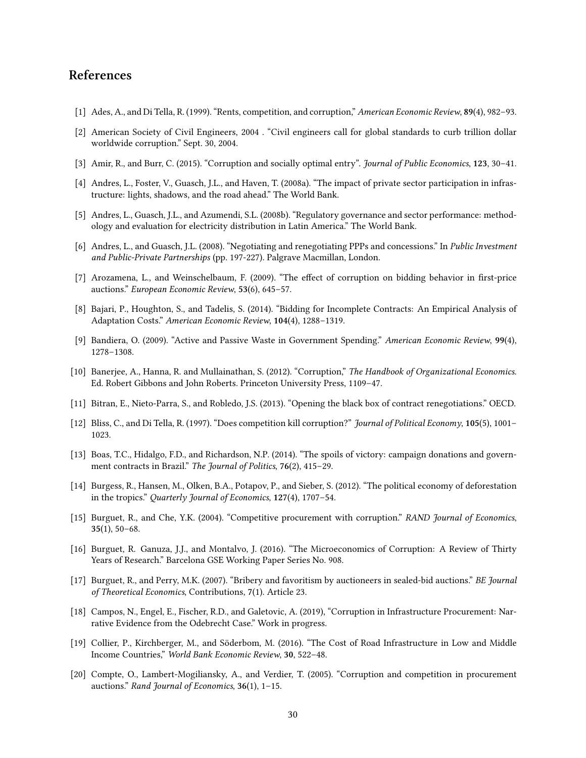## References

[1] Ades, A., and Di Tella, R. (1999). "Rents, competition, and corruption," *American Economic Review*, **89**(4), 982–93.

[2] American Society of Civil Engineers, 2004 . "Civil engineers call for global standards to curb trillion dollar worldwide corruption." Sept. 30, 2004.

[3] Amir, R., and Burr, C. (2015). "Corruption and socially optimal entry". *Journal of Public Economics*, **123**, 30–41.

[4] Andres, L., Foster, V., Guasch, J.L., and Haven, T. (2008a). "The impact of private sector participation in infrastructure: lights, shadows, and the road ahead." The World Bank.

[5] Andres, L., Guasch, J.L., and Azumendi, S.L. (2008b). "Regulatory governance and sector performance: methodology and evaluation for electricity distribution in Latin America." The World Bank.

[6] Andres, L., and Guasch, J.L. (2008). "Negotiating and renegotiating PPPs and concessions." In *Public Investment and Public-Private Partnerships* (pp. 197-227). Palgrave Macmillan, London.

[7] Arozamena, L., and Weinschelbaum, F. (2009). "The effect of corruption on bidding behavior in first-price auctions." *European Economic Review*, **53**(6), 645–57.

[8] Bajari, P., Houghton, S., and Tadelis, S. (2014). "Bidding for Incomplete Contracts: An Empirical Analysis of Adaptation Costs." *American Economic Review*, **104**(4), 1288–1319.

[9] Bandiera, O. (2009). "Active and Passive Waste in Government Spending." *American Economic Review*, **99**(4), 1278–1308.

[10] Banerjee, A., Hanna, R. and Mullainathan, S. (2012). "Corruption," *The Handbook of Organizational Economics*. Ed. Robert Gibbons and John Roberts. Princeton University Press, 1109–47.

[11] Bitran, E., Nieto-Parra, S., and Robledo, J.S. (2013). "Opening the black box of contract renegotiations." OECD.

[12] Bliss, C., and Di Tella, R. (1997). "Does competition kill corruption?" *Journal of Political Economy*, **105**(5), 1001–1023.

[13] Boas, T.C., Hidalgo, F.D., and Richardson, N.P. (2014). "The spoils of victory: campaign donations and government contracts in Brazil." *The Journal of Politics*, **76**(2), 415–29.

[14] Burgess, R., Hansen, M., Olken, B.A., Potapov, P., and Sieber, S. (2012). "The political economy of deforestation in the tropics." *Quarterly Journal of Economics*, **127**(4), 1707–54.

[15] Burguet, R., and Che, Y.K. (2004). "Competitive procurement with corruption." *RAND Journal of Economics*, **35**(1), 50–68.

[16] Burguet, R. Ganuza, J.J., and Montalvo, J. (2016). "The Microeconomics of Corruption: A Review of Thirty Years of Research." Barcelona GSE Working Paper Series No. 908.

[17] Burguet, R., and Perry, M.K. (2007). "Bribery and favoritism by auctioneers in sealed-bid auctions." *BE Journal of Theoretical Economics*, Contributions, **7**(1). Article 23.

[18] Campos, N., Engel, E., Fischer, R.D., and Galetovic, A. (2019), "Corruption in Infrastructure Procurement: Narrative Evidence from the Odebrecht Case." Work in progress.

[19] Collier, P., Kirchberger, M., and Söderbom, M. (2016). "The Cost of Road Infrastructure in Low and Middle Income Countries," *World Bank Economic Review*, **30**, 522–48.

[20] Compte, O., Lambert-Mogiliansky, A., and Verdier, T. (2005). "Corruption and competition in procurement auctions." *Rand Journal of Economics*, **36**(1), 1–15.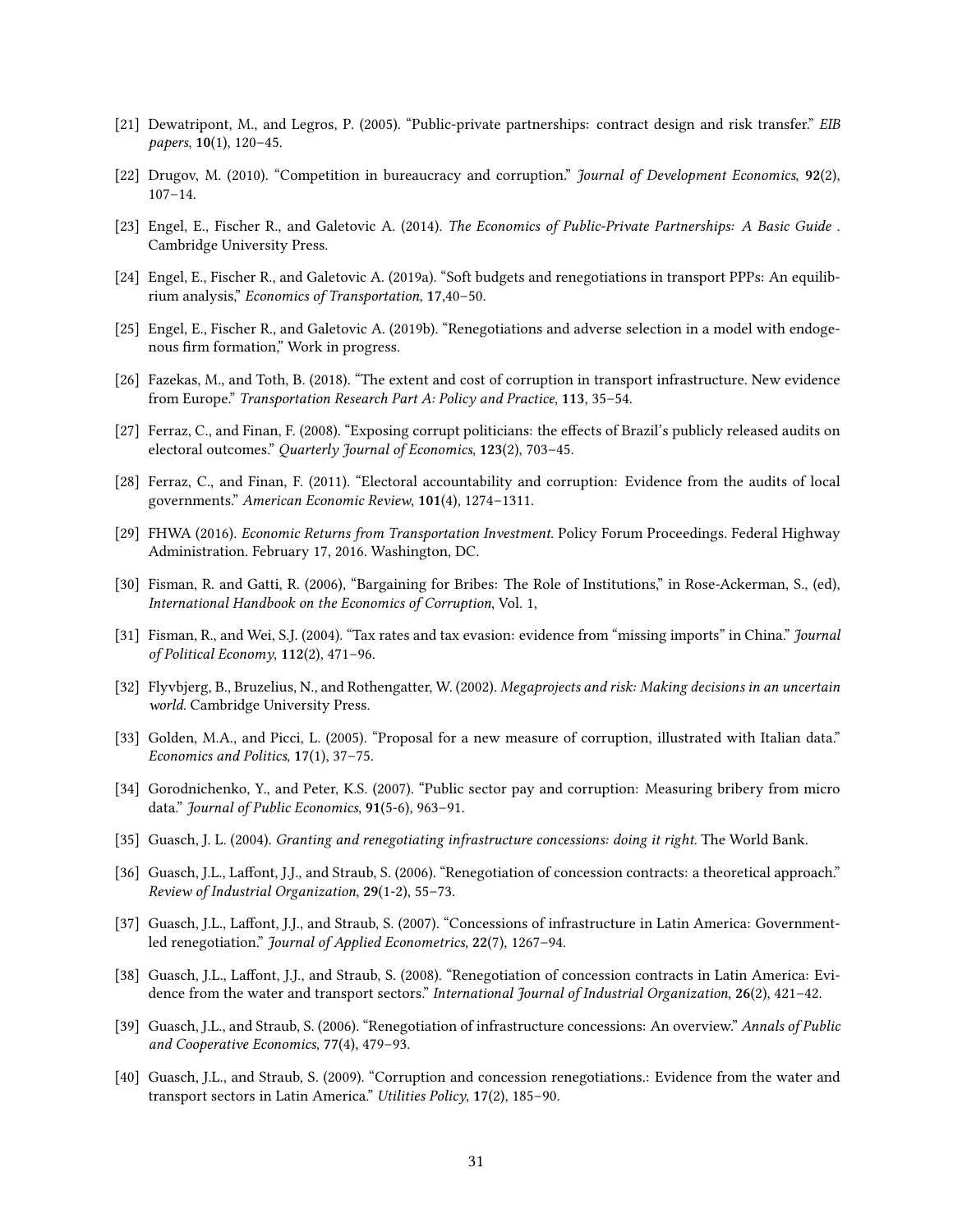[21] Dewatripont, M., and Legros, P. (2005). "Public-private partnerships: contract design and risk transfer." *EIB papers*, **10**(1), 120–45.

[22] Drugov, M. (2010). "Competition in bureaucracy and corruption." *Journal of Development Economics*, **92**(2), 107–14.

[23] Engel, E., Fischer R., and Galetovic A. (2014). *The Economics of Public-Private Partnerships: A Basic Guide* . Cambridge University Press.

[24] Engel, E., Fischer R., and Galetovic A. (2019a). "Soft budgets and renegotiations in transport PPPs: An equilibrium analysis," *Economics of Transportation*, **17**,40–50.

[25] Engel, E., Fischer R., and Galetovic A. (2019b). "Renegotiations and adverse selection in a model with endogenous firm formation," Work in progress.

[26] Fazekas, M., and Toth, B. (2018). "The extent and cost of corruption in transport infrastructure. New evidence from Europe." *Transportation Research Part A: Policy and Practice*, **113**, 35–54.

[27] Ferraz, C., and Finan, F. (2008). "Exposing corrupt politicians: the effects of Brazil's publicly released audits on electoral outcomes." *Quarterly Journal of Economics*, **123**(2), 703–45.

[28] Ferraz, C., and Finan, F. (2011). "Electoral accountability and corruption: Evidence from the audits of local governments." *American Economic Review*, **101**(4), 1274–1311.

[29] FHWA (2016). *Economic Returns from Transportation Investment.* Policy Forum Proceedings. Federal Highway Administration. February 17, 2016. Washington, DC.

[30] Fisman, R. and Gatti, R. (2006), "Bargaining for Bribes: The Role of Institutions," in Rose-Ackerman, S., (ed), *International Handbook on the Economics of Corruption*, Vol. 1,

[31] Fisman, R., and Wei, S.J. (2004). "Tax rates and tax evasion: evidence from "missing imports" in China." *Journal of Political Economy*, **112**(2), 471–96.

[32] Flyvbjerg, B., Bruzelius, N., and Rothengatter, W. (2002). *Megaprojects and risk: Making decisions in an uncertain world.* Cambridge University Press.

[33] Golden, M.A., and Picci, L. (2005). "Proposal for a new measure of corruption, illustrated with Italian data." *Economics and Politics*, **17**(1), 37–75.

[34] Gorodnichenko, Y., and Peter, K.S. (2007). "Public sector pay and corruption: Measuring bribery from micro data." *Journal of Public Economics*, **91**(5-6), 963–91.

[35] Guasch, J. L. (2004). *Granting and renegotiating infrastructure concessions: doing it right.* The World Bank.

[36] Guasch, J.L., Laffont, J.J., and Straub, S. (2006). "Renegotiation of concession contracts: a theoretical approach." *Review of Industrial Organization*, **29**(1-2), 55–73.

[37] Guasch, J.L., Laffont, J.J., and Straub, S. (2007). "Concessions of infrastructure in Latin America: Government-led renegotiation." *Journal of Applied Econometrics*, **22**(7), 1267–94.

[38] Guasch, J.L., Laffont, J.J., and Straub, S. (2008). "Renegotiation of concession contracts in Latin America: Evidence from the water and transport sectors." *International Journal of Industrial Organization*, **26**(2), 421–42.

[39] Guasch, J.L., and Straub, S. (2006). "Renegotiation of infrastructure concessions: An overview." *Annals of Public and Cooperative Economics*, **77**(4), 479–93.

[40] Guasch, J.L., and Straub, S. (2009). "Corruption and concession renegotiations.: Evidence from the water and transport sectors in Latin America." *Utilities Policy*, **17**(2), 185–90.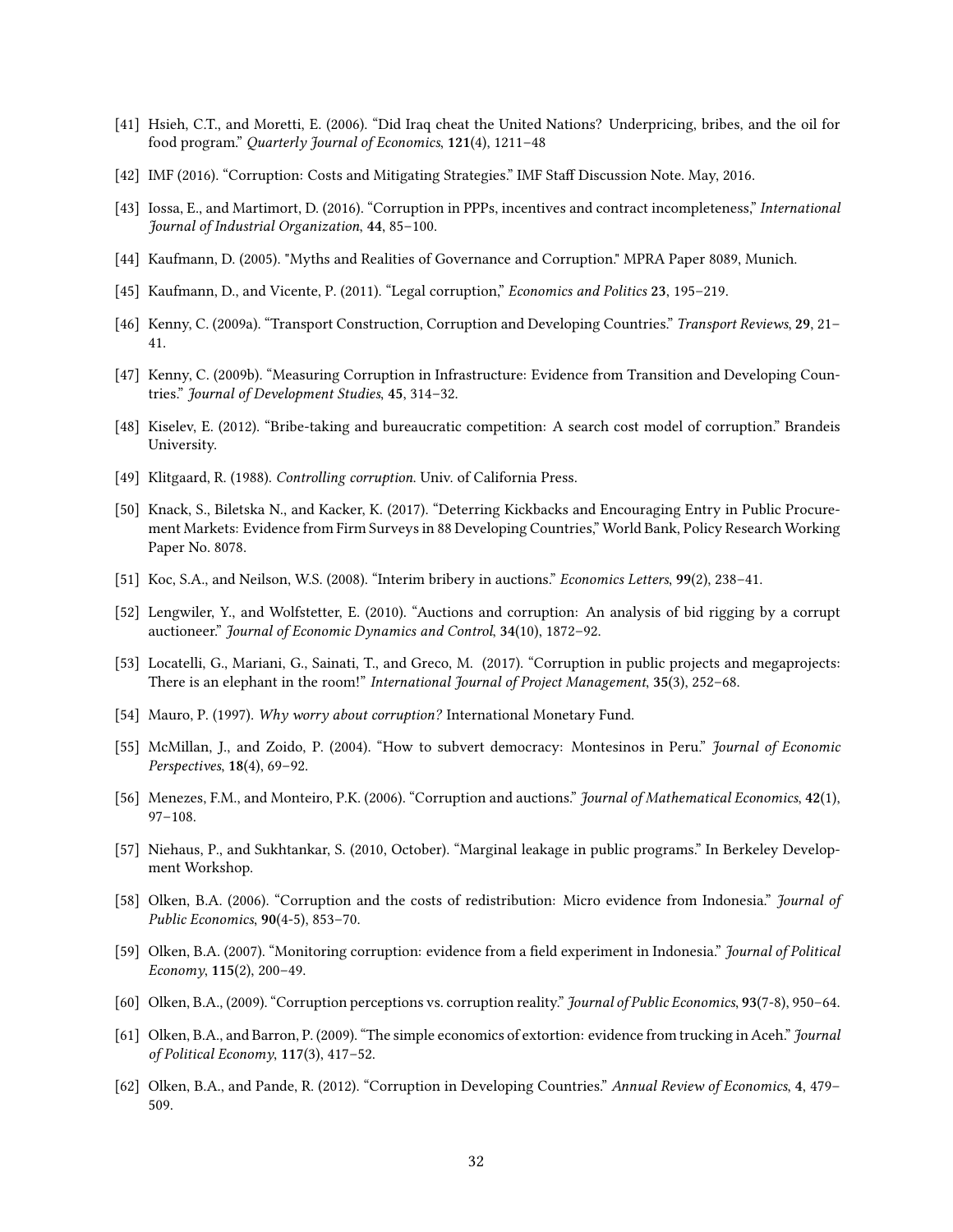[41] Hsieh, C.T., and Moretti, E. (2006). “Did Iraq cheat the United Nations? Underpricing, bribes, and the oil for food program.” *Quarterly Journal of Economics*, **121**(4), 1211–48

[42] IMF (2016). “Corruption: Costs and Mitigating Strategies.” IMF Staff Discussion Note. May, 2016.

[43] Iossa, E., and Martimort, D. (2016). “Corruption in PPPs, incentives and contract incompleteness,” *International Journal of Industrial Organization*, **44**, 85–100.

[44] Kaufmann, D. (2005). "Myths and Realities of Governance and Corruption." MPRA Paper 8089, Munich.

[45] Kaufmann, D., and Vicente, P. (2011). “Legal corruption,” *Economics and Politics* **23**, 195–219.

[46] Kenny, C. (2009a). “Transport Construction, Corruption and Developing Countries.” *Transport Reviews*, **29**, 21–41.

[47] Kenny, C. (2009b). “Measuring Corruption in Infrastructure: Evidence from Transition and Developing Countries.” *Journal of Development Studies*, **45**, 314–32.

[48] Kiselev, E. (2012). “Bribe-taking and bureaucratic competition: A search cost model of corruption.” Brandeis University.

[49] Klitgaard, R. (1988). *Controlling corruption*. Univ. of California Press.

[50] Knack, S., Biletska N., and Kacker, K. (2017). “Deterring Kickbacks and Encouraging Entry in Public Procurement Markets: Evidence from Firm Surveys in 88 Developing Countries,” World Bank, Policy Research Working Paper No. 8078.

[51] Koc, S.A., and Neilson, W.S. (2008). “Interim bribery in auctions.” *Economics Letters*, **99**(2), 238–41.

[52] Lengwiler, Y., and Wolfstetter, E. (2010). “Auctions and corruption: An analysis of bid rigging by a corrupt auctioneer.” *Journal of Economic Dynamics and Control*, **34**(10), 1872–92.

[53] Locatelli, G., Mariani, G., Sainati, T., and Greco, M. (2017). “Corruption in public projects and megaprojects: There is an elephant in the room!” *International Journal of Project Management*, **35**(3), 252–68.

[54] Mauro, P. (1997). *Why worry about corruption?* International Monetary Fund.

[55] McMillan, J., and Zoido, P. (2004). “How to subvert democracy: Montesinos in Peru.” *Journal of Economic Perspectives*, **18**(4), 69–92.

[56] Menezes, F.M., and Monteiro, P.K. (2006). “Corruption and auctions.” *Journal of Mathematical Economics*, **42**(1), 97–108.

[57] Niehaus, P., and Sukhtankar, S. (2010, October). “Marginal leakage in public programs.” In Berkeley Development Workshop.

[58] Olken, B.A. (2006). “Corruption and the costs of redistribution: Micro evidence from Indonesia.” *Journal of Public Economics*, **90**(4-5), 853–70.

[59] Olken, B.A. (2007). “Monitoring corruption: evidence from a field experiment in Indonesia.” *Journal of Political Economy*, **115**(2), 200–49.

[60] Olken, B.A., (2009). “Corruption perceptions vs. corruption reality.” *Journal of Public Economics*, **93**(7-8), 950–64.

[61] Olken, B.A., and Barron, P. (2009). “The simple economics of extortion: evidence from trucking in Aceh.” *Journal of Political Economy*, **117**(3), 417–52.

[62] Olken, B.A., and Pande, R. (2012). “Corruption in Developing Countries.” *Annual Review of Economics*, **4**, 479–509.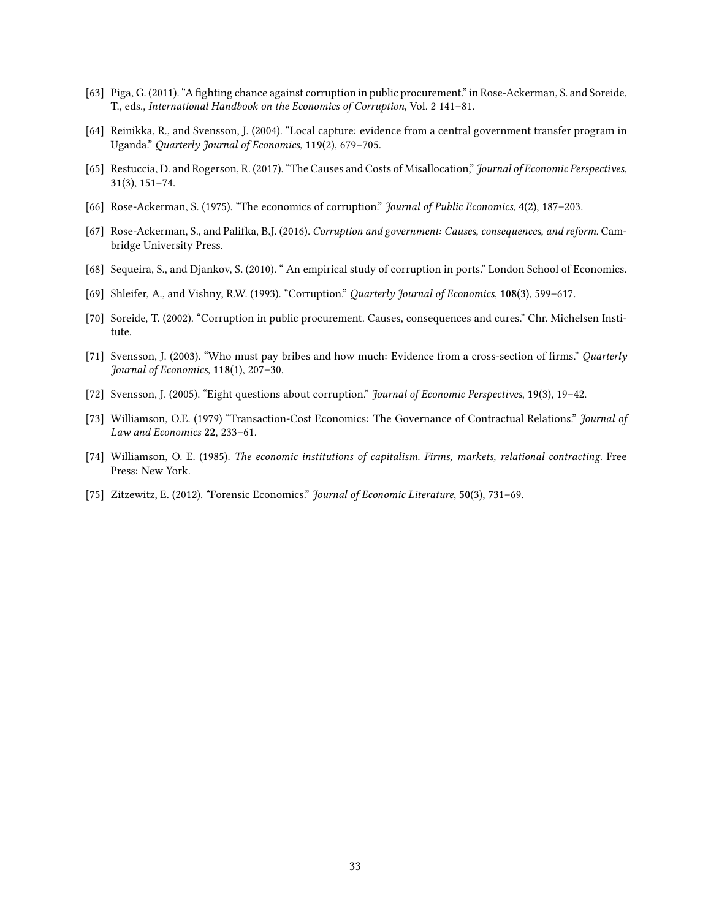[63] Piga, G. (2011). "A fighting chance against corruption in public procurement." in Rose-Ackerman, S. and Soreide, T., eds., *International Handbook on the Economics of Corruption*, Vol. 2 141–81.

[64] Reinikka, R., and Svensson, J. (2004). "Local capture: evidence from a central government transfer program in Uganda." *Quarterly Journal of Economics*, **119**(2), 679–705.

[65] Restuccia, D. and Rogerson, R. (2017). "The Causes and Costs of Misallocation," *Journal of Economic Perspectives*, **31**(3), 151–74.

[66] Rose-Ackerman, S. (1975). "The economics of corruption." *Journal of Public Economics*, **4**(2), 187–203.

[67] Rose-Ackerman, S., and Palifka, B.J. (2016). *Corruption and government: Causes, consequences, and reform.* Cambridge University Press.

[68] Sequeira, S., and Djankov, S. (2010). " An empirical study of corruption in ports." London School of Economics.

[69] Shleifer, A., and Vishny, R.W. (1993). "Corruption." *Quarterly Journal of Economics*, **108**(3), 599–617.

[70] Soreide, T. (2002). "Corruption in public procurement. Causes, consequences and cures." Chr. Michelsen Institute.

[71] Svensson, J. (2003). "Who must pay bribes and how much: Evidence from a cross-section of firms." *Quarterly Journal of Economics*, **118**(1), 207–30.

[72] Svensson, J. (2005). "Eight questions about corruption." *Journal of Economic Perspectives*, **19**(3), 19–42.

[73] Williamson, O.E. (1979) "Transaction-Cost Economics: The Governance of Contractual Relations." *Journal of Law and Economics* **22**, 233–61.

[74] Williamson, O. E. (1985). *The economic institutions of capitalism. Firms, markets, relational contracting.* Free Press: New York.

[75] Zitzewitz, E. (2012). "Forensic Economics." *Journal of Economic Literature*, **50**(3), 731–69.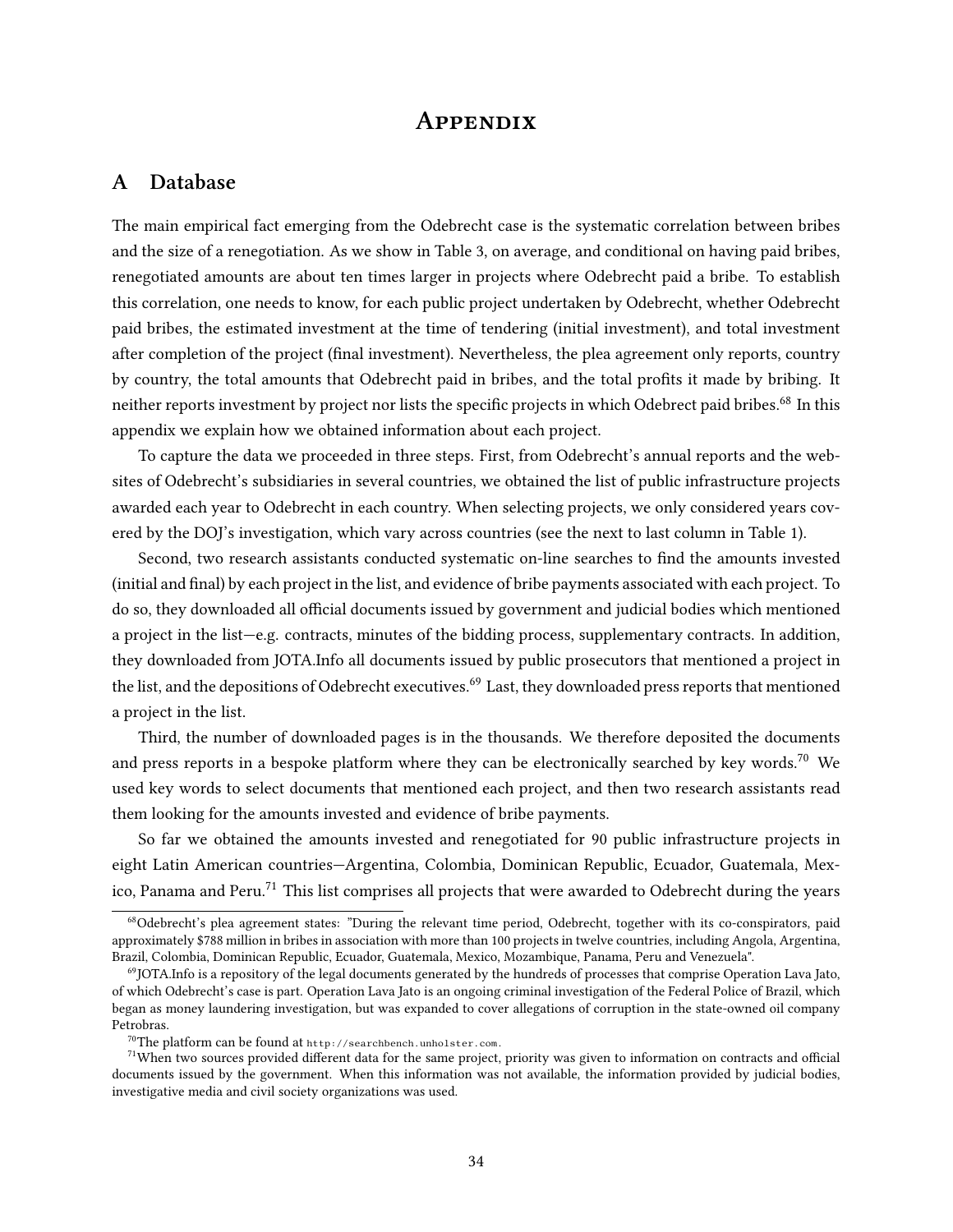# Appendix

## A Database

The main empirical fact emerging from the Odebrecht case is the systematic correlation between bribes and the size of a renegotiation. As we show in Table 3, on average, and conditional on having paid bribes, renegotiated amounts are about ten times larger in projects where Odebrecht paid a bribe. To establish this correlation, one needs to know, for each public project undertaken by Odebrecht, whether Odebrecht paid bribes, the estimated investment at the time of tendering (initial investment), and total investment after completion of the project (final investment). Nevertheless, the plea agreement only reports, country by country, the total amounts that Odebrecht paid in bribes, and the total profits it made by bribing. It neither reports investment by project nor lists the specific projects in which Odebrect paid bribes.[68] In this appendix we explain how we obtained information about each project.

To capture the data we proceeded in three steps. First, from Odebrecht's annual reports and the websites of Odebrecht's subsidiaries in several countries, we obtained the list of public infrastructure projects awarded each year to Odebrecht in each country. When selecting projects, we only considered years covered by the DOJ's investigation, which vary across countries (see the next to last column in Table 1).

Second, two research assistants conducted systematic on-line searches to find the amounts invested (initial and final) by each project in the list, and evidence of bribe payments associated with each project. To do so, they downloaded all official documents issued by government and judicial bodies which mentioned a project in the list—e.g. contracts, minutes of the bidding process, supplementary contracts. In addition, they downloaded from JOTA.Info all documents issued by public prosecutors that mentioned a project in the list, and the depositions of Odebrecht executives.[69] Last, they downloaded press reports that mentioned a project in the list.

Third, the number of downloaded pages is in the thousands. We therefore deposited the documents and press reports in a bespoke platform where they can be electronically searched by key words.[70] We used key words to select documents that mentioned each project, and then two research assistants read them looking for the amounts invested and evidence of bribe payments.

So far we obtained the amounts invested and renegotiated for 90 public infrastructure projects in eight Latin American countries—Argentina, Colombia, Dominican Republic, Ecuador, Guatemala, Mexico, Panama and Peru.[71] This list comprises all projects that were awarded to Odebrecht during the years

---

[68] Odebrecht's plea agreement states: "During the relevant time period, Odebrecht, together with its co-conspirators, paid approximately $788 million in bribes in association with more than 100 projects in twelve countries, including Angola, Argentina, Brazil, Colombia, Dominican Republic, Ecuador, Guatemala, Mexico, Mozambique, Panama, Peru and Venezuela".

[69] JOTA.Info is a repository of the legal documents generated by the hundreds of processes that comprise Operation Lava Jato, of which Odebrecht's case is part. Operation Lava Jato is an ongoing criminal investigation of the Federal Police of Brazil, which began as money laundering investigation, but was expanded to cover allegations of corruption in the state-owned oil company Petrobras.

[70] The platform can be found at `http://searchbench.unholster.com`.

[71] When two sources provided different data for the same project, priority was given to information on contracts and official documents issued by the government. When this information was not available, the information provided by judicial bodies, investigative media and civil society organizations was used.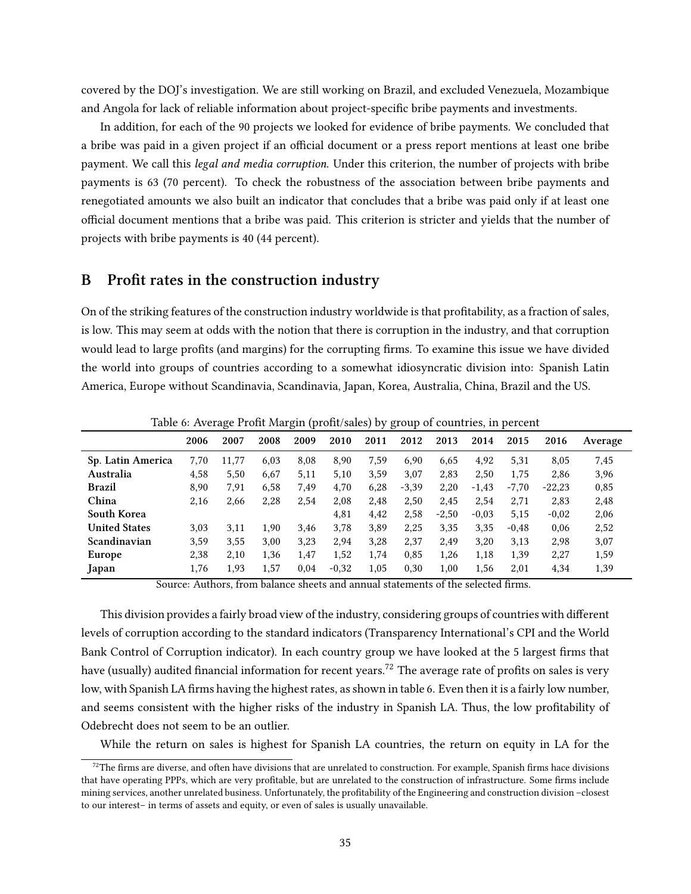covered by the DOJ's investigation. We are still working on Brazil, and excluded Venezuela, Mozambique and Angola for lack of reliable information about project-specific bribe payments and investments.

In addition, for each of the 90 projects we looked for evidence of bribe payments. We concluded that a bribe was paid in a given project if an official document or a press report mentions at least one bribe payment. We call this *legal and media corruption*. Under this criterion, the number of projects with bribe payments is 63 (70 percent). To check the robustness of the association between bribe payments and renegotiated amounts we also built an indicator that concludes that a bribe was paid only if at least one official document mentions that a bribe was paid. This criterion is stricter and yields that the number of projects with bribe payments is 40 (44 percent).

## B Profit rates in the construction industry

On of the striking features of the construction industry worldwide is that profitability, as a fraction of sales, is low. This may seem at odds with the notion that there is corruption in the industry, and that corruption would lead to large profits (and margins) for the corrupting firms. To examine this issue we have divided the world into groups of countries according to a somewhat idiosyncratic division into: Spanish Latin America, Europe without Scandinavia, Scandinavia, Japan, Korea, Australia, China, Brazil and the US.

Table 6: Average Profit Margin (profit/sales) by group of countries, in percent

| | 2006 | 2007 | 2008 | 2009 | 2010 | 2011 | 2012 | 2013 | 2014 | 2015 | 2016 | Average |
|---|---|---|---|---|---|---|---|---|---|---|---|---|
| **Sp. Latin America** | 7,70 | 11,77 | 6,03 | 8,08 | 8,90 | 7,59 | 6,90 | 6,65 | 4,92 | 5,31 | 8,05 | 7,45 |
| **Australia** | 4,58 | 5,50 | 6,67 | 5,11 | 5,10 | 3,59 | 3,07 | 2,83 | 2,50 | 1,75 | 2,86 | 3,96 |
| **Brazil** | 8,90 | 7,91 | 6,58 | 7,49 | 4,70 | 6,28 | -3,39 | 2,20 | -1,43 | -7,70 | -22,23 | 0,85 |
| **China** | 2,16 | 2,66 | 2,28 | 2,54 | 2,08 | 2,48 | 2,50 | 2,45 | 2,54 | 2,71 | 2,83 | 2,48 |
| **South Korea** | | | | | 4,81 | 4,42 | 2,58 | -2,50 | -0,03 | 5,15 | -0,02 | 2,06 |
| **United States** | 3,03 | 3,11 | 1,90 | 3,46 | 3,78 | 3,89 | 2,25 | 3,35 | 3,35 | -0,48 | 0,06 | 2,52 |
| **Scandinavian** | 3,59 | 3,55 | 3,00 | 3,23 | 2,94 | 3,28 | 2,37 | 2,49 | 3,20 | 3,13 | 2,98 | 3,07 |
| **Europe** | 2,38 | 2,10 | 1,36 | 1,47 | 1,52 | 1,74 | 0,85 | 1,26 | 1,18 | 1,39 | 2,27 | 1,59 |
| **Japan** | 1,76 | 1,93 | 1,57 | 0,04 | -0,32 | 1,05 | 0,30 | 1,00 | 1,56 | 2,01 | 4,34 | 1,39 |

Source: Authors, from balance sheets and annual statements of the selected firms.

This division provides a fairly broad view of the industry, considering groups of countries with different levels of corruption according to the standard indicators (Transparency International's CPI and the World Bank Control of Corruption indicator). In each country group we have looked at the 5 largest firms that have (usually) audited financial information for recent years.[72] The average rate of profits on sales is very low, with Spanish LA firms having the highest rates, as shown in table 6. Even then it is a fairly low number, and seems consistent with the higher risks of the industry in Spanish LA. Thus, the low profitability of Odebrecht does not seem to be an outlier.

While the return on sales is highest for Spanish LA countries, the return on equity in LA for the

[72] The firms are diverse, and often have divisions that are unrelated to construction. For example, Spanish firms hace divisions that have operating PPPs, which are very profitable, but are unrelated to the construction of infrastructure. Some firms include mining services, another unrelated business. Unfortunately, the profitability of the Engineering and construction division –closest to our interest– in terms of assets and equity, or even of sales is usually unavailable.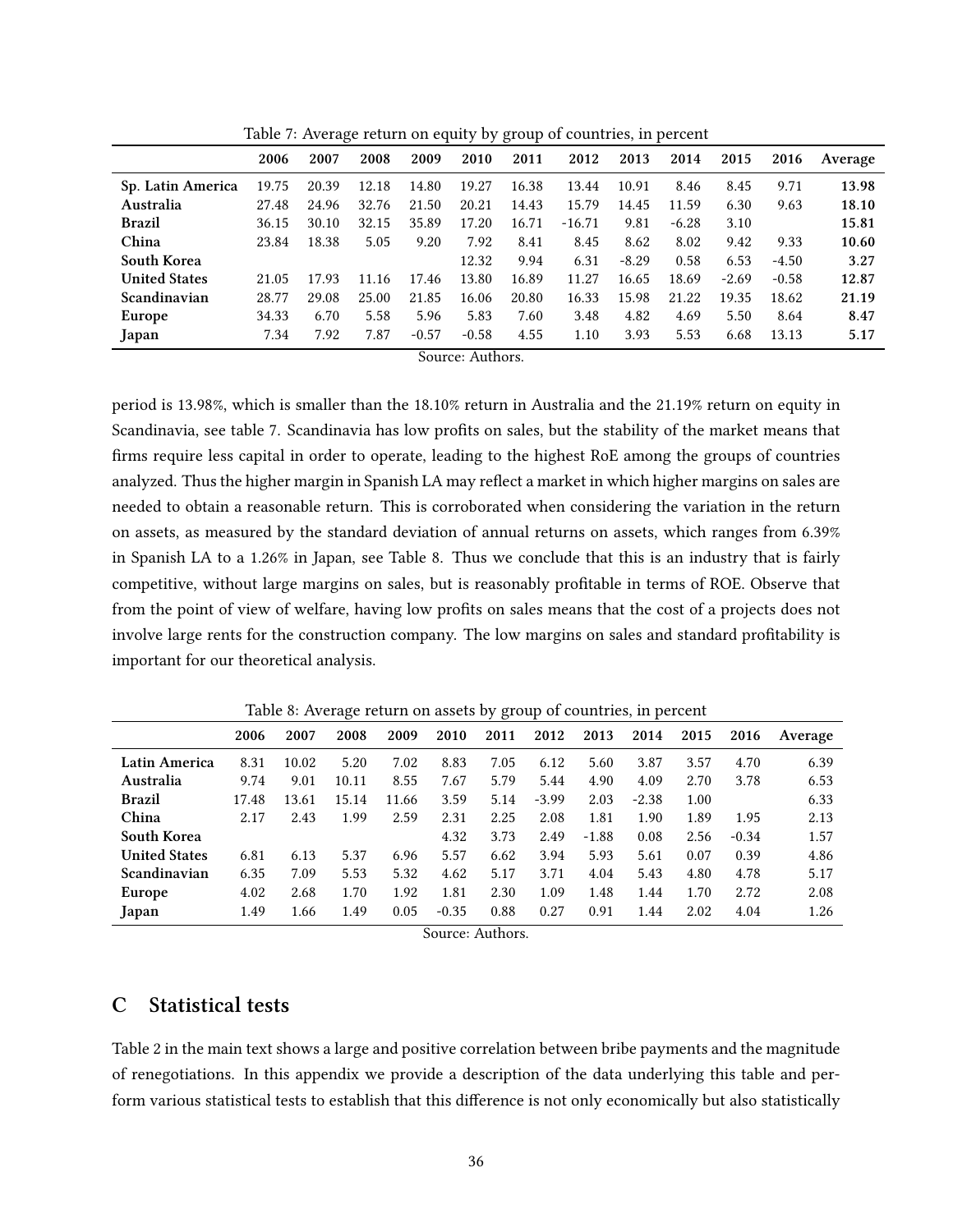Table 7: Average return on equity by group of countries, in percent

| | 2006 | 2007 | 2008 | 2009 | 2010 | 2011 | 2012 | 2013 | 2014 | 2015 | 2016 | Average |
|---|---|---|---|---|---|---|---|---|---|---|---|---|
| **Sp. Latin America** | 19.75 | 20.39 | 12.18 | 14.80 | 19.27 | 16.38 | 13.44 | 10.91 | 8.46 | 8.45 | 9.71 | **13.98** |
| **Australia** | 27.48 | 24.96 | 32.76 | 21.50 | 20.21 | 14.43 | 15.79 | 14.45 | 11.59 | 6.30 | 9.63 | **18.10** |
| **Brazil** | 36.15 | 30.10 | 32.15 | 35.89 | 17.20 | 16.71 | -16.71 | 9.81 | -6.28 | 3.10 | | **15.81** |
| **China** | 23.84 | 18.38 | 5.05 | 9.20 | 7.92 | 8.41 | 8.45 | 8.62 | 8.02 | 9.42 | 9.33 | **10.60** |
| **South Korea** | | | | | 12.32 | 9.94 | 6.31 | -8.29 | 0.58 | 6.53 | -4.50 | **3.27** |
| **United States** | 21.05 | 17.93 | 11.16 | 17.46 | 13.80 | 16.89 | 11.27 | 16.65 | 18.69 | -2.69 | -0.58 | **12.87** |
| **Scandinavian** | 28.77 | 29.08 | 25.00 | 21.85 | 16.06 | 20.80 | 16.33 | 15.98 | 21.22 | 19.35 | 18.62 | **21.19** |
| **Europe** | 34.33 | 6.70 | 5.58 | 5.96 | 5.83 | 7.60 | 3.48 | 4.82 | 4.69 | 5.50 | 8.64 | **8.47** |
| **Japan** | 7.34 | 7.92 | 7.87 | -0.57 | -0.58 | 4.55 | 1.10 | 3.93 | 5.53 | 6.68 | 13.13 | **5.17** |

Source: Authors.

period is 13.98%, which is smaller than the 18.10% return in Australia and the 21.19% return on equity in Scandinavia, see table 7. Scandinavia has low profits on sales, but the stability of the market means that firms require less capital in order to operate, leading to the highest RoE among the groups of countries analyzed. Thus the higher margin in Spanish LA may reflect a market in which higher margins on sales are needed to obtain a reasonable return. This is corroborated when considering the variation in the return on assets, as measured by the standard deviation of annual returns on assets, which ranges from 6.39% in Spanish LA to a 1.26% in Japan, see Table 8. Thus we conclude that this is an industry that is fairly competitive, without large margins on sales, but is reasonably profitable in terms of ROE. Observe that from the point of view of welfare, having low profits on sales means that the cost of a projects does not involve large rents for the construction company. The low margins on sales and standard profitability is important for our theoretical analysis.

Table 8: Average return on assets by group of countries, in percent

| | 2006 | 2007 | 2008 | 2009 | 2010 | 2011 | 2012 | 2013 | 2014 | 2015 | 2016 | Average |
|---|---|---|---|---|---|---|---|---|---|---|---|---|
| **Latin America** | 8.31 | 10.02 | 5.20 | 7.02 | 8.83 | 7.05 | 6.12 | 5.60 | 3.87 | 3.57 | 4.70 | 6.39 |
| **Australia** | 9.74 | 9.01 | 10.11 | 8.55 | 7.67 | 5.79 | 5.44 | 4.90 | 4.09 | 2.70 | 3.78 | 6.53 |
| **Brazil** | 17.48 | 13.61 | 15.14 | 11.66 | 3.59 | 5.14 | -3.99 | 2.03 | -2.38 | 1.00 | | 6.33 |
| **China** | 2.17 | 2.43 | 1.99 | 2.59 | 2.31 | 2.25 | 2.08 | 1.81 | 1.90 | 1.89 | 1.95 | 2.13 |
| **South Korea** | | | | | 4.32 | 3.73 | 2.49 | -1.88 | 0.08 | 2.56 | -0.34 | 1.57 |
| **United States** | 6.81 | 6.13 | 5.37 | 6.96 | 5.57 | 6.62 | 3.94 | 5.93 | 5.61 | 0.07 | 0.39 | 4.86 |
| **Scandinavian** | 6.35 | 7.09 | 5.53 | 5.32 | 4.62 | 5.17 | 3.71 | 4.04 | 5.43 | 4.80 | 4.78 | 5.17 |
| **Europe** | 4.02 | 2.68 | 1.70 | 1.92 | 1.81 | 2.30 | 1.09 | 1.48 | 1.44 | 1.70 | 2.72 | 2.08 |
| **Japan** | 1.49 | 1.66 | 1.49 | 0.05 | -0.35 | 0.88 | 0.27 | 0.91 | 1.44 | 2.02 | 4.04 | 1.26 |

Source: Authors.

# C Statistical tests

Table 2 in the main text shows a large and positive correlation between bribe payments and the magnitude of renegotiations. In this appendix we provide a description of the data underlying this table and perform various statistical tests to establish that this difference is not only economically but also statistically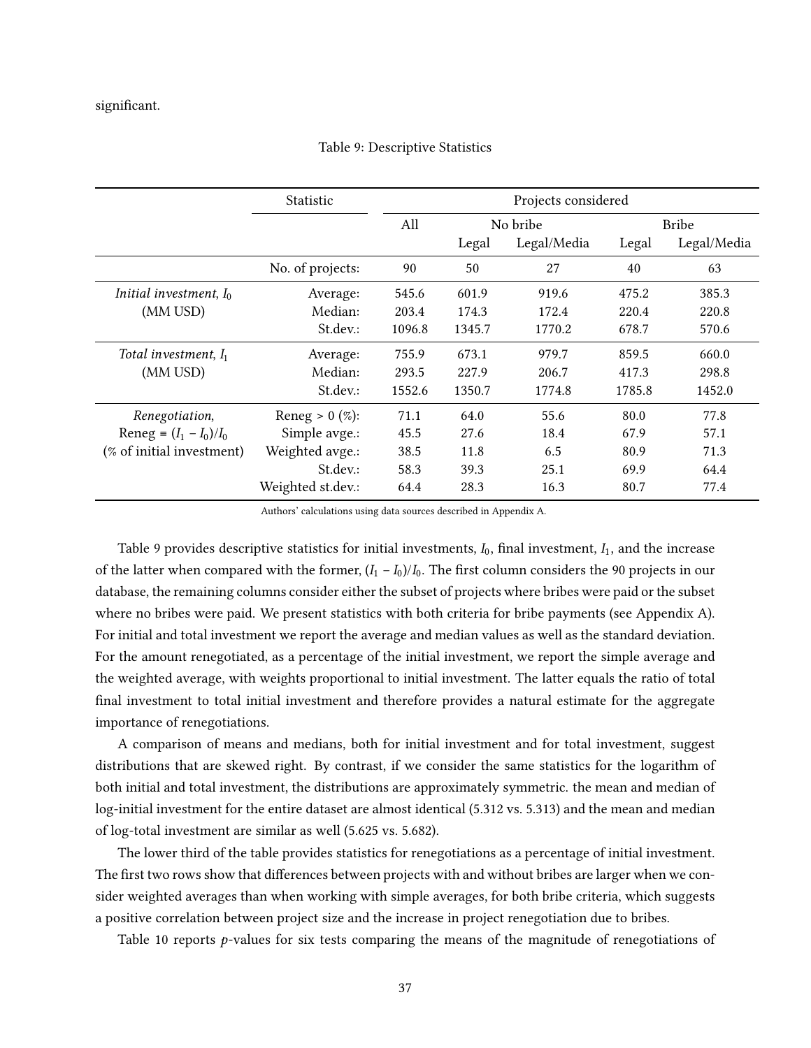significant.

Table 9: Descriptive Statistics

| | Statistic | Projects considered | | | | |
|---|---|---|---|---|---|---|
| | | All | No bribe | | Bribe | |
| | | | Legal | Legal/Media | Legal | Legal/Media |
| | No. of projects: | 90 | 50 | 27 | 40 | 63 |
| *Initial investment*, $I_0$ | Average: | 545.6 | 601.9 | 919.6 | 475.2 | 385.3 |
| (MM USD) | Median: | 203.4 | 174.3 | 172.4 | 220.4 | 220.8 |
| | St.dev.: | 1096.8 | 1345.7 | 1770.2 | 678.7 | 570.6 |
| *Total investment*, $I_1$ | Average: | 755.9 | 673.1 | 979.7 | 859.5 | 660.0 |
| (MM USD) | Median: | 293.5 | 227.9 | 206.7 | 417.3 | 298.8 |
| | St.dev.: | 1552.6 | 1350.7 | 1774.8 | 1785.8 | 1452.0 |
| *Renegotiation*, | Reneg > 0 (%): | 71.1 | 64.0 | 55.6 | 80.0 | 77.8 |
| Reneg $\equiv (I_1 - I_0)/I_0$ | Simple avge.: | 45.5 | 27.6 | 18.4 | 67.9 | 57.1 |
| (% of initial investment) | Weighted avge.: | 38.5 | 11.8 | 6.5 | 80.9 | 71.3 |
| | St.dev.: | 58.3 | 39.3 | 25.1 | 69.9 | 64.4 |
| | Weighted st.dev.: | 64.4 | 28.3 | 16.3 | 80.7 | 77.4 |

Authors' calculations using data sources described in Appendix A.

Table 9 provides descriptive statistics for initial investments, $I_0$, final investment, $I_1$, and the increase of the latter when compared with the former, $(I_1 - I_0)/I_0$. The first column considers the 90 projects in our database, the remaining columns consider either the subset of projects where bribes were paid or the subset where no bribes were paid. We present statistics with both criteria for bribe payments (see Appendix A). For initial and total investment we report the average and median values as well as the standard deviation. For the amount renegotiated, as a percentage of the initial investment, we report the simple average and the weighted average, with weights proportional to initial investment. The latter equals the ratio of total final investment to total initial investment and therefore provides a natural estimate for the aggregate importance of renegotiations.

A comparison of means and medians, both for initial investment and for total investment, suggest distributions that are skewed right. By contrast, if we consider the same statistics for the logarithm of both initial and total investment, the distributions are approximately symmetric. the mean and median of log-initial investment for the entire dataset are almost identical (5.312 vs. 5.313) and the mean and median of log-total investment are similar as well (5.625 vs. 5.682).

The lower third of the table provides statistics for renegotiations as a percentage of initial investment. The first two rows show that differences between projects with and without bribes are larger when we consider weighted averages than when working with simple averages, for both bribe criteria, which suggests a positive correlation between project size and the increase in project renegotiation due to bribes.

Table 10 reports $p$-values for six tests comparing the means of the magnitude of renegotiations of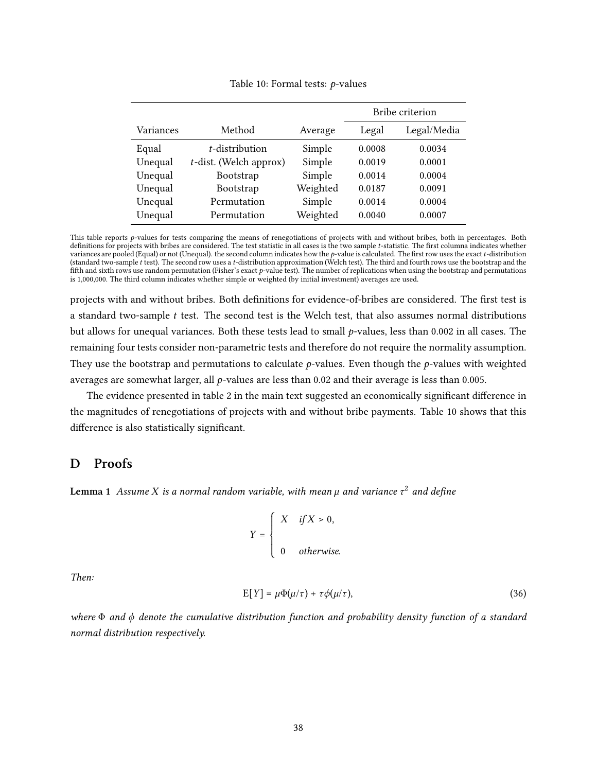Table 10: Formal tests: $p$-values

| Variances | Method | Average | Bribe criterion | |
|---|---|---|---|---|
| | | | Legal | Legal/Media |
| Equal | $t$-distribution | Simple | 0.0008 | 0.0034 |
| Unequal | $t$-dist. (Welch approx) | Simple | 0.0019 | 0.0001 |
| Unequal | Bootstrap | Simple | 0.0014 | 0.0004 |
| Unequal | Bootstrap | Weighted | 0.0187 | 0.0091 |
| Unequal | Permutation | Simple | 0.0014 | 0.0004 |
| Unequal | Permutation | Weighted | 0.0040 | 0.0007 |

This table reports $p$-values for tests comparing the means of renegotiations of projects with and without bribes, both in percentages. Both definitions for projects with bribes are considered. The test statistic in all cases is the two sample $t$-statistic. The first columna indicates whether variances are pooled (Equal) or not (Unequal). the second column indicates how the $p$-value is calculated. The first row uses the exact $t$-distribution (standard two-sample $t$ test). The second row uses a $t$-distribution approximation (Welch test). The third and fourth rows use the bootstrap and the fifth and sixth rows use random permutation (Fisher's exact $p$-value test). The number of replications when using the bootstrap and permutations is 1,000,000. The third column indicates whether simple or weighted (by initial investment) averages are used.

projects with and without bribes. Both definitions for evidence-of-bribes are considered. The first test is a standard two-sample $t$ test. The second test is the Welch test, that also assumes normal distributions but allows for unequal variances. Both these tests lead to small $p$-values, less than 0.002 in all cases. The remaining four tests consider non-parametric tests and therefore do not require the normality assumption. They use the bootstrap and permutations to calculate $p$-values. Even though the $p$-values with weighted averages are somewhat larger, all $p$-values are less than 0.02 and their average is less than 0.005.

The evidence presented in table 2 in the main text suggested an economically significant difference in the magnitudes of renegotiations of projects with and without bribe payments. Table 10 shows that this difference is also statistically significant.

## D Proofs

**Lemma 1** *Assume $X$ is a normal random variable, with mean $\mu$ and variance $\tau^2$ and define*

$$Y = \begin{cases} X & \text{if } X > 0, \\ 0 & \text{otherwise.} \end{cases}$$

*Then:*

$$\mathrm{E}[Y] = \mu\Phi(\mu/\tau) + \tau\phi(\mu/\tau), \tag{36}$$

*where $\Phi$ and $\phi$ denote the cumulative distribution function and probability density function of a standard normal distribution respectively.*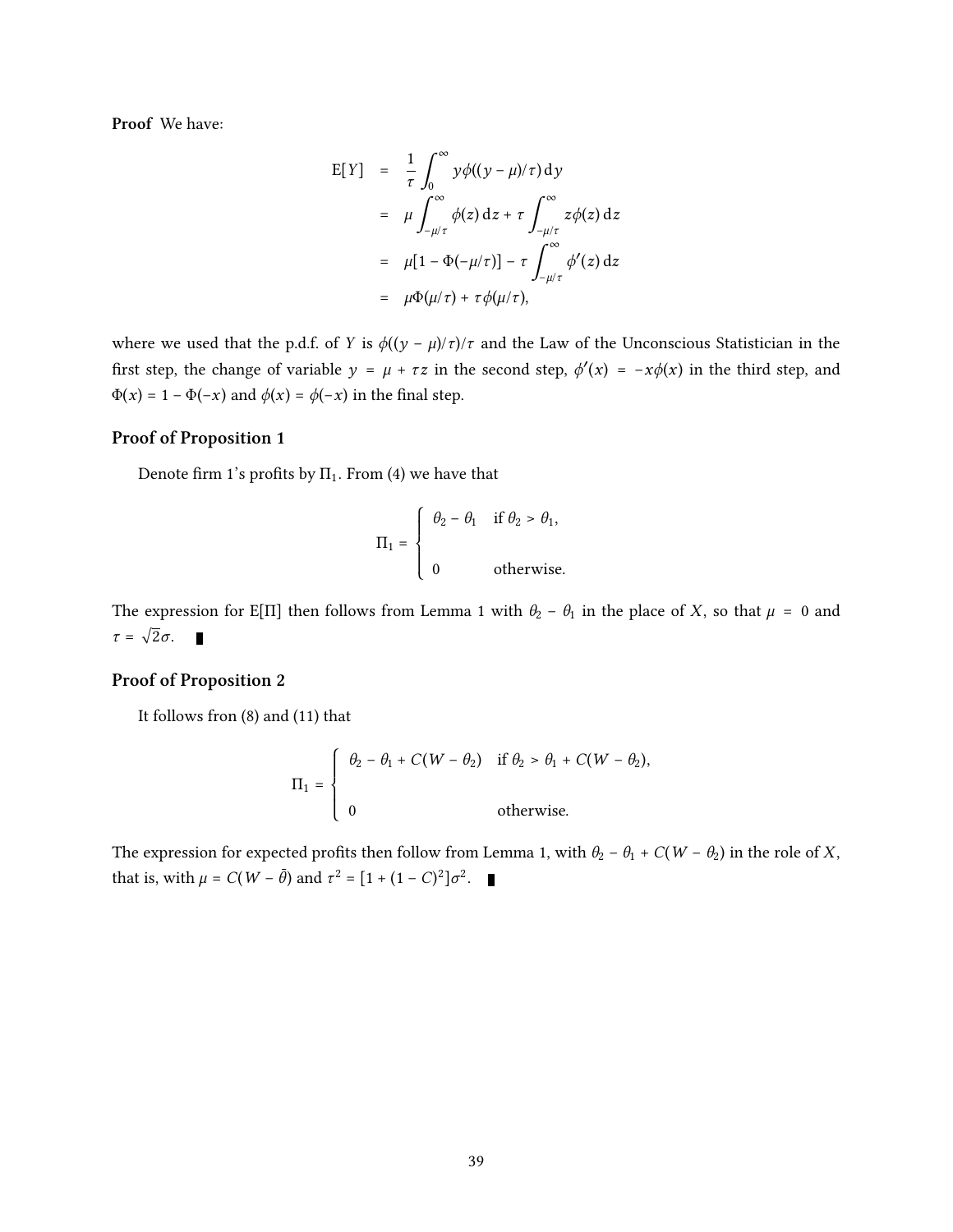**Proof** We have:

$$
\begin{aligned}
\mathrm{E}[Y] &= \frac{1}{\tau}\int_0^\infty y\phi((y-\mu)/\tau)\,\mathrm{d}y \\
&= \mu\int_{-\mu/\tau}^\infty \phi(z)\,\mathrm{d}z + \tau\int_{-\mu/\tau}^\infty z\phi(z)\,\mathrm{d}z \\
&= \mu[1-\Phi(-\mu/\tau)] - \tau\int_{-\mu/\tau}^\infty \phi'(z)\,\mathrm{d}z \\
&= \mu\Phi(\mu/\tau) + \tau\phi(\mu/\tau),
\end{aligned}
$$

where we used that the p.d.f. of $Y$ is $\phi((y-\mu)/\tau)/\tau$ and the Law of the Unconscious Statistician in the first step, the change of variable $y = \mu + \tau z$ in the second step, $\phi'(x) = -x\phi(x)$ in the third step, and $\Phi(x) = 1 - \Phi(-x)$ and $\phi(x) = \phi(-x)$ in the final step.

## Proof of Proposition 1

Denote firm 1's profits by $\Pi_1$. From (4) we have that

$$
\Pi_1 = \begin{cases} \theta_2 - \theta_1 & \text{if } \theta_2 > \theta_1, \\ \\ 0 & \text{otherwise.} \end{cases}
$$

The expression for $\mathrm{E}[\Pi]$ then follows from Lemma 1 with $\theta_2 - \theta_1$ in the place of $X$, so that $\mu = 0$ and $\tau = \sqrt{2}\sigma$. ∎

## Proof of Proposition 2

It follows fron (8) and (11) that

$$
\Pi_1 = \begin{cases} \theta_2 - \theta_1 + C(W - \theta_2) & \text{if } \theta_2 > \theta_1 + C(W - \theta_2), \\ \\ 0 & \text{otherwise.} \end{cases}
$$

The expression for expected profits then follow from Lemma 1, with $\theta_2 - \theta_1 + C(W - \theta_2)$ in the role of $X$, that is, with $\mu = C(W - \bar{\theta})$ and $\tau^2 = [1 + (1-C)^2]\sigma^2$. ∎